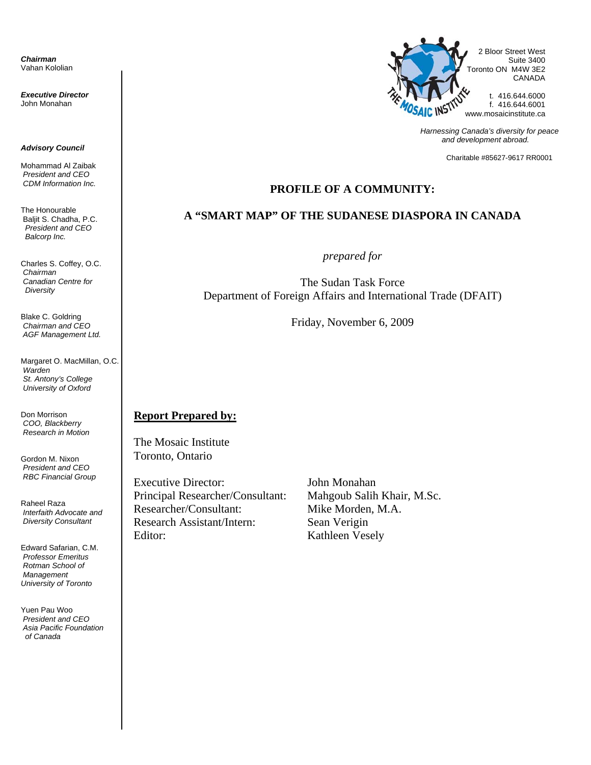***Chairman***
Vahan Kololian

***Executive Director***
John Monahan

***Advisory Council***

Mohammad Al Zaibak
*President and CEO*
*CDM Information Inc.*

The Honourable
Baljit S. Chadha, P.C.
*President and CEO*
*Balcorp Inc.*

Charles S. Coffey, O.C.
*Chairman*
*Canadian Centre for Diversity*

Blake C. Goldring
*Chairman and CEO*
*AGF Management Ltd.*

Margaret O. MacMillan, O.C.
*Warden*
*St. Antony's College*
*University of Oxford*

Don Morrison
*COO, Blackberry*
*Research in Motion*

Gordon M. Nixon
*President and CEO*
*RBC Financial Group*

Raheel Raza
*Interfaith Advocate and Diversity Consultant*

Edward Safarian, C.M.
*Professor Emeritus*
*Rotman School of Management*
*University of Toronto*

Yuen Pau Woo
*President and CEO*
*Asia Pacific Foundation of Canada*

THE MOSAIC INSTITUTE

2 Bloor Street West
Suite 3400
Toronto ON M4W 3E2
CANADA

t. 416.644.6000
f. 416.644.6001
www.mosaicinstitute.ca

*Harnessing Canada's diversity for peace and development abroad.*

Charitable #85627-9617 RR0001

# PROFILE OF A COMMUNITY:

# A "SMART MAP" OF THE SUDANESE DIASPORA IN CANADA

*prepared for*

The Sudan Task Force
Department of Foreign Affairs and International Trade (DFAIT)

Friday, November 6, 2009

**Report Prepared by:**

The Mosaic Institute
Toronto, Ontario

| | |
|---|---|
| Executive Director: | John Monahan |
| Principal Researcher/Consultant: | Mahgoub Salih Khair, M.Sc. |
| Researcher/Consultant: | Mike Morden, M.A. |
| Research Assistant/Intern: | Sean Verigin |
| Editor: | Kathleen Vesely |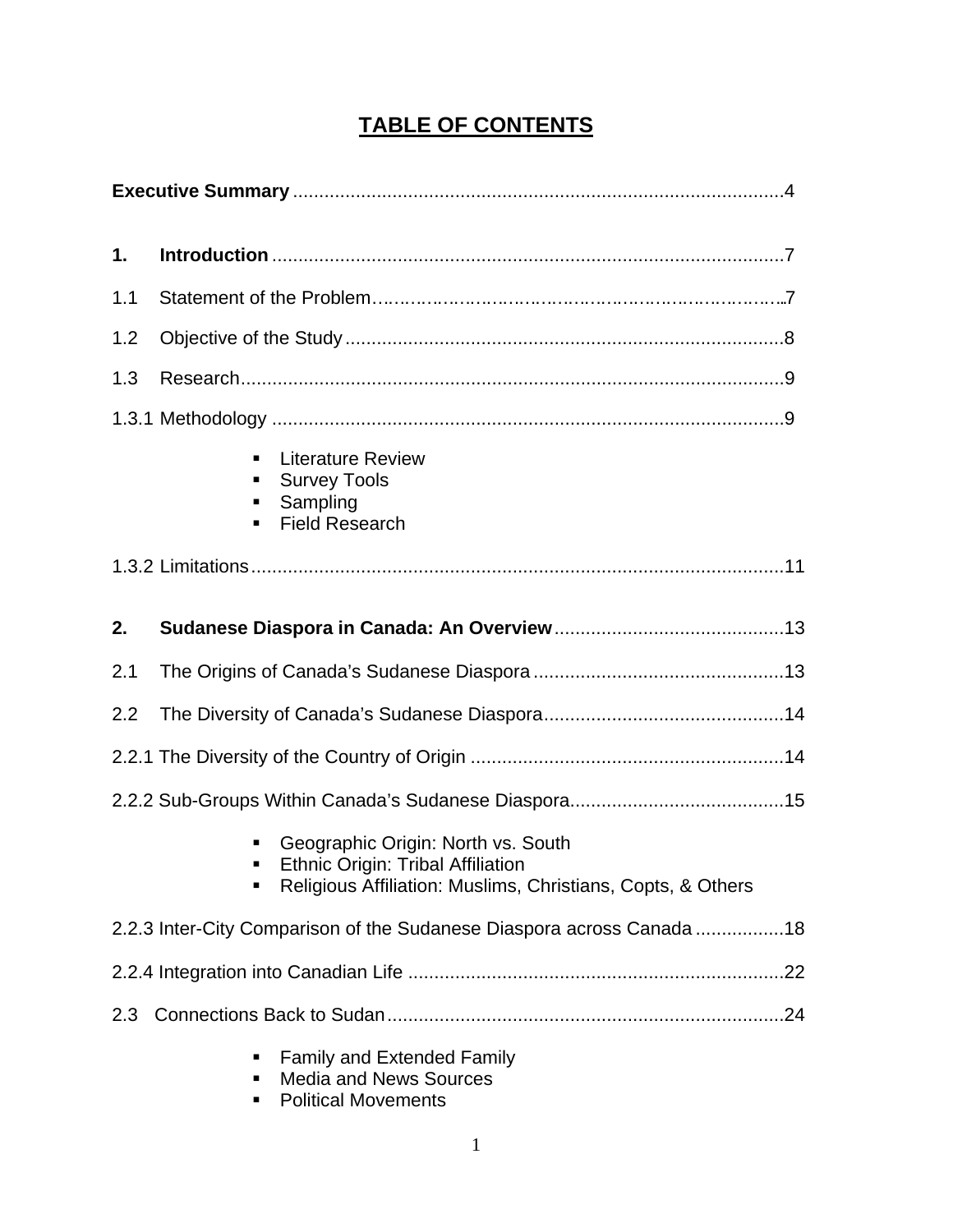# TABLE OF CONTENTS

**Executive Summary** ............................................................................................4

**1. Introduction** ..................................................................................................7

1.1 Statement of the Problem........................................................................................7

1.2 Objective of the Study ....................................................................................8

1.3 Research........................................................................................................9

1.3.1 Methodology ..................................................................................................9

- Literature Review
- Survey Tools
- Sampling
- Field Research

1.3.2 Limitations......................................................................................................11

**2. Sudanese Diaspora in Canada: An Overview**............................................13

2.1 The Origins of Canada's Sudanese Diaspora ................................................13

2.2 The Diversity of Canada's Sudanese Diaspora..............................................14

2.2.1 The Diversity of the Country of Origin ............................................................14

2.2.2 Sub-Groups Within Canada's Sudanese Diaspora.........................................15

- Geographic Origin: North vs. South
- Ethnic Origin: Tribal Affiliation
- Religious Affiliation: Muslims, Christians, Copts, & Others

2.2.3 Inter-City Comparison of the Sudanese Diaspora across Canada .................18

2.2.4 Integration into Canadian Life ........................................................................22

2.3 Connections Back to Sudan............................................................................24

- Family and Extended Family
- Media and News Sources
- Political Movements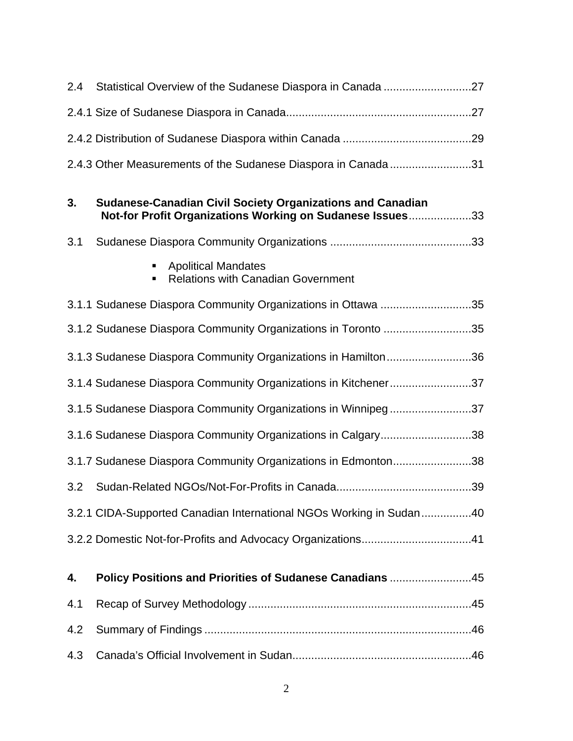2.4 Statistical Overview of the Sudanese Diaspora in Canada ............................27

2.4.1 Size of Sudanese Diaspora in Canada..........................................................27

2.4.2 Distribution of Sudanese Diaspora within Canada .........................................29

2.4.3 Other Measurements of the Sudanese Diaspora in Canada ..........................31

**3. Sudanese-Canadian Civil Society Organizations and Canadian Not-for Profit Organizations Working on Sudanese Issues**....................33

3.1 Sudanese Diaspora Community Organizations .............................................33

- Apolitical Mandates
- Relations with Canadian Government

3.1.1 Sudanese Diaspora Community Organizations in Ottawa .............................35

3.1.2 Sudanese Diaspora Community Organizations in Toronto ............................35

3.1.3 Sudanese Diaspora Community Organizations in Hamilton...........................36

3.1.4 Sudanese Diaspora Community Organizations in Kitchener..........................37

3.1.5 Sudanese Diaspora Community Organizations in Winnipeg..........................37

3.1.6 Sudanese Diaspora Community Organizations in Calgary.............................38

3.1.7 Sudanese Diaspora Community Organizations in Edmonton.........................38

3.2 Sudan-Related NGOs/Not-For-Profits in Canada...........................................39

3.2.1 CIDA-Supported Canadian International NGOs Working in Sudan................40

3.2.2 Domestic Not-for-Profits and Advocacy Organizations...................................41

**4. Policy Positions and Priorities of Sudanese Canadians** ..........................45

4.1 Recap of Survey Methodology .......................................................................45

4.2 Summary of Findings .....................................................................................46

4.3 Canada's Official Involvement in Sudan.........................................................46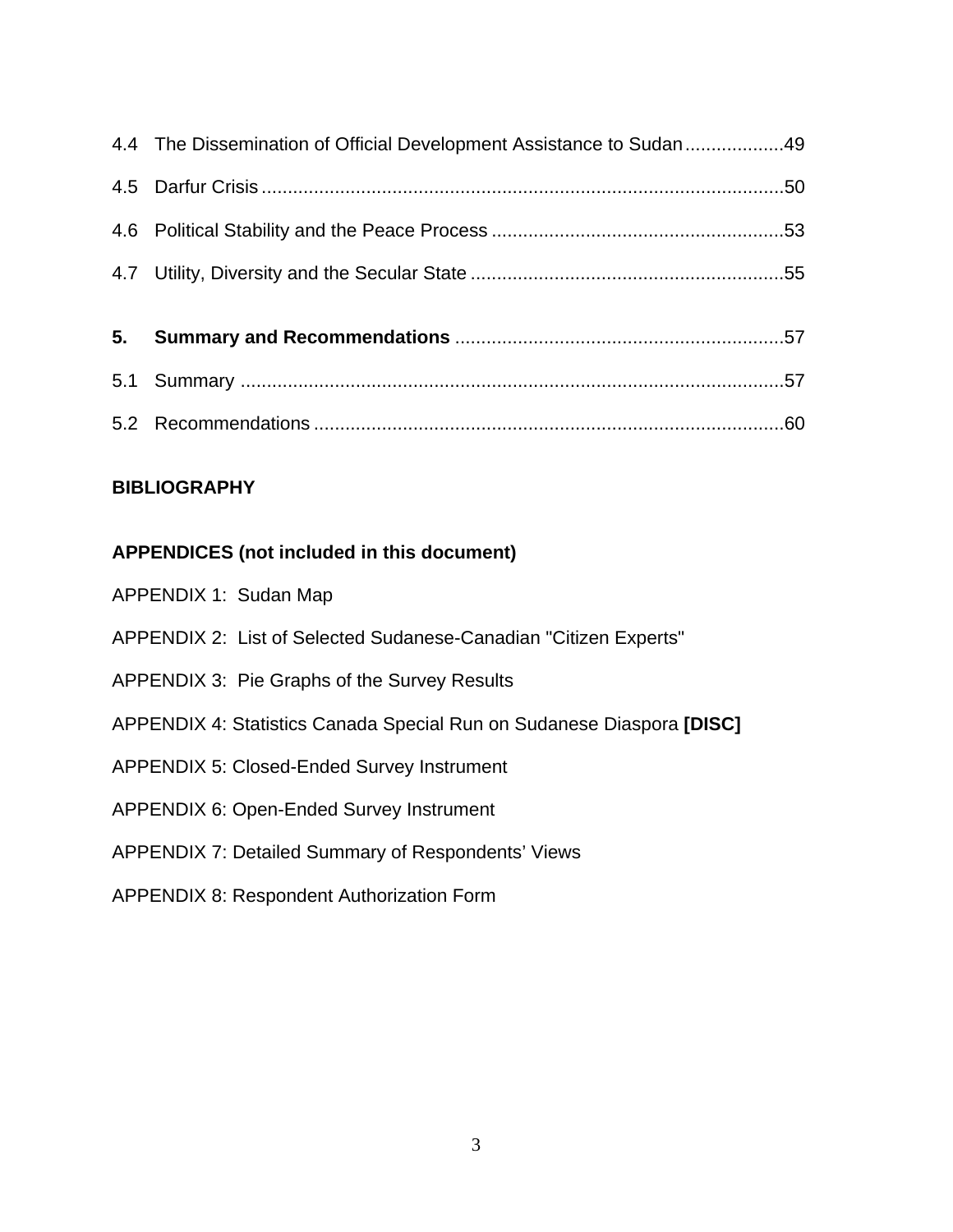4.4 The Dissemination of Official Development Assistance to Sudan ...................49

4.5 Darfur Crisis ....................................................................................................50

4.6 Political Stability and the Peace Process ........................................................53

4.7 Utility, Diversity and the Secular State ............................................................55

**5. Summary and Recommendations** ...............................................................57

5.1 Summary ..........................................................................................................57

5.2 Recommendations ...........................................................................................60

**BIBLIOGRAPHY**

**APPENDICES (not included in this document)**

APPENDIX 1: Sudan Map

APPENDIX 2: List of Selected Sudanese-Canadian "Citizen Experts"

APPENDIX 3: Pie Graphs of the Survey Results

APPENDIX 4: Statistics Canada Special Run on Sudanese Diaspora **[DISC]**

APPENDIX 5: Closed-Ended Survey Instrument

APPENDIX 6: Open-Ended Survey Instrument

APPENDIX 7: Detailed Summary of Respondents' Views

APPENDIX 8: Respondent Authorization Form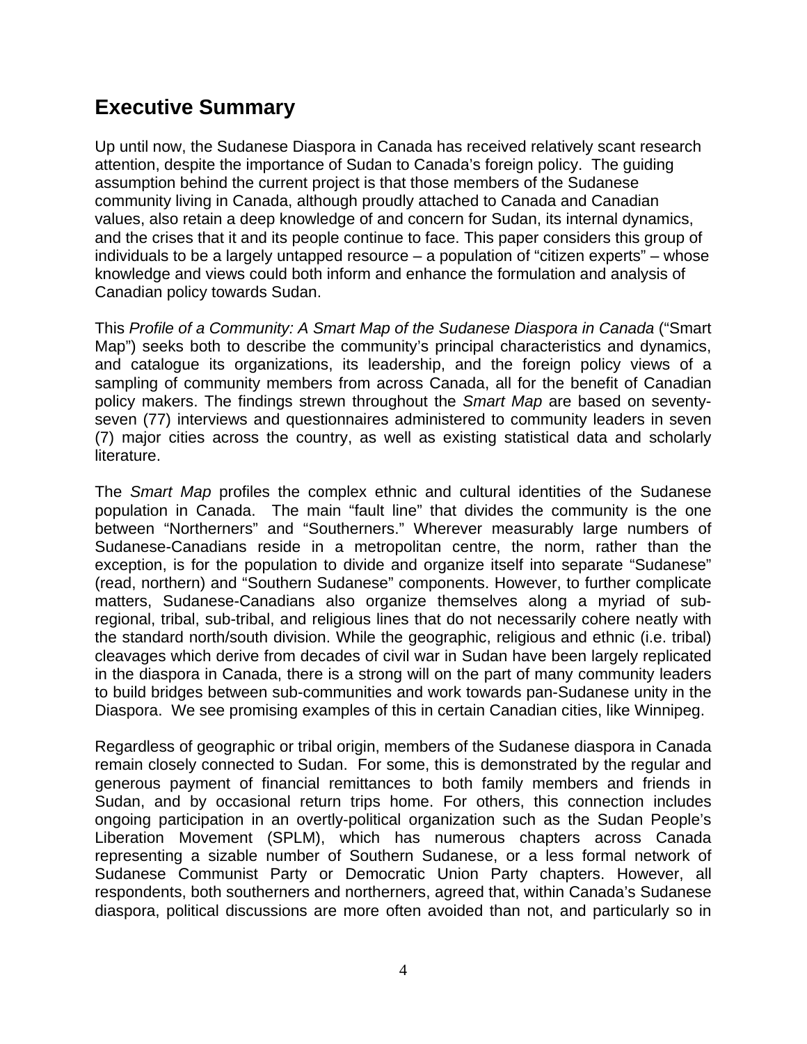## Executive Summary

Up until now, the Sudanese Diaspora in Canada has received relatively scant research attention, despite the importance of Sudan to Canada's foreign policy. The guiding assumption behind the current project is that those members of the Sudanese community living in Canada, although proudly attached to Canada and Canadian values, also retain a deep knowledge of and concern for Sudan, its internal dynamics, and the crises that it and its people continue to face. This paper considers this group of individuals to be a largely untapped resource – a population of "citizen experts" – whose knowledge and views could both inform and enhance the formulation and analysis of Canadian policy towards Sudan.

This *Profile of a Community: A Smart Map of the Sudanese Diaspora in Canada* ("Smart Map") seeks both to describe the community's principal characteristics and dynamics, and catalogue its organizations, its leadership, and the foreign policy views of a sampling of community members from across Canada, all for the benefit of Canadian policy makers. The findings strewn throughout the *Smart Map* are based on seventy-seven (77) interviews and questionnaires administered to community leaders in seven (7) major cities across the country, as well as existing statistical data and scholarly literature.

The *Smart Map* profiles the complex ethnic and cultural identities of the Sudanese population in Canada. The main "fault line" that divides the community is the one between "Northerners" and "Southerners." Wherever measurably large numbers of Sudanese-Canadians reside in a metropolitan centre, the norm, rather than the exception, is for the population to divide and organize itself into separate "Sudanese" (read, northern) and "Southern Sudanese" components. However, to further complicate matters, Sudanese-Canadians also organize themselves along a myriad of sub-regional, tribal, sub-tribal, and religious lines that do not necessarily cohere neatly with the standard north/south division. While the geographic, religious and ethnic (i.e. tribal) cleavages which derive from decades of civil war in Sudan have been largely replicated in the diaspora in Canada, there is a strong will on the part of many community leaders to build bridges between sub-communities and work towards pan-Sudanese unity in the Diaspora. We see promising examples of this in certain Canadian cities, like Winnipeg.

Regardless of geographic or tribal origin, members of the Sudanese diaspora in Canada remain closely connected to Sudan. For some, this is demonstrated by the regular and generous payment of financial remittances to both family members and friends in Sudan, and by occasional return trips home. For others, this connection includes ongoing participation in an overtly-political organization such as the Sudan People's Liberation Movement (SPLM), which has numerous chapters across Canada representing a sizable number of Southern Sudanese, or a less formal network of Sudanese Communist Party or Democratic Union Party chapters. However, all respondents, both southerners and northerners, agreed that, within Canada's Sudanese diaspora, political discussions are more often avoided than not, and particularly so in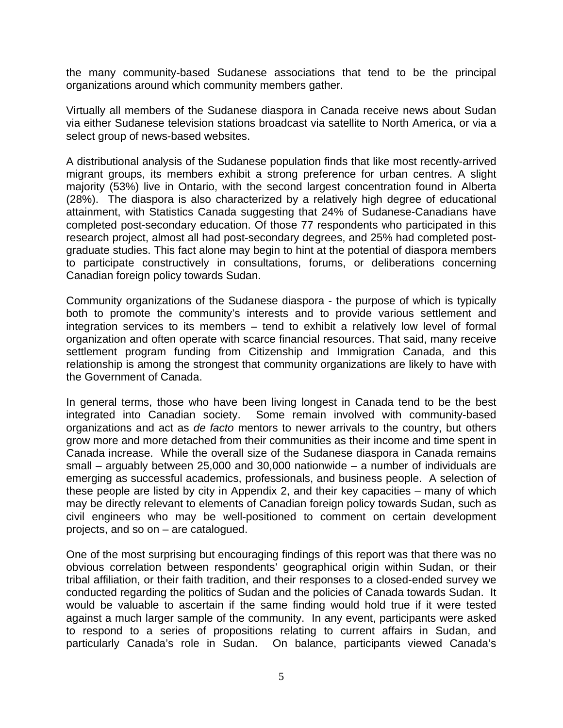the many community-based Sudanese associations that tend to be the principal organizations around which community members gather.

Virtually all members of the Sudanese diaspora in Canada receive news about Sudan via either Sudanese television stations broadcast via satellite to North America, or via a select group of news-based websites.

A distributional analysis of the Sudanese population finds that like most recently-arrived migrant groups, its members exhibit a strong preference for urban centres. A slight majority (53%) live in Ontario, with the second largest concentration found in Alberta (28%). The diaspora is also characterized by a relatively high degree of educational attainment, with Statistics Canada suggesting that 24% of Sudanese-Canadians have completed post-secondary education. Of those 77 respondents who participated in this research project, almost all had post-secondary degrees, and 25% had completed post-graduate studies. This fact alone may begin to hint at the potential of diaspora members to participate constructively in consultations, forums, or deliberations concerning Canadian foreign policy towards Sudan.

Community organizations of the Sudanese diaspora - the purpose of which is typically both to promote the community's interests and to provide various settlement and integration services to its members – tend to exhibit a relatively low level of formal organization and often operate with scarce financial resources. That said, many receive settlement program funding from Citizenship and Immigration Canada, and this relationship is among the strongest that community organizations are likely to have with the Government of Canada.

In general terms, those who have been living longest in Canada tend to be the best integrated into Canadian society. Some remain involved with community-based organizations and act as *de facto* mentors to newer arrivals to the country, but others grow more and more detached from their communities as their income and time spent in Canada increase. While the overall size of the Sudanese diaspora in Canada remains small – arguably between 25,000 and 30,000 nationwide – a number of individuals are emerging as successful academics, professionals, and business people. A selection of these people are listed by city in Appendix 2, and their key capacities – many of which may be directly relevant to elements of Canadian foreign policy towards Sudan, such as civil engineers who may be well-positioned to comment on certain development projects, and so on – are catalogued.

One of the most surprising but encouraging findings of this report was that there was no obvious correlation between respondents' geographical origin within Sudan, or their tribal affiliation, or their faith tradition, and their responses to a closed-ended survey we conducted regarding the politics of Sudan and the policies of Canada towards Sudan. It would be valuable to ascertain if the same finding would hold true if it were tested against a much larger sample of the community. In any event, participants were asked to respond to a series of propositions relating to current affairs in Sudan, and particularly Canada's role in Sudan. On balance, participants viewed Canada's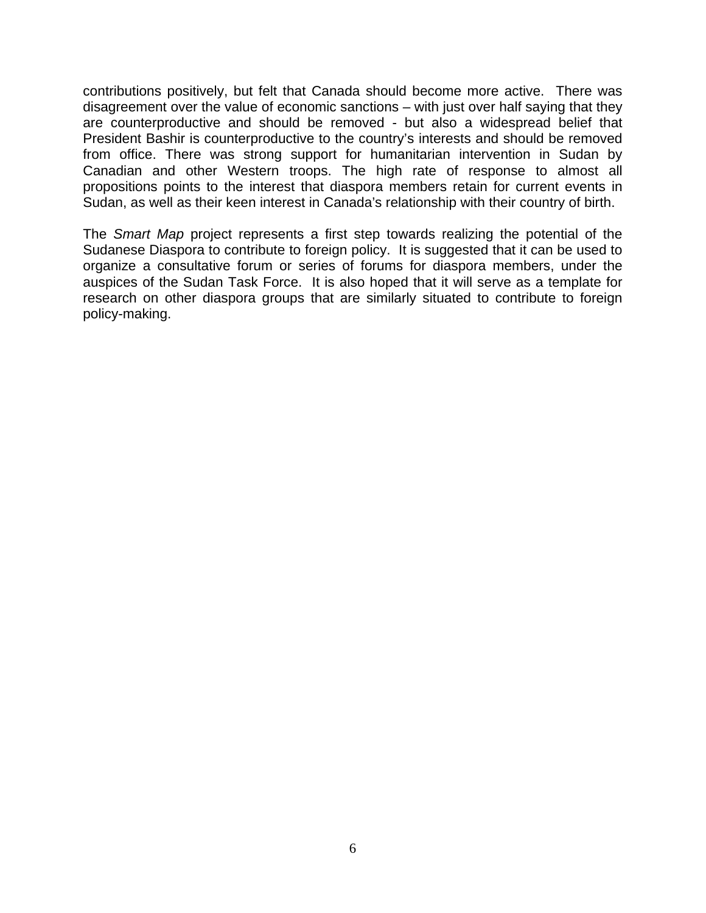contributions positively, but felt that Canada should become more active. There was disagreement over the value of economic sanctions – with just over half saying that they are counterproductive and should be removed - but also a widespread belief that President Bashir is counterproductive to the country's interests and should be removed from office. There was strong support for humanitarian intervention in Sudan by Canadian and other Western troops. The high rate of response to almost all propositions points to the interest that diaspora members retain for current events in Sudan, as well as their keen interest in Canada's relationship with their country of birth.

The *Smart Map* project represents a first step towards realizing the potential of the Sudanese Diaspora to contribute to foreign policy. It is suggested that it can be used to organize a consultative forum or series of forums for diaspora members, under the auspices of the Sudan Task Force. It is also hoped that it will serve as a template for research on other diaspora groups that are similarly situated to contribute to foreign policy-making.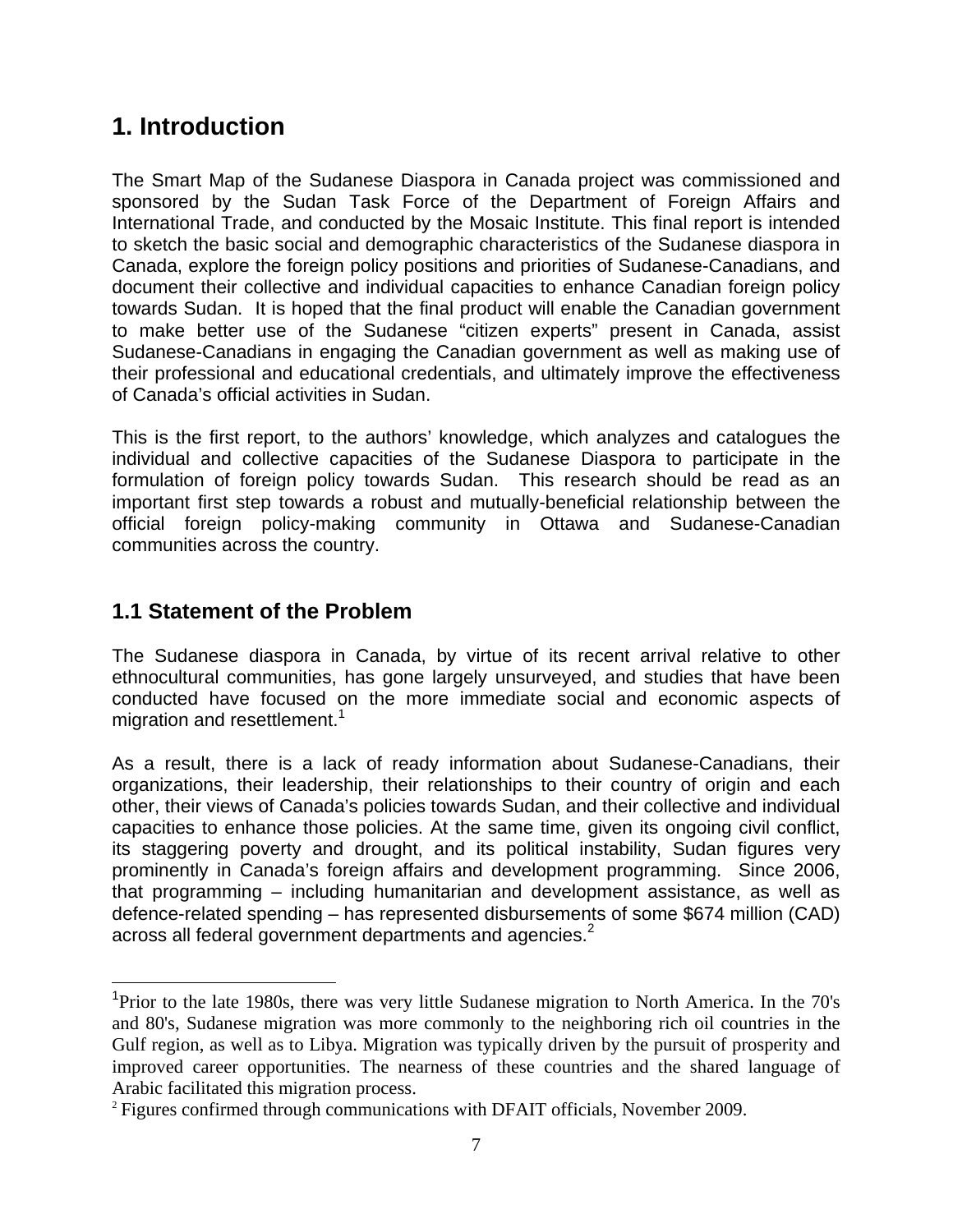# 1. Introduction

The Smart Map of the Sudanese Diaspora in Canada project was commissioned and sponsored by the Sudan Task Force of the Department of Foreign Affairs and International Trade, and conducted by the Mosaic Institute. This final report is intended to sketch the basic social and demographic characteristics of the Sudanese diaspora in Canada, explore the foreign policy positions and priorities of Sudanese-Canadians, and document their collective and individual capacities to enhance Canadian foreign policy towards Sudan. It is hoped that the final product will enable the Canadian government to make better use of the Sudanese "citizen experts" present in Canada, assist Sudanese-Canadians in engaging the Canadian government as well as making use of their professional and educational credentials, and ultimately improve the effectiveness of Canada's official activities in Sudan.

This is the first report, to the authors' knowledge, which analyzes and catalogues the individual and collective capacities of the Sudanese Diaspora to participate in the formulation of foreign policy towards Sudan. This research should be read as an important first step towards a robust and mutually-beneficial relationship between the official foreign policy-making community in Ottawa and Sudanese-Canadian communities across the country.

## 1.1 Statement of the Problem

The Sudanese diaspora in Canada, by virtue of its recent arrival relative to other ethnocultural communities, has gone largely unsurveyed, and studies that have been conducted have focused on the more immediate social and economic aspects of migration and resettlement.[1]

As a result, there is a lack of ready information about Sudanese-Canadians, their organizations, their leadership, their relationships to their country of origin and each other, their views of Canada's policies towards Sudan, and their collective and individual capacities to enhance those policies. At the same time, given its ongoing civil conflict, its staggering poverty and drought, and its political instability, Sudan figures very prominently in Canada's foreign affairs and development programming. Since 2006, that programming – including humanitarian and development assistance, as well as defence-related spending – has represented disbursements of some $674 million (CAD) across all federal government departments and agencies.[2]

---

[1] Prior to the late 1980s, there was very little Sudanese migration to North America. In the 70's and 80's, Sudanese migration was more commonly to the neighboring rich oil countries in the Gulf region, as well as to Libya. Migration was typically driven by the pursuit of prosperity and improved career opportunities. The nearness of these countries and the shared language of Arabic facilitated this migration process.

[2] Figures confirmed through communications with DFAIT officials, November 2009.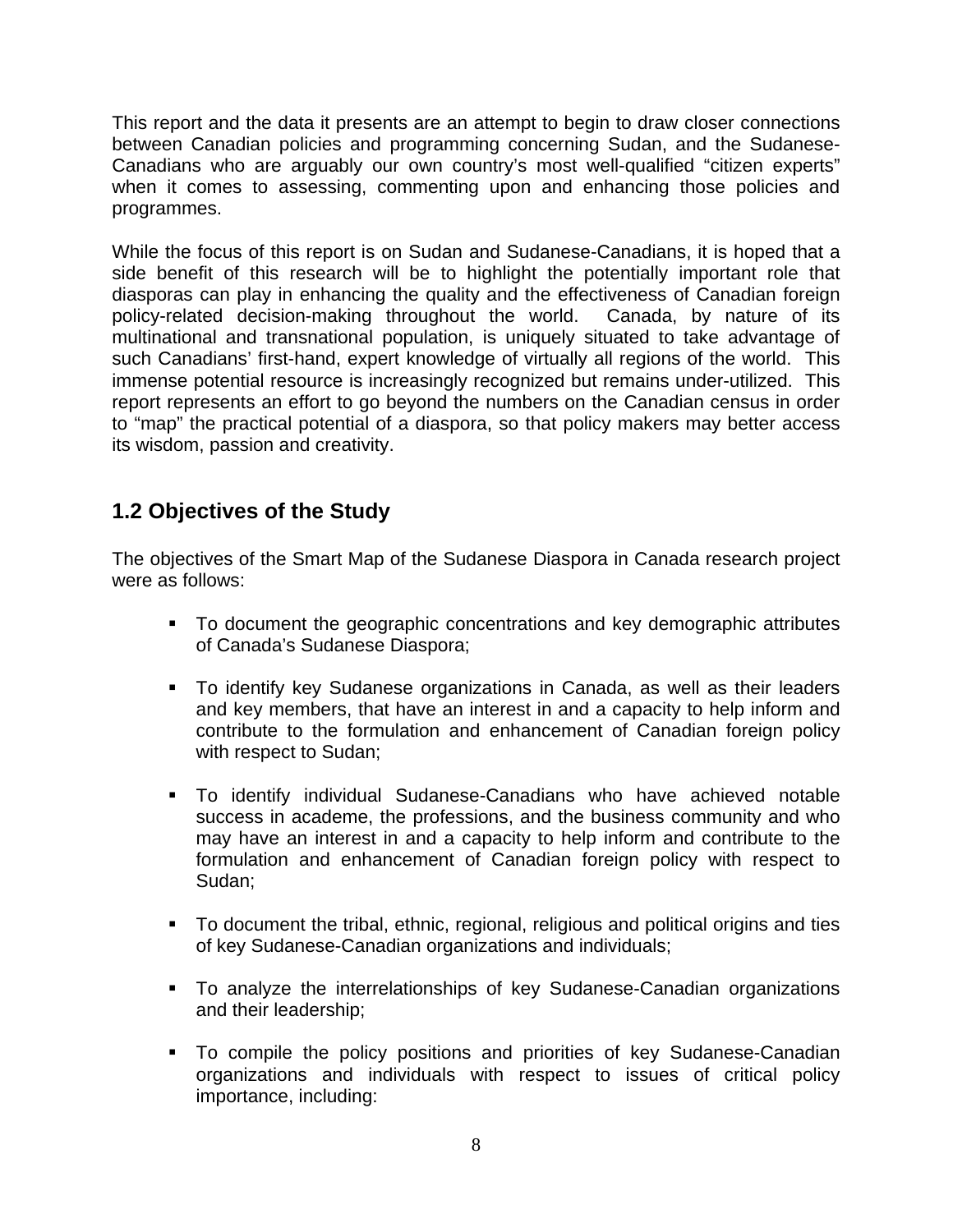This report and the data it presents are an attempt to begin to draw closer connections between Canadian policies and programming concerning Sudan, and the Sudanese-Canadians who are arguably our own country's most well-qualified "citizen experts" when it comes to assessing, commenting upon and enhancing those policies and programmes.

While the focus of this report is on Sudan and Sudanese-Canadians, it is hoped that a side benefit of this research will be to highlight the potentially important role that diasporas can play in enhancing the quality and the effectiveness of Canadian foreign policy-related decision-making throughout the world. Canada, by nature of its multinational and transnational population, is uniquely situated to take advantage of such Canadians' first-hand, expert knowledge of virtually all regions of the world. This immense potential resource is increasingly recognized but remains under-utilized. This report represents an effort to go beyond the numbers on the Canadian census in order to "map" the practical potential of a diaspora, so that policy makers may better access its wisdom, passion and creativity.

## 1.2 Objectives of the Study

The objectives of the Smart Map of the Sudanese Diaspora in Canada research project were as follows:

- To document the geographic concentrations and key demographic attributes of Canada's Sudanese Diaspora;
- To identify key Sudanese organizations in Canada, as well as their leaders and key members, that have an interest in and a capacity to help inform and contribute to the formulation and enhancement of Canadian foreign policy with respect to Sudan;
- To identify individual Sudanese-Canadians who have achieved notable success in academe, the professions, and the business community and who may have an interest in and a capacity to help inform and contribute to the formulation and enhancement of Canadian foreign policy with respect to Sudan;
- To document the tribal, ethnic, regional, religious and political origins and ties of key Sudanese-Canadian organizations and individuals;
- To analyze the interrelationships of key Sudanese-Canadian organizations and their leadership;
- To compile the policy positions and priorities of key Sudanese-Canadian organizations and individuals with respect to issues of critical policy importance, including: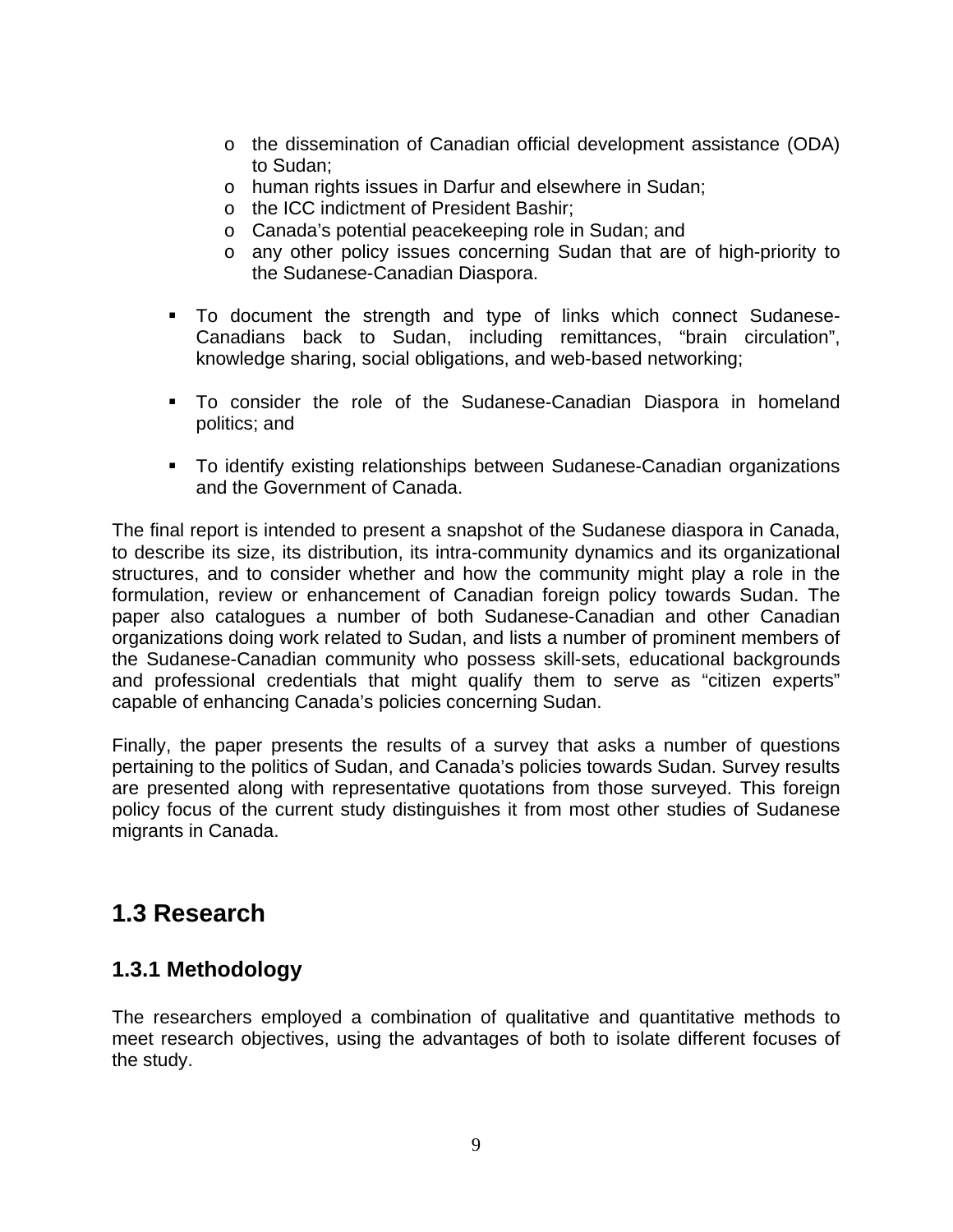- the dissemination of Canadian official development assistance (ODA) to Sudan;
    - human rights issues in Darfur and elsewhere in Sudan;
    - the ICC indictment of President Bashir;
    - Canada's potential peacekeeping role in Sudan; and
    - any other policy issues concerning Sudan that are of high-priority to the Sudanese-Canadian Diaspora.

- To document the strength and type of links which connect Sudanese-Canadians back to Sudan, including remittances, "brain circulation", knowledge sharing, social obligations, and web-based networking;

- To consider the role of the Sudanese-Canadian Diaspora in homeland politics; and

- To identify existing relationships between Sudanese-Canadian organizations and the Government of Canada.

The final report is intended to present a snapshot of the Sudanese diaspora in Canada, to describe its size, its distribution, its intra-community dynamics and its organizational structures, and to consider whether and how the community might play a role in the formulation, review or enhancement of Canadian foreign policy towards Sudan. The paper also catalogues a number of both Sudanese-Canadian and other Canadian organizations doing work related to Sudan, and lists a number of prominent members of the Sudanese-Canadian community who possess skill-sets, educational backgrounds and professional credentials that might qualify them to serve as "citizen experts" capable of enhancing Canada's policies concerning Sudan.

Finally, the paper presents the results of a survey that asks a number of questions pertaining to the politics of Sudan, and Canada's policies towards Sudan. Survey results are presented along with representative quotations from those surveyed. This foreign policy focus of the current study distinguishes it from most other studies of Sudanese migrants in Canada.

## 1.3 Research

### 1.3.1 Methodology

The researchers employed a combination of qualitative and quantitative methods to meet research objectives, using the advantages of both to isolate different focuses of the study.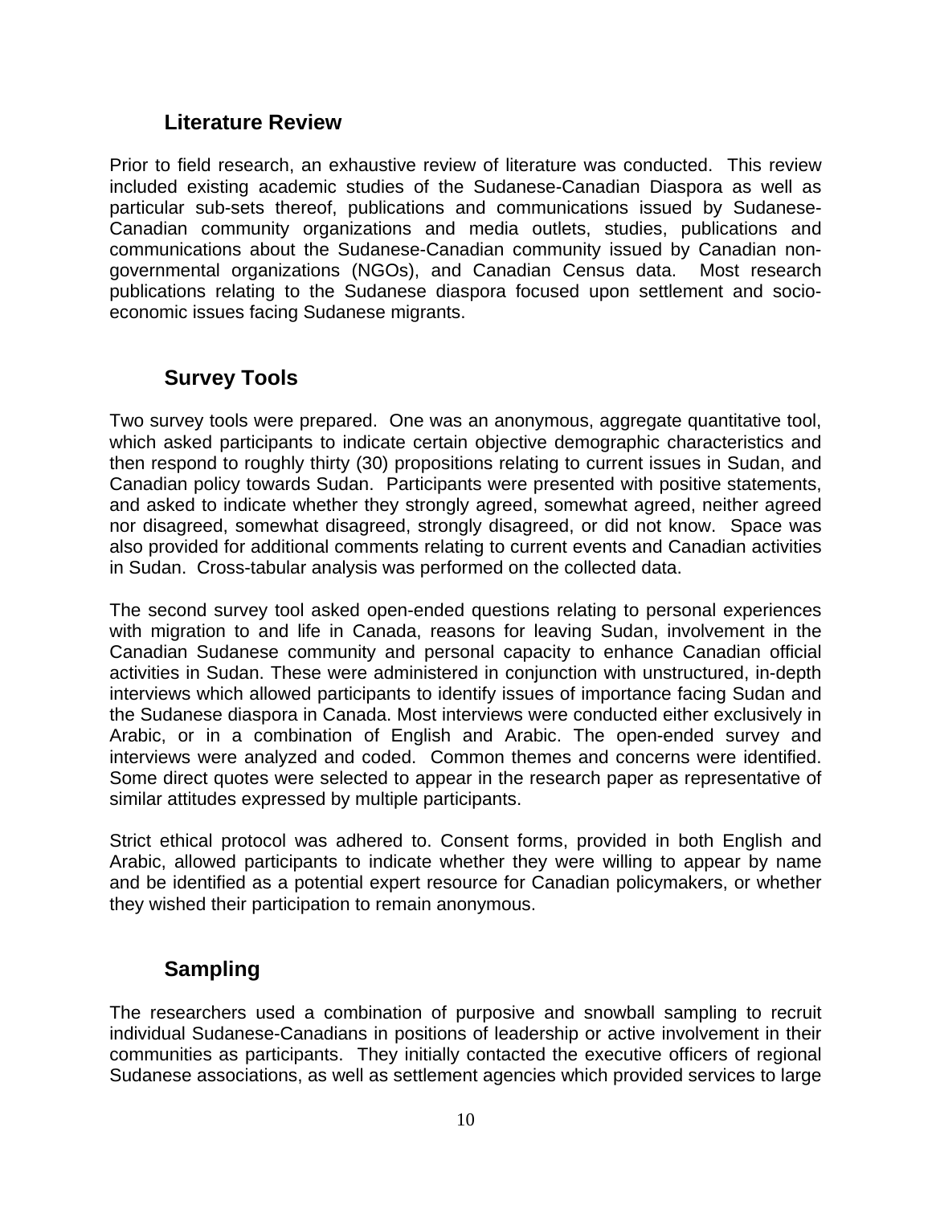## Literature Review

Prior to field research, an exhaustive review of literature was conducted. This review included existing academic studies of the Sudanese-Canadian Diaspora as well as particular sub-sets thereof, publications and communications issued by Sudanese-Canadian community organizations and media outlets, studies, publications and communications about the Sudanese-Canadian community issued by Canadian non-governmental organizations (NGOs), and Canadian Census data. Most research publications relating to the Sudanese diaspora focused upon settlement and socio-economic issues facing Sudanese migrants.

## Survey Tools

Two survey tools were prepared. One was an anonymous, aggregate quantitative tool, which asked participants to indicate certain objective demographic characteristics and then respond to roughly thirty (30) propositions relating to current issues in Sudan, and Canadian policy towards Sudan. Participants were presented with positive statements, and asked to indicate whether they strongly agreed, somewhat agreed, neither agreed nor disagreed, somewhat disagreed, strongly disagreed, or did not know. Space was also provided for additional comments relating to current events and Canadian activities in Sudan. Cross-tabular analysis was performed on the collected data.

The second survey tool asked open-ended questions relating to personal experiences with migration to and life in Canada, reasons for leaving Sudan, involvement in the Canadian Sudanese community and personal capacity to enhance Canadian official activities in Sudan. These were administered in conjunction with unstructured, in-depth interviews which allowed participants to identify issues of importance facing Sudan and the Sudanese diaspora in Canada. Most interviews were conducted either exclusively in Arabic, or in a combination of English and Arabic. The open-ended survey and interviews were analyzed and coded. Common themes and concerns were identified. Some direct quotes were selected to appear in the research paper as representative of similar attitudes expressed by multiple participants.

Strict ethical protocol was adhered to. Consent forms, provided in both English and Arabic, allowed participants to indicate whether they were willing to appear by name and be identified as a potential expert resource for Canadian policymakers, or whether they wished their participation to remain anonymous.

## Sampling

The researchers used a combination of purposive and snowball sampling to recruit individual Sudanese-Canadians in positions of leadership or active involvement in their communities as participants. They initially contacted the executive officers of regional Sudanese associations, as well as settlement agencies which provided services to large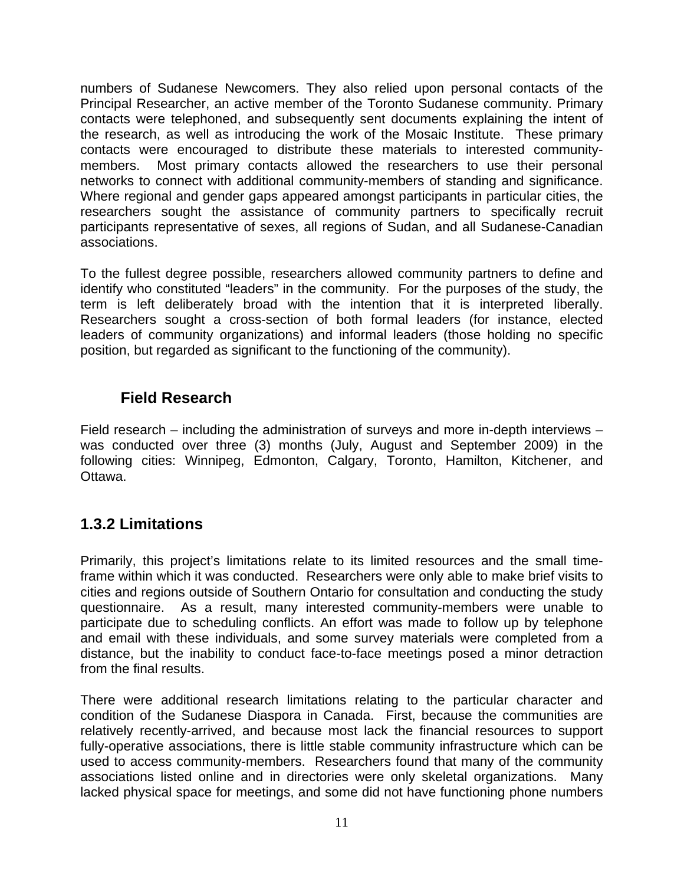numbers of Sudanese Newcomers. They also relied upon personal contacts of the Principal Researcher, an active member of the Toronto Sudanese community. Primary contacts were telephoned, and subsequently sent documents explaining the intent of the research, as well as introducing the work of the Mosaic Institute. These primary contacts were encouraged to distribute these materials to interested community-members. Most primary contacts allowed the researchers to use their personal networks to connect with additional community-members of standing and significance. Where regional and gender gaps appeared amongst participants in particular cities, the researchers sought the assistance of community partners to specifically recruit participants representative of sexes, all regions of Sudan, and all Sudanese-Canadian associations.

To the fullest degree possible, researchers allowed community partners to define and identify who constituted "leaders" in the community. For the purposes of the study, the term is left deliberately broad with the intention that it is interpreted liberally. Researchers sought a cross-section of both formal leaders (for instance, elected leaders of community organizations) and informal leaders (those holding no specific position, but regarded as significant to the functioning of the community).

#### Field Research

Field research – including the administration of surveys and more in-depth interviews – was conducted over three (3) months (July, August and September 2009) in the following cities: Winnipeg, Edmonton, Calgary, Toronto, Hamilton, Kitchener, and Ottawa.

### 1.3.2 Limitations

Primarily, this project's limitations relate to its limited resources and the small time-frame within which it was conducted. Researchers were only able to make brief visits to cities and regions outside of Southern Ontario for consultation and conducting the study questionnaire. As a result, many interested community-members were unable to participate due to scheduling conflicts. An effort was made to follow up by telephone and email with these individuals, and some survey materials were completed from a distance, but the inability to conduct face-to-face meetings posed a minor detraction from the final results.

There were additional research limitations relating to the particular character and condition of the Sudanese Diaspora in Canada. First, because the communities are relatively recently-arrived, and because most lack the financial resources to support fully-operative associations, there is little stable community infrastructure which can be used to access community-members. Researchers found that many of the community associations listed online and in directories were only skeletal organizations. Many lacked physical space for meetings, and some did not have functioning phone numbers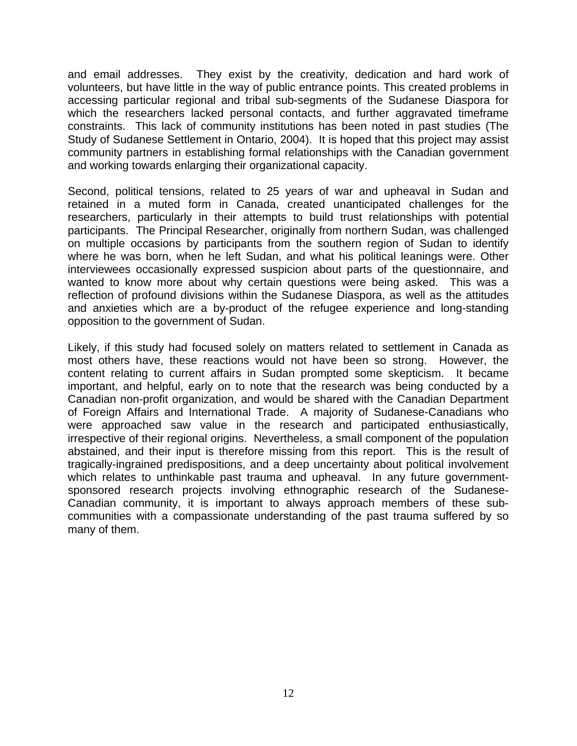and email addresses. They exist by the creativity, dedication and hard work of volunteers, but have little in the way of public entrance points. This created problems in accessing particular regional and tribal sub-segments of the Sudanese Diaspora for which the researchers lacked personal contacts, and further aggravated timeframe constraints. This lack of community institutions has been noted in past studies (The Study of Sudanese Settlement in Ontario, 2004). It is hoped that this project may assist community partners in establishing formal relationships with the Canadian government and working towards enlarging their organizational capacity.

Second, political tensions, related to 25 years of war and upheaval in Sudan and retained in a muted form in Canada, created unanticipated challenges for the researchers, particularly in their attempts to build trust relationships with potential participants. The Principal Researcher, originally from northern Sudan, was challenged on multiple occasions by participants from the southern region of Sudan to identify where he was born, when he left Sudan, and what his political leanings were. Other interviewees occasionally expressed suspicion about parts of the questionnaire, and wanted to know more about why certain questions were being asked. This was a reflection of profound divisions within the Sudanese Diaspora, as well as the attitudes and anxieties which are a by-product of the refugee experience and long-standing opposition to the government of Sudan.

Likely, if this study had focused solely on matters related to settlement in Canada as most others have, these reactions would not have been so strong. However, the content relating to current affairs in Sudan prompted some skepticism. It became important, and helpful, early on to note that the research was being conducted by a Canadian non-profit organization, and would be shared with the Canadian Department of Foreign Affairs and International Trade. A majority of Sudanese-Canadians who were approached saw value in the research and participated enthusiastically, irrespective of their regional origins. Nevertheless, a small component of the population abstained, and their input is therefore missing from this report. This is the result of tragically-ingrained predispositions, and a deep uncertainty about political involvement which relates to unthinkable past trauma and upheaval. In any future government-sponsored research projects involving ethnographic research of the Sudanese-Canadian community, it is important to always approach members of these sub-communities with a compassionate understanding of the past trauma suffered by so many of them.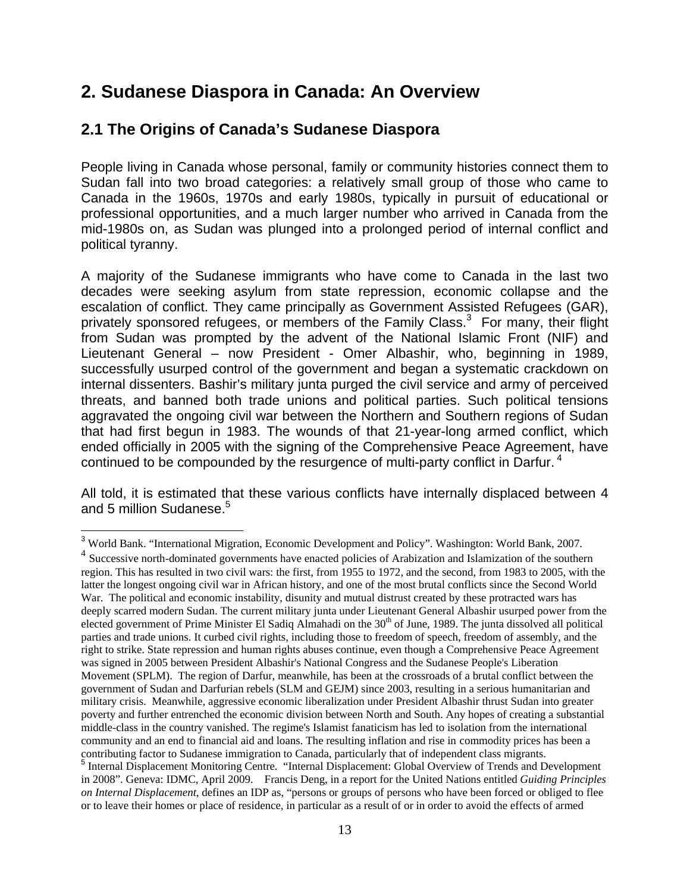## 2. Sudanese Diaspora in Canada: An Overview

### 2.1 The Origins of Canada's Sudanese Diaspora

People living in Canada whose personal, family or community histories connect them to Sudan fall into two broad categories: a relatively small group of those who came to Canada in the 1960s, 1970s and early 1980s, typically in pursuit of educational or professional opportunities, and a much larger number who arrived in Canada from the mid-1980s on, as Sudan was plunged into a prolonged period of internal conflict and political tyranny.

A majority of the Sudanese immigrants who have come to Canada in the last two decades were seeking asylum from state repression, economic collapse and the escalation of conflict. They came principally as Government Assisted Refugees (GAR), privately sponsored refugees, or members of the Family Class.[3] For many, their flight from Sudan was prompted by the advent of the National Islamic Front (NIF) and Lieutenant General – now President - Omer Albashir, who, beginning in 1989, successfully usurped control of the government and began a systematic crackdown on internal dissenters. Bashir's military junta purged the civil service and army of perceived threats, and banned both trade unions and political parties. Such political tensions aggravated the ongoing civil war between the Northern and Southern regions of Sudan that had first begun in 1983. The wounds of that 21-year-long armed conflict, which ended officially in 2005 with the signing of the Comprehensive Peace Agreement, have continued to be compounded by the resurgence of multi-party conflict in Darfur.[4]

All told, it is estimated that these various conflicts have internally displaced between 4 and 5 million Sudanese.[5]

---

[3] World Bank. "International Migration, Economic Development and Policy". Washington: World Bank, 2007.

[4] Successive north-dominated governments have enacted policies of Arabization and Islamization of the southern region. This has resulted in two civil wars: the first, from 1955 to 1972, and the second, from 1983 to 2005, with the latter the longest ongoing civil war in African history, and one of the most brutal conflicts since the Second World War. The political and economic instability, disunity and mutual distrust created by these protracted wars has deeply scarred modern Sudan. The current military junta under Lieutenant General Albashir usurped power from the elected government of Prime Minister El Sadiq Almahadi on the 30th of June, 1989. The junta dissolved all political parties and trade unions. It curbed civil rights, including those to freedom of speech, freedom of assembly, and the right to strike. State repression and human rights abuses continue, even though a Comprehensive Peace Agreement was signed in 2005 between President Albashir's National Congress and the Sudanese People's Liberation Movement (SPLM). The region of Darfur, meanwhile, has been at the crossroads of a brutal conflict between the government of Sudan and Darfurian rebels (SLM and GEJM) since 2003, resulting in a serious humanitarian and military crisis. Meanwhile, aggressive economic liberalization under President Albashir thrust Sudan into greater poverty and further entrenched the economic division between North and South. Any hopes of creating a substantial middle-class in the country vanished. The regime's Islamist fanaticism has led to isolation from the international community and an end to financial aid and loans. The resulting inflation and rise in commodity prices has been a contributing factor to Sudanese immigration to Canada, particularly that of independent class migrants.

[5] Internal Displacement Monitoring Centre. "Internal Displacement: Global Overview of Trends and Development in 2008". Geneva: IDMC, April 2009. Francis Deng, in a report for the United Nations entitled *Guiding Principles on Internal Displacement*, defines an IDP as, "persons or groups of persons who have been forced or obliged to flee or to leave their homes or place of residence, in particular as a result of or in order to avoid the effects of armed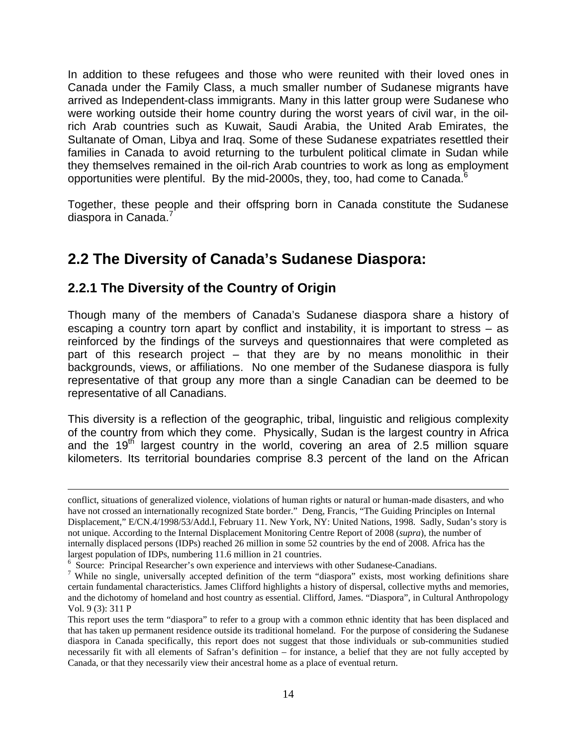In addition to these refugees and those who were reunited with their loved ones in Canada under the Family Class, a much smaller number of Sudanese migrants have arrived as Independent-class immigrants. Many in this latter group were Sudanese who were working outside their home country during the worst years of civil war, in the oil-rich Arab countries such as Kuwait, Saudi Arabia, the United Arab Emirates, the Sultanate of Oman, Libya and Iraq. Some of these Sudanese expatriates resettled their families in Canada to avoid returning to the turbulent political climate in Sudan while they themselves remained in the oil-rich Arab countries to work as long as employment opportunities were plentiful. By the mid-2000s, they, too, had come to Canada.[6]

Together, these people and their offspring born in Canada constitute the Sudanese diaspora in Canada.[7]

## 2.2 The Diversity of Canada's Sudanese Diaspora:

### 2.2.1 The Diversity of the Country of Origin

Though many of the members of Canada's Sudanese diaspora share a history of escaping a country torn apart by conflict and instability, it is important to stress – as reinforced by the findings of the surveys and questionnaires that were completed as part of this research project – that they are by no means monolithic in their backgrounds, views, or affiliations. No one member of the Sudanese diaspora is fully representative of that group any more than a single Canadian can be deemed to be representative of all Canadians.

This diversity is a reflection of the geographic, tribal, linguistic and religious complexity of the country from which they come. Physically, Sudan is the largest country in Africa and the 19th largest country in the world, covering an area of 2.5 million square kilometers. Its territorial boundaries comprise 8.3 percent of the land on the African

---

conflict, situations of generalized violence, violations of human rights or natural or human-made disasters, and who have not crossed an internationally recognized State border." Deng, Francis, "The Guiding Principles on Internal Displacement," E/CN.4/1998/53/Add.l, February 11. New York, NY: United Nations, 1998. Sadly, Sudan's story is not unique. According to the Internal Displacement Monitoring Centre Report of 2008 (*supra*), the number of internally displaced persons (IDPs) reached 26 million in some 52 countries by the end of 2008. Africa has the largest population of IDPs, numbering 11.6 million in 21 countries.

[6] Source: Principal Researcher's own experience and interviews with other Sudanese-Canadians.

[7] While no single, universally accepted definition of the term "diaspora" exists, most working definitions share certain fundamental characteristics. James Clifford highlights a history of dispersal, collective myths and memories, and the dichotomy of homeland and host country as essential. Clifford, James. "Diaspora", in Cultural Anthropology Vol. 9 (3): 311 P

This report uses the term "diaspora" to refer to a group with a common ethnic identity that has been displaced and that has taken up permanent residence outside its traditional homeland. For the purpose of considering the Sudanese diaspora in Canada specifically, this report does not suggest that those individuals or sub-communities studied necessarily fit with all elements of Safran's definition – for instance, a belief that they are not fully accepted by Canada, or that they necessarily view their ancestral home as a place of eventual return.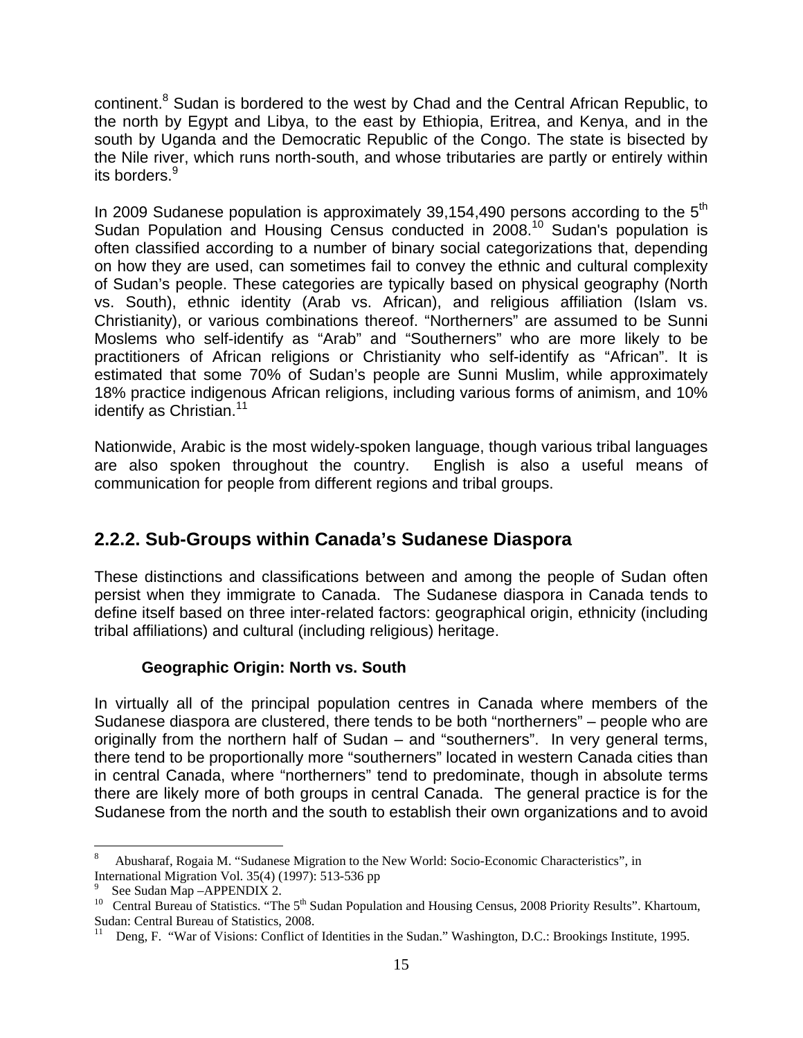continent.[8] Sudan is bordered to the west by Chad and the Central African Republic, to the north by Egypt and Libya, to the east by Ethiopia, Eritrea, and Kenya, and in the south by Uganda and the Democratic Republic of the Congo. The state is bisected by the Nile river, which runs north-south, and whose tributaries are partly or entirely within its borders.[9]

In 2009 Sudanese population is approximately 39,154,490 persons according to the 5th Sudan Population and Housing Census conducted in 2008.[10] Sudan's population is often classified according to a number of binary social categorizations that, depending on how they are used, can sometimes fail to convey the ethnic and cultural complexity of Sudan's people. These categories are typically based on physical geography (North vs. South), ethnic identity (Arab vs. African), and religious affiliation (Islam vs. Christianity), or various combinations thereof. "Northerners" are assumed to be Sunni Moslems who self-identify as "Arab" and "Southerners" who are more likely to be practitioners of African religions or Christianity who self-identify as "African". It is estimated that some 70% of Sudan's people are Sunni Muslim, while approximately 18% practice indigenous African religions, including various forms of animism, and 10% identify as Christian.[11]

Nationwide, Arabic is the most widely-spoken language, though various tribal languages are also spoken throughout the country. English is also a useful means of communication for people from different regions and tribal groups.

## 2.2.2. Sub-Groups within Canada's Sudanese Diaspora

These distinctions and classifications between and among the people of Sudan often persist when they immigrate to Canada. The Sudanese diaspora in Canada tends to define itself based on three inter-related factors: geographical origin, ethnicity (including tribal affiliations) and cultural (including religious) heritage.

### Geographic Origin: North vs. South

In virtually all of the principal population centres in Canada where members of the Sudanese diaspora are clustered, there tends to be both "northerners" – people who are originally from the northern half of Sudan – and "southerners". In very general terms, there tend to be proportionally more "southerners" located in western Canada cities than in central Canada, where "northerners" tend to predominate, though in absolute terms there are likely more of both groups in central Canada. The general practice is for the Sudanese from the north and the south to establish their own organizations and to avoid

---

[8] Abusharaf, Rogaia M. "Sudanese Migration to the New World: Socio-Economic Characteristics", in International Migration Vol. 35(4) (1997): 513-536 pp

[9] See Sudan Map –APPENDIX 2.

[10] Central Bureau of Statistics. "The 5th Sudan Population and Housing Census, 2008 Priority Results". Khartoum, Sudan: Central Bureau of Statistics, 2008.

[11] Deng, F. "War of Visions: Conflict of Identities in the Sudan." Washington, D.C.: Brookings Institute, 1995.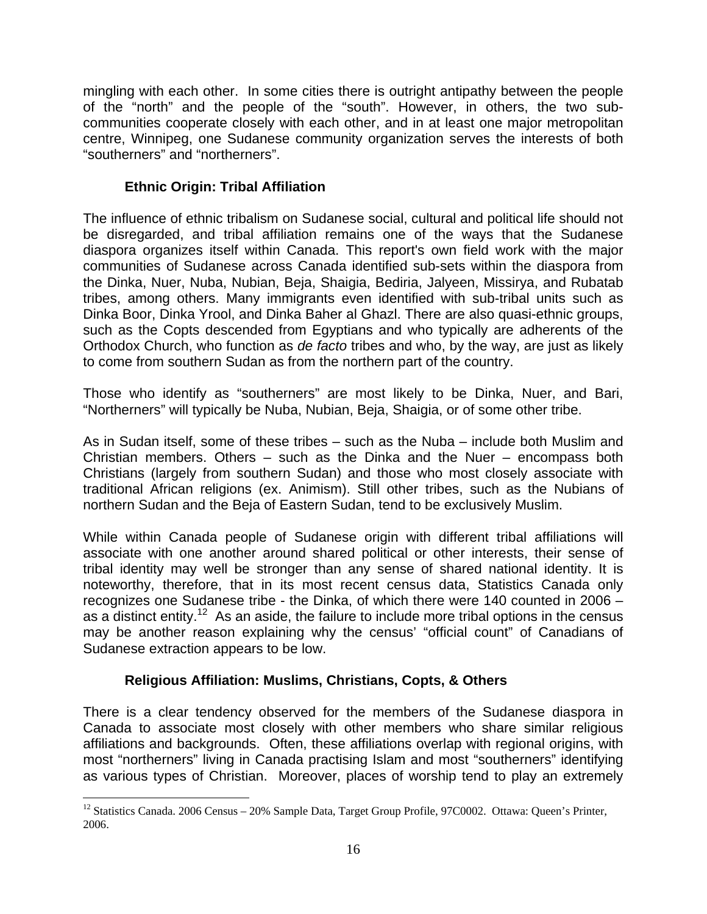mingling with each other. In some cities there is outright antipathy between the people of the "north" and the people of the "south". However, in others, the two sub-communities cooperate closely with each other, and in at least one major metropolitan centre, Winnipeg, one Sudanese community organization serves the interests of both "southerners" and "northerners".

### Ethnic Origin: Tribal Affiliation

The influence of ethnic tribalism on Sudanese social, cultural and political life should not be disregarded, and tribal affiliation remains one of the ways that the Sudanese diaspora organizes itself within Canada. This report's own field work with the major communities of Sudanese across Canada identified sub-sets within the diaspora from the Dinka, Nuer, Nuba, Nubian, Beja, Shaigia, Bediria, Jalyeen, Missirya, and Rubatab tribes, among others. Many immigrants even identified with sub-tribal units such as Dinka Boor, Dinka Yrool, and Dinka Baher al Ghazl. There are also quasi-ethnic groups, such as the Copts descended from Egyptians and who typically are adherents of the Orthodox Church, who function as *de facto* tribes and who, by the way, are just as likely to come from southern Sudan as from the northern part of the country.

Those who identify as "southerners" are most likely to be Dinka, Nuer, and Bari, "Northerners" will typically be Nuba, Nubian, Beja, Shaigia, or of some other tribe.

As in Sudan itself, some of these tribes – such as the Nuba – include both Muslim and Christian members. Others – such as the Dinka and the Nuer – encompass both Christians (largely from southern Sudan) and those who most closely associate with traditional African religions (ex. Animism). Still other tribes, such as the Nubians of northern Sudan and the Beja of Eastern Sudan, tend to be exclusively Muslim.

While within Canada people of Sudanese origin with different tribal affiliations will associate with one another around shared political or other interests, their sense of tribal identity may well be stronger than any sense of shared national identity. It is noteworthy, therefore, that in its most recent census data, Statistics Canada only recognizes one Sudanese tribe - the Dinka, of which there were 140 counted in 2006 – as a distinct entity.[12] As an aside, the failure to include more tribal options in the census may be another reason explaining why the census' "official count" of Canadians of Sudanese extraction appears to be low.

### Religious Affiliation: Muslims, Christians, Copts, & Others

There is a clear tendency observed for the members of the Sudanese diaspora in Canada to associate most closely with other members who share similar religious affiliations and backgrounds. Often, these affiliations overlap with regional origins, with most "northerners" living in Canada practising Islam and most "southerners" identifying as various types of Christian. Moreover, places of worship tend to play an extremely

---

[12] Statistics Canada. 2006 Census – 20% Sample Data, Target Group Profile, 97C0002. Ottawa: Queen's Printer, 2006.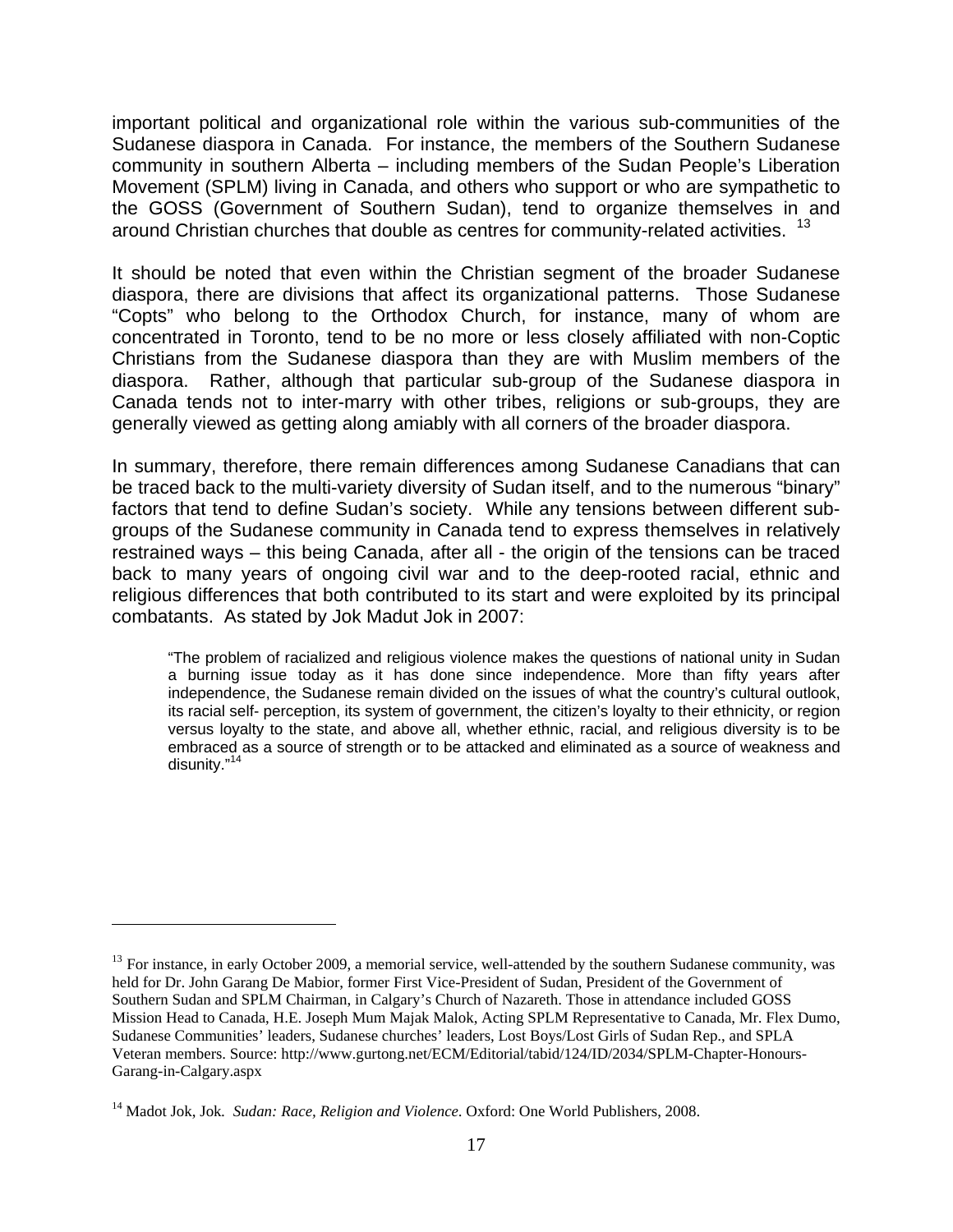important political and organizational role within the various sub-communities of the Sudanese diaspora in Canada. For instance, the members of the Southern Sudanese community in southern Alberta – including members of the Sudan People's Liberation Movement (SPLM) living in Canada, and others who support or who are sympathetic to the GOSS (Government of Southern Sudan), tend to organize themselves in and around Christian churches that double as centres for community-related activities. [13]

It should be noted that even within the Christian segment of the broader Sudanese diaspora, there are divisions that affect its organizational patterns. Those Sudanese "Copts" who belong to the Orthodox Church, for instance, many of whom are concentrated in Toronto, tend to be no more or less closely affiliated with non-Coptic Christians from the Sudanese diaspora than they are with Muslim members of the diaspora. Rather, although that particular sub-group of the Sudanese diaspora in Canada tends not to inter-marry with other tribes, religions or sub-groups, they are generally viewed as getting along amiably with all corners of the broader diaspora.

In summary, therefore, there remain differences among Sudanese Canadians that can be traced back to the multi-variety diversity of Sudan itself, and to the numerous "binary" factors that tend to define Sudan's society. While any tensions between different sub-groups of the Sudanese community in Canada tend to express themselves in relatively restrained ways – this being Canada, after all - the origin of the tensions can be traced back to many years of ongoing civil war and to the deep-rooted racial, ethnic and religious differences that both contributed to its start and were exploited by its principal combatants. As stated by Jok Madut Jok in 2007:

> "The problem of racialized and religious violence makes the questions of national unity in Sudan a burning issue today as it has done since independence. More than fifty years after independence, the Sudanese remain divided on the issues of what the country's cultural outlook, its racial self- perception, its system of government, the citizen's loyalty to their ethnicity, or region versus loyalty to the state, and above all, whether ethnic, racial, and religious diversity is to be embraced as a source of strength or to be attacked and eliminated as a source of weakness and disunity."[14]

---

[13] For instance, in early October 2009, a memorial service, well-attended by the southern Sudanese community, was held for Dr. John Garang De Mabior, former First Vice-President of Sudan, President of the Government of Southern Sudan and SPLM Chairman, in Calgary's Church of Nazareth. Those in attendance included GOSS Mission Head to Canada, H.E. Joseph Mum Majak Malok, Acting SPLM Representative to Canada, Mr. Flex Dumo, Sudanese Communities' leaders, Sudanese churches' leaders, Lost Boys/Lost Girls of Sudan Rep., and SPLA Veteran members. Source: http://www.gurtong.net/ECM/Editorial/tabid/124/ID/2034/SPLM-Chapter-Honours-Garang-in-Calgary.aspx

[14] Madot Jok, Jok. *Sudan: Race, Religion and Violence*. Oxford: One World Publishers, 2008.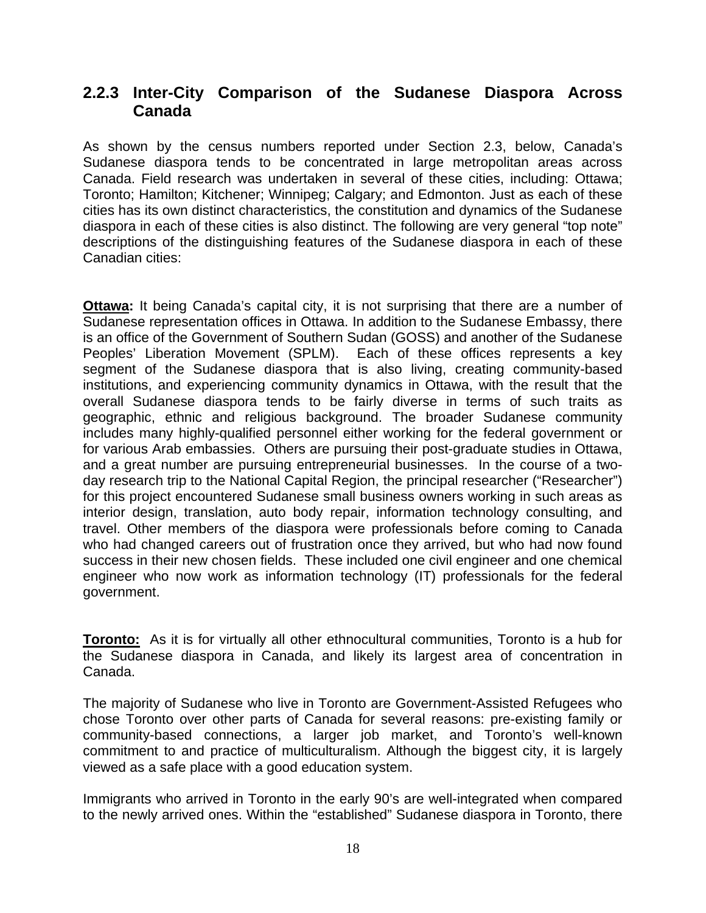### 2.2.3 Inter-City Comparison of the Sudanese Diaspora Across Canada

As shown by the census numbers reported under Section 2.3, below, Canada's Sudanese diaspora tends to be concentrated in large metropolitan areas across Canada. Field research was undertaken in several of these cities, including: Ottawa; Toronto; Hamilton; Kitchener; Winnipeg; Calgary; and Edmonton. Just as each of these cities has its own distinct characteristics, the constitution and dynamics of the Sudanese diaspora in each of these cities is also distinct. The following are very general "top note" descriptions of the distinguishing features of the Sudanese diaspora in each of these Canadian cities:

**Ottawa:** It being Canada's capital city, it is not surprising that there are a number of Sudanese representation offices in Ottawa. In addition to the Sudanese Embassy, there is an office of the Government of Southern Sudan (GOSS) and another of the Sudanese Peoples' Liberation Movement (SPLM). Each of these offices represents a key segment of the Sudanese diaspora that is also living, creating community-based institutions, and experiencing community dynamics in Ottawa, with the result that the overall Sudanese diaspora tends to be fairly diverse in terms of such traits as geographic, ethnic and religious background. The broader Sudanese community includes many highly-qualified personnel either working for the federal government or for various Arab embassies. Others are pursuing their post-graduate studies in Ottawa, and a great number are pursuing entrepreneurial businesses. In the course of a two-day research trip to the National Capital Region, the principal researcher ("Researcher") for this project encountered Sudanese small business owners working in such areas as interior design, translation, auto body repair, information technology consulting, and travel. Other members of the diaspora were professionals before coming to Canada who had changed careers out of frustration once they arrived, but who had now found success in their new chosen fields. These included one civil engineer and one chemical engineer who now work as information technology (IT) professionals for the federal government.

**Toronto:** As it is for virtually all other ethnocultural communities, Toronto is a hub for the Sudanese diaspora in Canada, and likely its largest area of concentration in Canada.

The majority of Sudanese who live in Toronto are Government-Assisted Refugees who chose Toronto over other parts of Canada for several reasons: pre-existing family or community-based connections, a larger job market, and Toronto's well-known commitment to and practice of multiculturalism. Although the biggest city, it is largely viewed as a safe place with a good education system.

Immigrants who arrived in Toronto in the early 90's are well-integrated when compared to the newly arrived ones. Within the "established" Sudanese diaspora in Toronto, there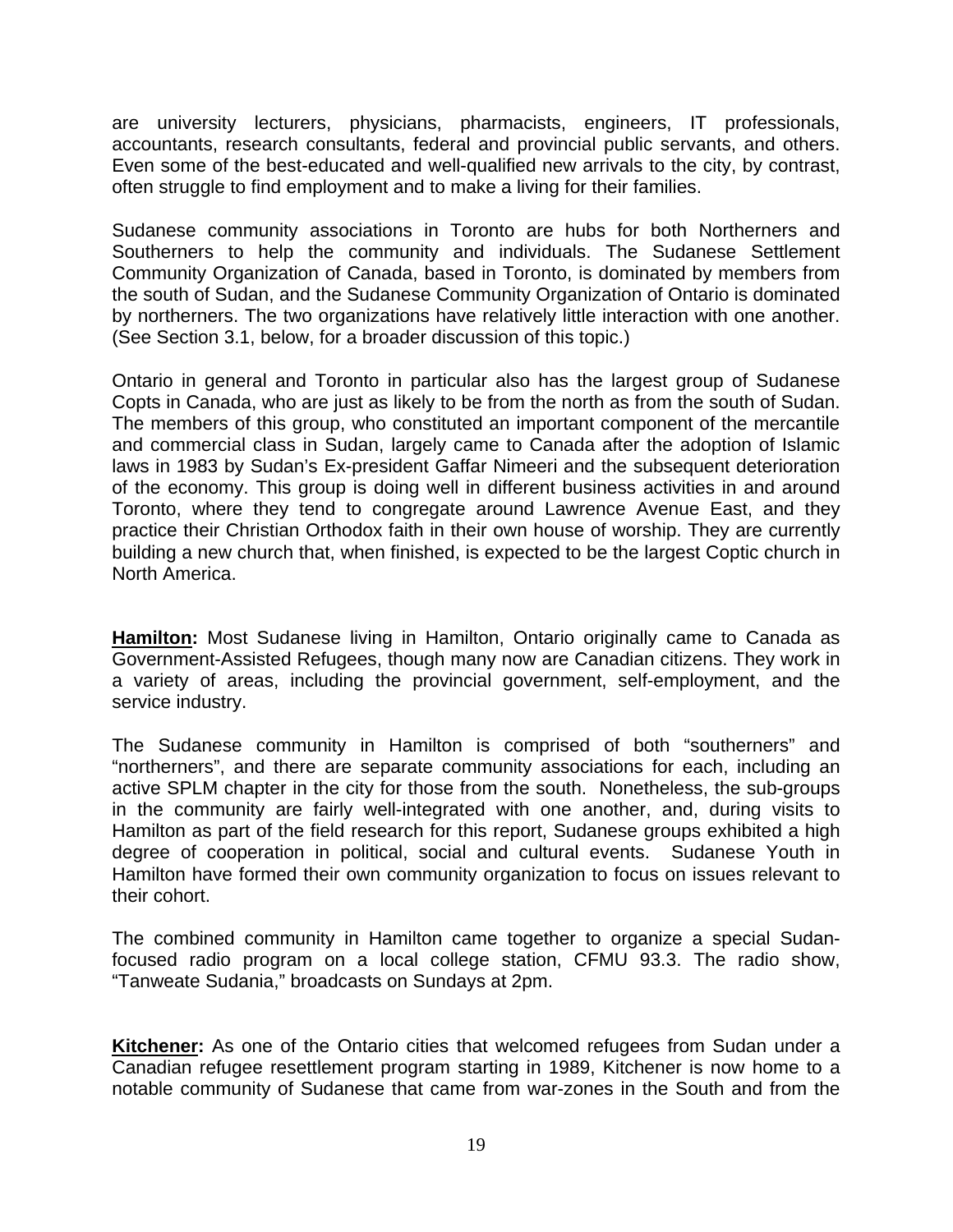are university lecturers, physicians, pharmacists, engineers, IT professionals, accountants, research consultants, federal and provincial public servants, and others. Even some of the best-educated and well-qualified new arrivals to the city, by contrast, often struggle to find employment and to make a living for their families.

Sudanese community associations in Toronto are hubs for both Northerners and Southerners to help the community and individuals. The Sudanese Settlement Community Organization of Canada, based in Toronto, is dominated by members from the south of Sudan, and the Sudanese Community Organization of Ontario is dominated by northerners. The two organizations have relatively little interaction with one another. (See Section 3.1, below, for a broader discussion of this topic.)

Ontario in general and Toronto in particular also has the largest group of Sudanese Copts in Canada, who are just as likely to be from the north as from the south of Sudan. The members of this group, who constituted an important component of the mercantile and commercial class in Sudan, largely came to Canada after the adoption of Islamic laws in 1983 by Sudan's Ex-president Gaffar Nimeeri and the subsequent deterioration of the economy. This group is doing well in different business activities in and around Toronto, where they tend to congregate around Lawrence Avenue East, and they practice their Christian Orthodox faith in their own house of worship. They are currently building a new church that, when finished, is expected to be the largest Coptic church in North America.

**Hamilton:** Most Sudanese living in Hamilton, Ontario originally came to Canada as Government-Assisted Refugees, though many now are Canadian citizens. They work in a variety of areas, including the provincial government, self-employment, and the service industry.

The Sudanese community in Hamilton is comprised of both "southerners" and "northerners", and there are separate community associations for each, including an active SPLM chapter in the city for those from the south. Nonetheless, the sub-groups in the community are fairly well-integrated with one another, and, during visits to Hamilton as part of the field research for this report, Sudanese groups exhibited a high degree of cooperation in political, social and cultural events. Sudanese Youth in Hamilton have formed their own community organization to focus on issues relevant to their cohort.

The combined community in Hamilton came together to organize a special Sudan-focused radio program on a local college station, CFMU 93.3. The radio show, "Tanweate Sudania," broadcasts on Sundays at 2pm.

**Kitchener:** As one of the Ontario cities that welcomed refugees from Sudan under a Canadian refugee resettlement program starting in 1989, Kitchener is now home to a notable community of Sudanese that came from war-zones in the South and from the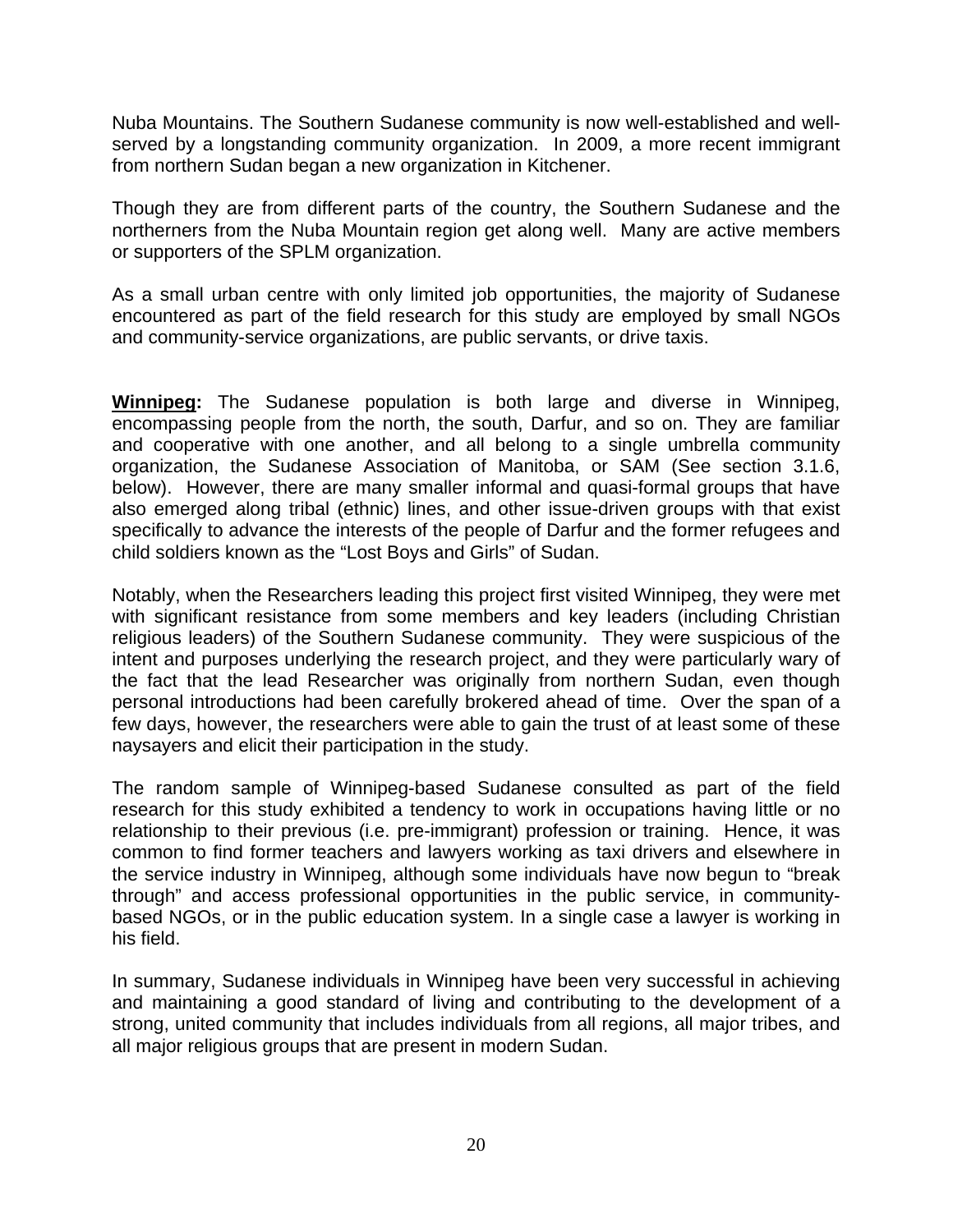Nuba Mountains. The Southern Sudanese community is now well-established and well-served by a longstanding community organization. In 2009, a more recent immigrant from northern Sudan began a new organization in Kitchener.

Though they are from different parts of the country, the Southern Sudanese and the northerners from the Nuba Mountain region get along well. Many are active members or supporters of the SPLM organization.

As a small urban centre with only limited job opportunities, the majority of Sudanese encountered as part of the field research for this study are employed by small NGOs and community-service organizations, are public servants, or drive taxis.

**Winnipeg:** The Sudanese population is both large and diverse in Winnipeg, encompassing people from the north, the south, Darfur, and so on. They are familiar and cooperative with one another, and all belong to a single umbrella community organization, the Sudanese Association of Manitoba, or SAM (See section 3.1.6, below). However, there are many smaller informal and quasi-formal groups that have also emerged along tribal (ethnic) lines, and other issue-driven groups with that exist specifically to advance the interests of the people of Darfur and the former refugees and child soldiers known as the "Lost Boys and Girls" of Sudan.

Notably, when the Researchers leading this project first visited Winnipeg, they were met with significant resistance from some members and key leaders (including Christian religious leaders) of the Southern Sudanese community. They were suspicious of the intent and purposes underlying the research project, and they were particularly wary of the fact that the lead Researcher was originally from northern Sudan, even though personal introductions had been carefully brokered ahead of time. Over the span of a few days, however, the researchers were able to gain the trust of at least some of these naysayers and elicit their participation in the study.

The random sample of Winnipeg-based Sudanese consulted as part of the field research for this study exhibited a tendency to work in occupations having little or no relationship to their previous (i.e. pre-immigrant) profession or training. Hence, it was common to find former teachers and lawyers working as taxi drivers and elsewhere in the service industry in Winnipeg, although some individuals have now begun to "break through" and access professional opportunities in the public service, in community-based NGOs, or in the public education system. In a single case a lawyer is working in his field.

In summary, Sudanese individuals in Winnipeg have been very successful in achieving and maintaining a good standard of living and contributing to the development of a strong, united community that includes individuals from all regions, all major tribes, and all major religious groups that are present in modern Sudan.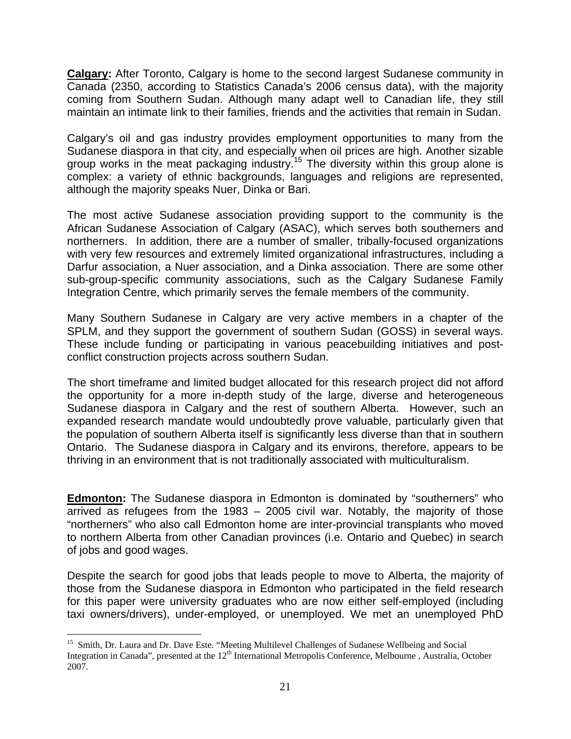**Calgary:** After Toronto, Calgary is home to the second largest Sudanese community in Canada (2350, according to Statistics Canada's 2006 census data), with the majority coming from Southern Sudan. Although many adapt well to Canadian life, they still maintain an intimate link to their families, friends and the activities that remain in Sudan.

Calgary's oil and gas industry provides employment opportunities to many from the Sudanese diaspora in that city, and especially when oil prices are high. Another sizable group works in the meat packaging industry.[15] The diversity within this group alone is complex: a variety of ethnic backgrounds, languages and religions are represented, although the majority speaks Nuer, Dinka or Bari.

The most active Sudanese association providing support to the community is the African Sudanese Association of Calgary (ASAC), which serves both southerners and northerners. In addition, there are a number of smaller, tribally-focused organizations with very few resources and extremely limited organizational infrastructures, including a Darfur association, a Nuer association, and a Dinka association. There are some other sub-group-specific community associations, such as the Calgary Sudanese Family Integration Centre, which primarily serves the female members of the community.

Many Southern Sudanese in Calgary are very active members in a chapter of the SPLM, and they support the government of southern Sudan (GOSS) in several ways. These include funding or participating in various peacebuilding initiatives and post-conflict construction projects across southern Sudan.

The short timeframe and limited budget allocated for this research project did not afford the opportunity for a more in-depth study of the large, diverse and heterogeneous Sudanese diaspora in Calgary and the rest of southern Alberta. However, such an expanded research mandate would undoubtedly prove valuable, particularly given that the population of southern Alberta itself is significantly less diverse than that in southern Ontario. The Sudanese diaspora in Calgary and its environs, therefore, appears to be thriving in an environment that is not traditionally associated with multiculturalism.

**Edmonton:** The Sudanese diaspora in Edmonton is dominated by "southerners" who arrived as refugees from the 1983 – 2005 civil war. Notably, the majority of those "northerners" who also call Edmonton home are inter-provincial transplants who moved to northern Alberta from other Canadian provinces (i.e. Ontario and Quebec) in search of jobs and good wages.

Despite the search for good jobs that leads people to move to Alberta, the majority of those from the Sudanese diaspora in Edmonton who participated in the field research for this paper were university graduates who are now either self-employed (including taxi owners/drivers), under-employed, or unemployed. We met an unemployed PhD

---

[15] Smith, Dr. Laura and Dr. Dave Este. "Meeting Multilevel Challenges of Sudanese Wellbeing and Social Integration in Canada", presented at the 12th International Metropolis Conference, Melbourne , Australia, October 2007.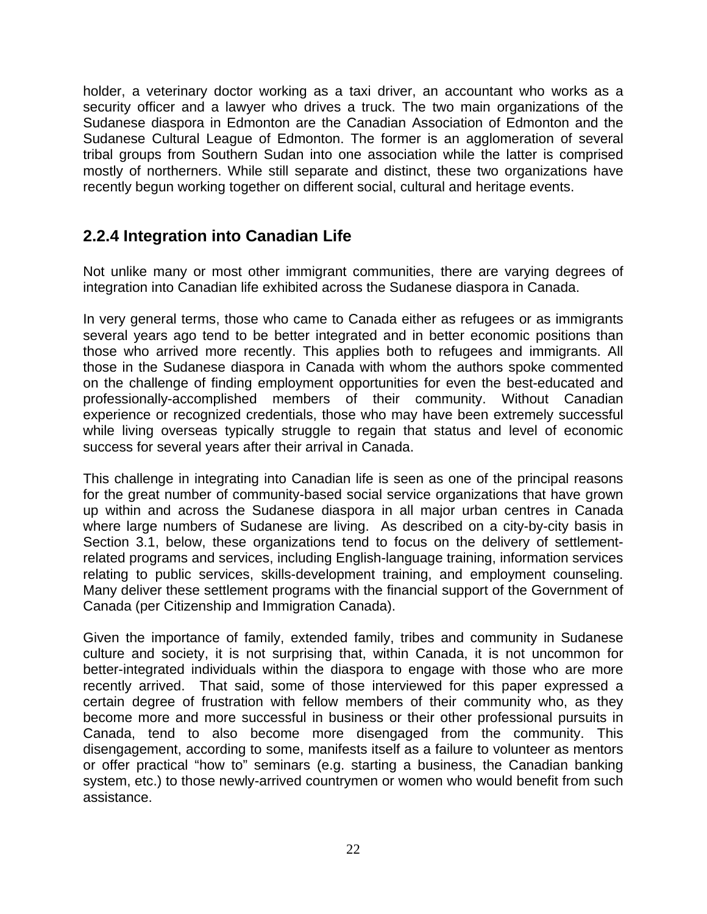holder, a veterinary doctor working as a taxi driver, an accountant who works as a security officer and a lawyer who drives a truck. The two main organizations of the Sudanese diaspora in Edmonton are the Canadian Association of Edmonton and the Sudanese Cultural League of Edmonton. The former is an agglomeration of several tribal groups from Southern Sudan into one association while the latter is comprised mostly of northerners. While still separate and distinct, these two organizations have recently begun working together on different social, cultural and heritage events.

### 2.2.4 Integration into Canadian Life

Not unlike many or most other immigrant communities, there are varying degrees of integration into Canadian life exhibited across the Sudanese diaspora in Canada.

In very general terms, those who came to Canada either as refugees or as immigrants several years ago tend to be better integrated and in better economic positions than those who arrived more recently. This applies both to refugees and immigrants. All those in the Sudanese diaspora in Canada with whom the authors spoke commented on the challenge of finding employment opportunities for even the best-educated and professionally-accomplished members of their community. Without Canadian experience or recognized credentials, those who may have been extremely successful while living overseas typically struggle to regain that status and level of economic success for several years after their arrival in Canada.

This challenge in integrating into Canadian life is seen as one of the principal reasons for the great number of community-based social service organizations that have grown up within and across the Sudanese diaspora in all major urban centres in Canada where large numbers of Sudanese are living. As described on a city-by-city basis in Section 3.1, below, these organizations tend to focus on the delivery of settlement-related programs and services, including English-language training, information services relating to public services, skills-development training, and employment counseling. Many deliver these settlement programs with the financial support of the Government of Canada (per Citizenship and Immigration Canada).

Given the importance of family, extended family, tribes and community in Sudanese culture and society, it is not surprising that, within Canada, it is not uncommon for better-integrated individuals within the diaspora to engage with those who are more recently arrived. That said, some of those interviewed for this paper expressed a certain degree of frustration with fellow members of their community who, as they become more and more successful in business or their other professional pursuits in Canada, tend to also become more disengaged from the community. This disengagement, according to some, manifests itself as a failure to volunteer as mentors or offer practical “how to” seminars (e.g. starting a business, the Canadian banking system, etc.) to those newly-arrived countrymen or women who would benefit from such assistance.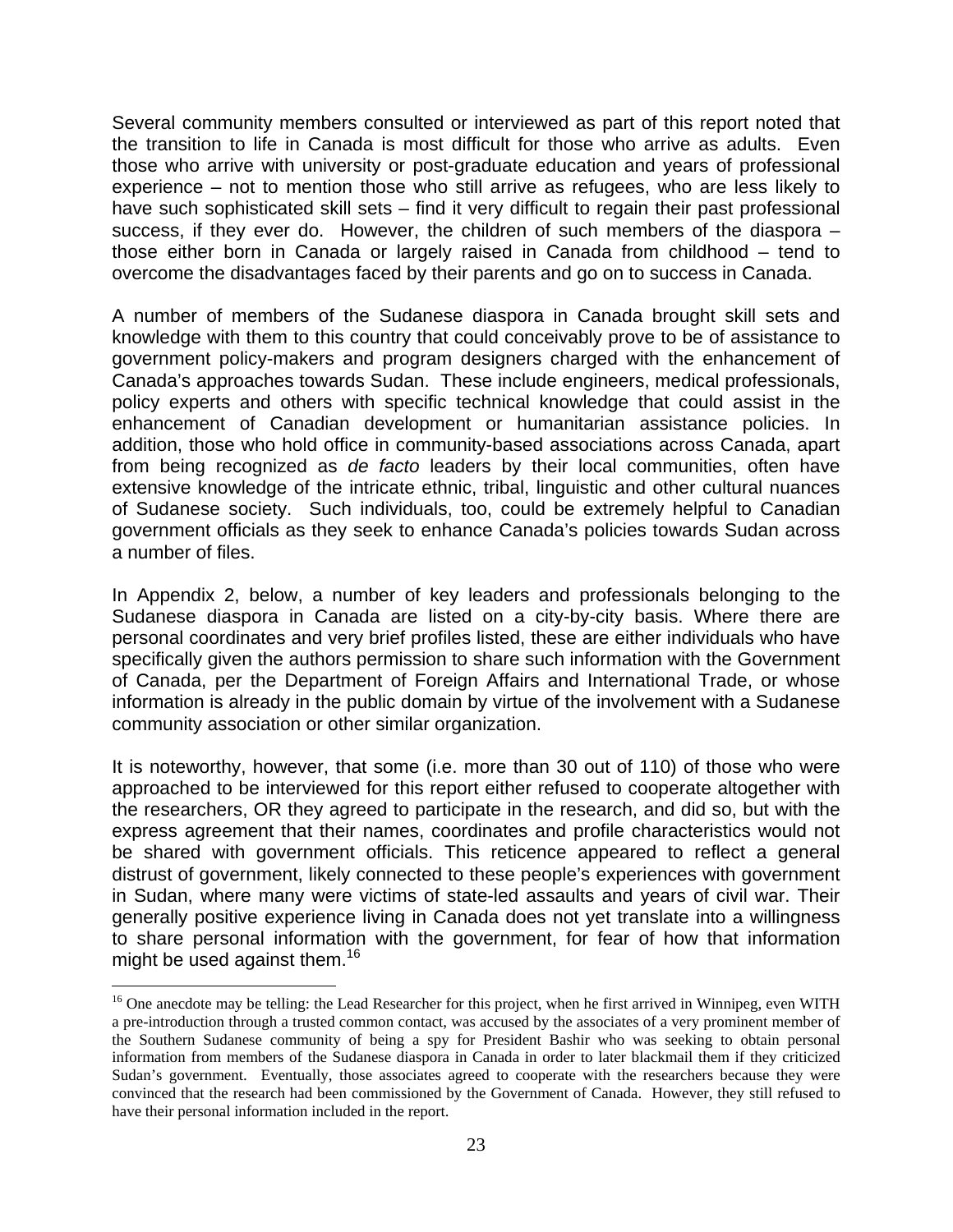Several community members consulted or interviewed as part of this report noted that the transition to life in Canada is most difficult for those who arrive as adults. Even those who arrive with university or post-graduate education and years of professional experience – not to mention those who still arrive as refugees, who are less likely to have such sophisticated skill sets – find it very difficult to regain their past professional success, if they ever do. However, the children of such members of the diaspora – those either born in Canada or largely raised in Canada from childhood – tend to overcome the disadvantages faced by their parents and go on to success in Canada.

A number of members of the Sudanese diaspora in Canada brought skill sets and knowledge with them to this country that could conceivably prove to be of assistance to government policy-makers and program designers charged with the enhancement of Canada's approaches towards Sudan. These include engineers, medical professionals, policy experts and others with specific technical knowledge that could assist in the enhancement of Canadian development or humanitarian assistance policies. In addition, those who hold office in community-based associations across Canada, apart from being recognized as *de facto* leaders by their local communities, often have extensive knowledge of the intricate ethnic, tribal, linguistic and other cultural nuances of Sudanese society. Such individuals, too, could be extremely helpful to Canadian government officials as they seek to enhance Canada's policies towards Sudan across a number of files.

In Appendix 2, below, a number of key leaders and professionals belonging to the Sudanese diaspora in Canada are listed on a city-by-city basis. Where there are personal coordinates and very brief profiles listed, these are either individuals who have specifically given the authors permission to share such information with the Government of Canada, per the Department of Foreign Affairs and International Trade, or whose information is already in the public domain by virtue of the involvement with a Sudanese community association or other similar organization.

It is noteworthy, however, that some (i.e. more than 30 out of 110) of those who were approached to be interviewed for this report either refused to cooperate altogether with the researchers, OR they agreed to participate in the research, and did so, but with the express agreement that their names, coordinates and profile characteristics would not be shared with government officials. This reticence appeared to reflect a general distrust of government, likely connected to these people's experiences with government in Sudan, where many were victims of state-led assaults and years of civil war. Their generally positive experience living in Canada does not yet translate into a willingness to share personal information with the government, for fear of how that information might be used against them.[16]

---

[16] One anecdote may be telling: the Lead Researcher for this project, when he first arrived in Winnipeg, even WITH a pre-introduction through a trusted common contact, was accused by the associates of a very prominent member of the Southern Sudanese community of being a spy for President Bashir who was seeking to obtain personal information from members of the Sudanese diaspora in Canada in order to later blackmail them if they criticized Sudan's government. Eventually, those associates agreed to cooperate with the researchers because they were convinced that the research had been commissioned by the Government of Canada. However, they still refused to have their personal information included in the report.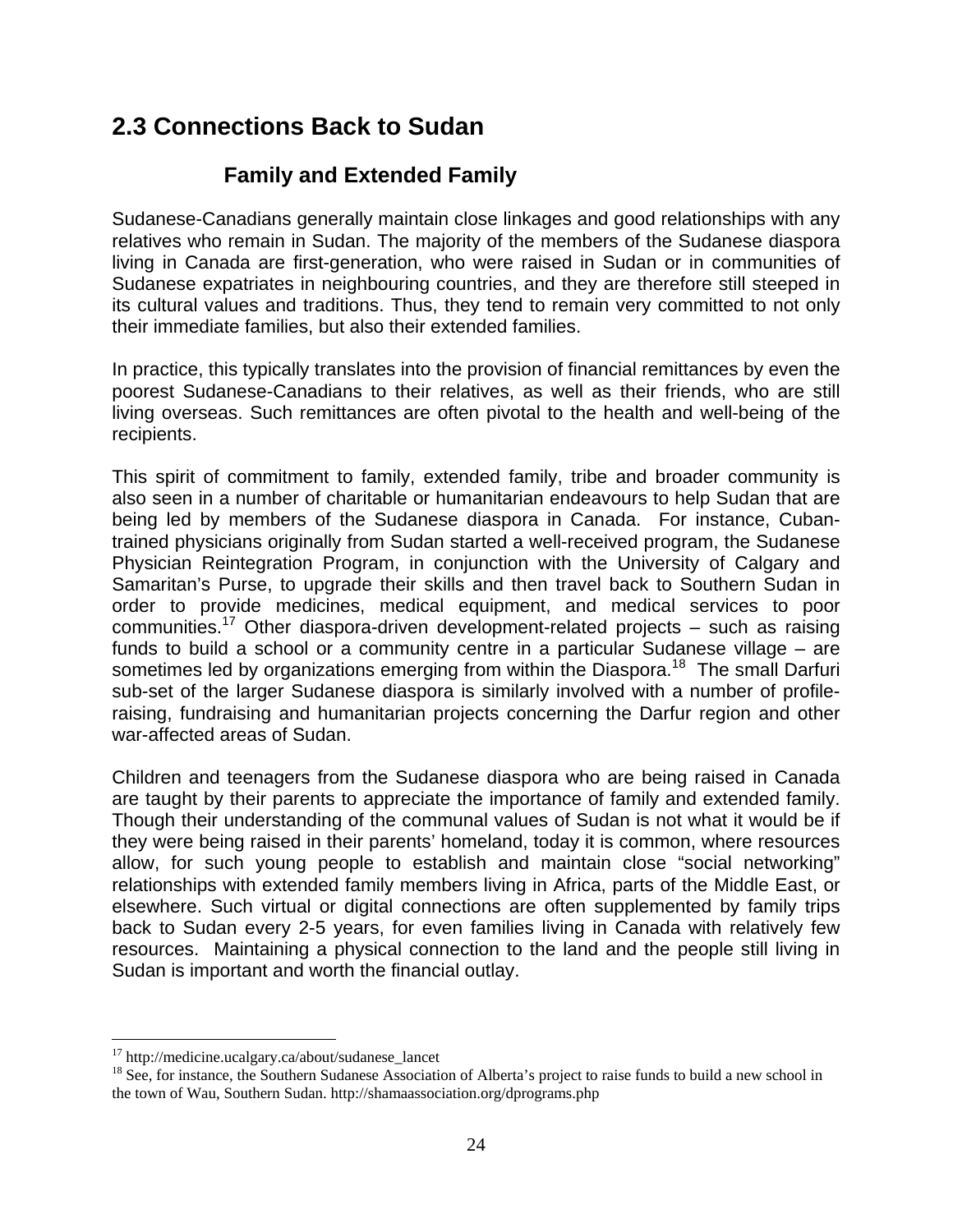## 2.3 Connections Back to Sudan

### Family and Extended Family

Sudanese-Canadians generally maintain close linkages and good relationships with any relatives who remain in Sudan. The majority of the members of the Sudanese diaspora living in Canada are first-generation, who were raised in Sudan or in communities of Sudanese expatriates in neighbouring countries, and they are therefore still steeped in its cultural values and traditions. Thus, they tend to remain very committed to not only their immediate families, but also their extended families.

In practice, this typically translates into the provision of financial remittances by even the poorest Sudanese-Canadians to their relatives, as well as their friends, who are still living overseas. Such remittances are often pivotal to the health and well-being of the recipients.

This spirit of commitment to family, extended family, tribe and broader community is also seen in a number of charitable or humanitarian endeavours to help Sudan that are being led by members of the Sudanese diaspora in Canada. For instance, Cuban-trained physicians originally from Sudan started a well-received program, the Sudanese Physician Reintegration Program, in conjunction with the University of Calgary and Samaritan's Purse, to upgrade their skills and then travel back to Southern Sudan in order to provide medicines, medical equipment, and medical services to poor communities.[17] Other diaspora-driven development-related projects – such as raising funds to build a school or a community centre in a particular Sudanese village – are sometimes led by organizations emerging from within the Diaspora.[18] The small Darfuri sub-set of the larger Sudanese diaspora is similarly involved with a number of profile-raising, fundraising and humanitarian projects concerning the Darfur region and other war-affected areas of Sudan.

Children and teenagers from the Sudanese diaspora who are being raised in Canada are taught by their parents to appreciate the importance of family and extended family. Though their understanding of the communal values of Sudan is not what it would be if they were being raised in their parents' homeland, today it is common, where resources allow, for such young people to establish and maintain close "social networking" relationships with extended family members living in Africa, parts of the Middle East, or elsewhere. Such virtual or digital connections are often supplemented by family trips back to Sudan every 2-5 years, for even families living in Canada with relatively few resources. Maintaining a physical connection to the land and the people still living in Sudan is important and worth the financial outlay.

---

[17] http://medicine.ucalgary.ca/about/sudanese_lancet

[18] See, for instance, the Southern Sudanese Association of Alberta's project to raise funds to build a new school in the town of Wau, Southern Sudan. http://shamaassociation.org/dprograms.php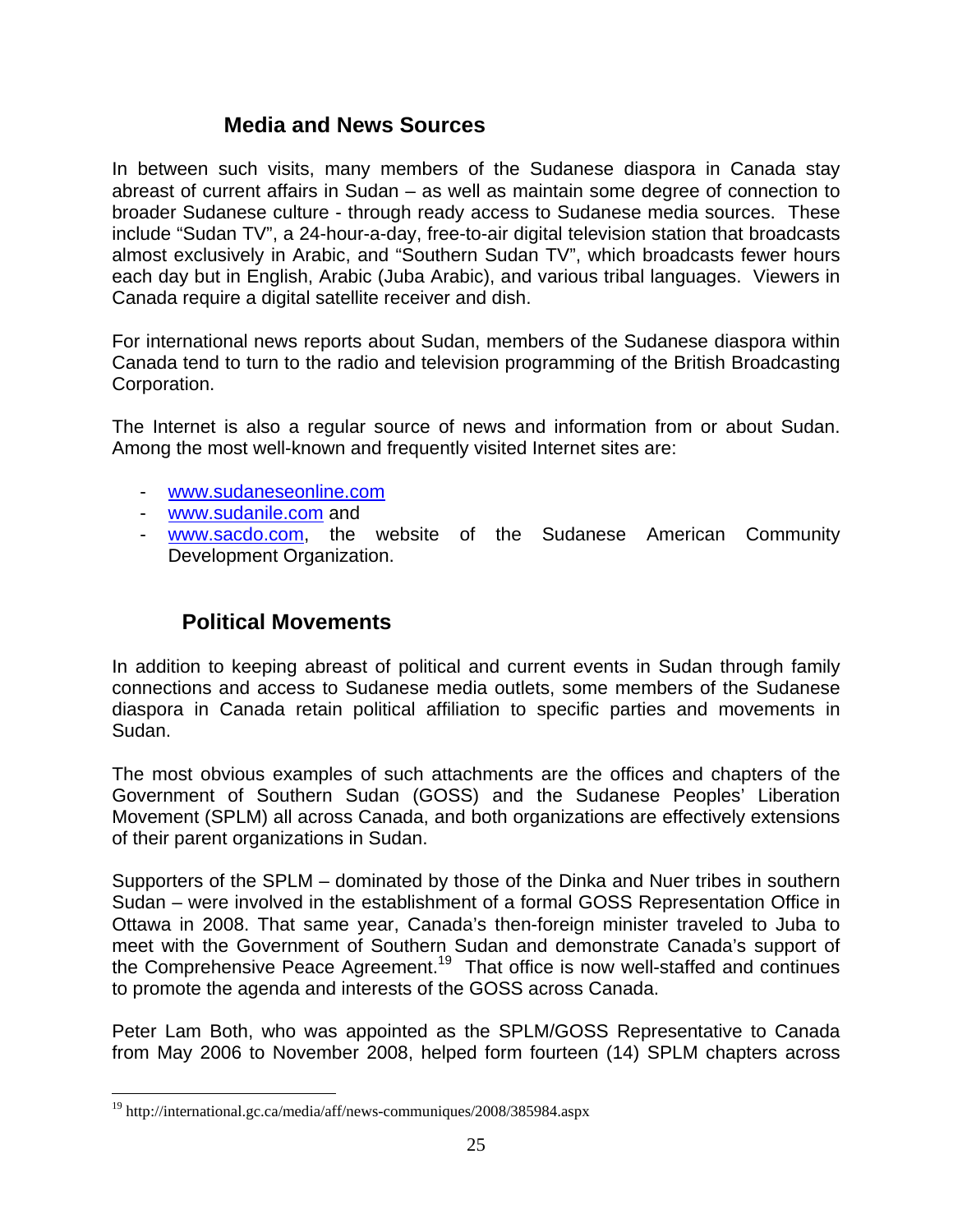## Media and News Sources

In between such visits, many members of the Sudanese diaspora in Canada stay abreast of current affairs in Sudan – as well as maintain some degree of connection to broader Sudanese culture - through ready access to Sudanese media sources. These include “Sudan TV”, a 24-hour-a-day, free-to-air digital television station that broadcasts almost exclusively in Arabic, and “Southern Sudan TV”, which broadcasts fewer hours each day but in English, Arabic (Juba Arabic), and various tribal languages. Viewers in Canada require a digital satellite receiver and dish.

For international news reports about Sudan, members of the Sudanese diaspora within Canada tend to turn to the radio and television programming of the British Broadcasting Corporation.

The Internet is also a regular source of news and information from or about Sudan. Among the most well-known and frequently visited Internet sites are:

- www.sudaneseonline.com
- www.sudanile.com and
- www.sacdo.com, the website of the Sudanese American Community Development Organization.

## Political Movements

In addition to keeping abreast of political and current events in Sudan through family connections and access to Sudanese media outlets, some members of the Sudanese diaspora in Canada retain political affiliation to specific parties and movements in Sudan.

The most obvious examples of such attachments are the offices and chapters of the Government of Southern Sudan (GOSS) and the Sudanese Peoples' Liberation Movement (SPLM) all across Canada, and both organizations are effectively extensions of their parent organizations in Sudan.

Supporters of the SPLM – dominated by those of the Dinka and Nuer tribes in southern Sudan – were involved in the establishment of a formal GOSS Representation Office in Ottawa in 2008. That same year, Canada's then-foreign minister traveled to Juba to meet with the Government of Southern Sudan and demonstrate Canada's support of the Comprehensive Peace Agreement.[19] That office is now well-staffed and continues to promote the agenda and interests of the GOSS across Canada.

Peter Lam Both, who was appointed as the SPLM/GOSS Representative to Canada from May 2006 to November 2008, helped form fourteen (14) SPLM chapters across

[19] http://international.gc.ca/media/aff/news-communiques/2008/385984.aspx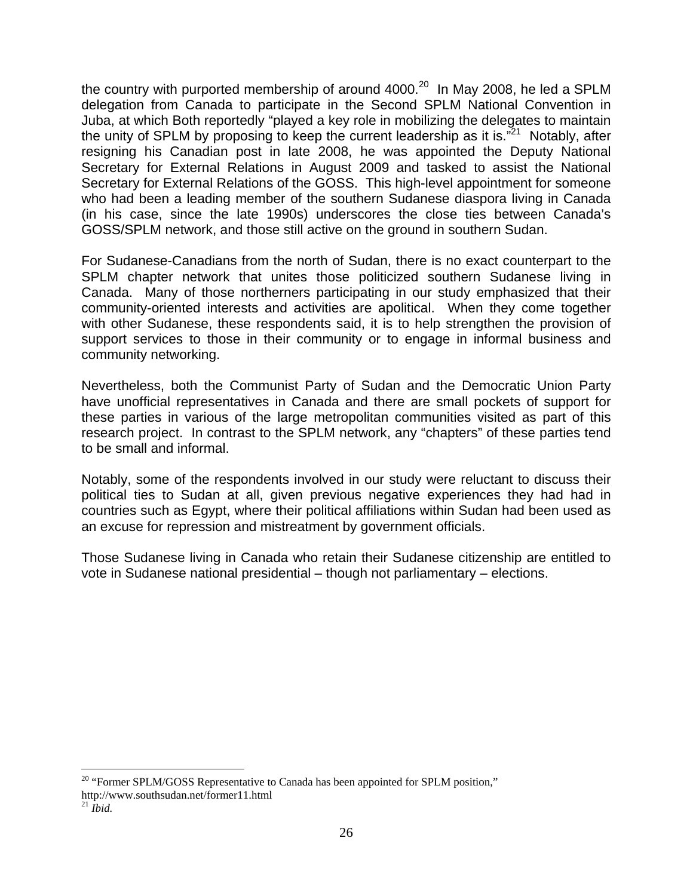the country with purported membership of around 4000.[20] In May 2008, he led a SPLM delegation from Canada to participate in the Second SPLM National Convention in Juba, at which Both reportedly "played a key role in mobilizing the delegates to maintain the unity of SPLM by proposing to keep the current leadership as it is."[21] Notably, after resigning his Canadian post in late 2008, he was appointed the Deputy National Secretary for External Relations in August 2009 and tasked to assist the National Secretary for External Relations of the GOSS. This high-level appointment for someone who had been a leading member of the southern Sudanese diaspora living in Canada (in his case, since the late 1990s) underscores the close ties between Canada's GOSS/SPLM network, and those still active on the ground in southern Sudan.

For Sudanese-Canadians from the north of Sudan, there is no exact counterpart to the SPLM chapter network that unites those politicized southern Sudanese living in Canada. Many of those northerners participating in our study emphasized that their community-oriented interests and activities are apolitical. When they come together with other Sudanese, these respondents said, it is to help strengthen the provision of support services to those in their community or to engage in informal business and community networking.

Nevertheless, both the Communist Party of Sudan and the Democratic Union Party have unofficial representatives in Canada and there are small pockets of support for these parties in various of the large metropolitan communities visited as part of this research project. In contrast to the SPLM network, any "chapters" of these parties tend to be small and informal.

Notably, some of the respondents involved in our study were reluctant to discuss their political ties to Sudan at all, given previous negative experiences they had had in countries such as Egypt, where their political affiliations within Sudan had been used as an excuse for repression and mistreatment by government officials.

Those Sudanese living in Canada who retain their Sudanese citizenship are entitled to vote in Sudanese national presidential – though not parliamentary – elections.

---

[20] "Former SPLM/GOSS Representative to Canada has been appointed for SPLM position," http://www.southsudan.net/former11.html

[21] *Ibid.*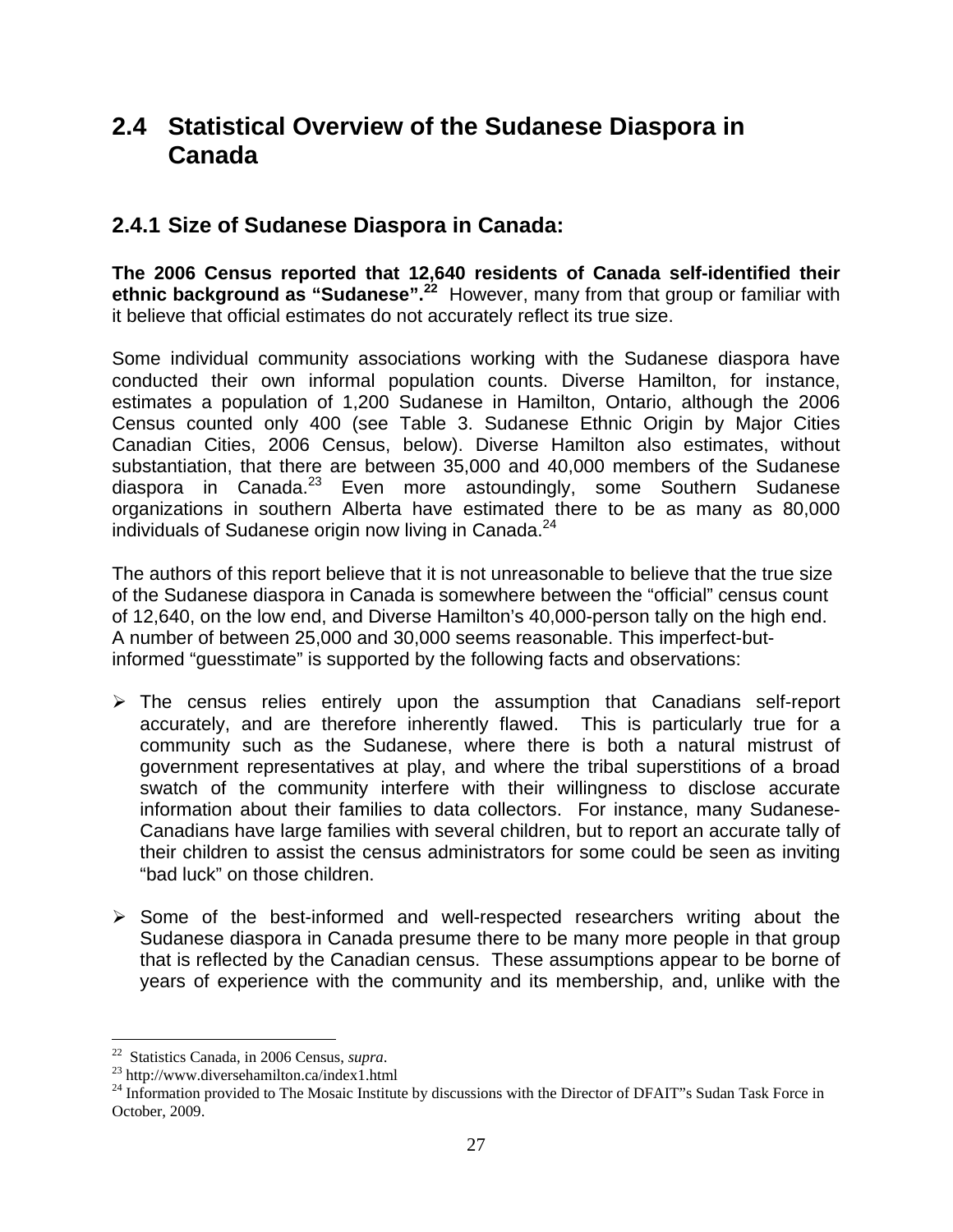## 2.4 Statistical Overview of the Sudanese Diaspora in Canada

### 2.4.1 Size of Sudanese Diaspora in Canada:

**The 2006 Census reported that 12,640 residents of Canada self-identified their ethnic background as "Sudanese".[22]** However, many from that group or familiar with it believe that official estimates do not accurately reflect its true size.

Some individual community associations working with the Sudanese diaspora have conducted their own informal population counts. Diverse Hamilton, for instance, estimates a population of 1,200 Sudanese in Hamilton, Ontario, although the 2006 Census counted only 400 (see Table 3. Sudanese Ethnic Origin by Major Cities Canadian Cities, 2006 Census, below). Diverse Hamilton also estimates, without substantiation, that there are between 35,000 and 40,000 members of the Sudanese diaspora in Canada.[23] Even more astoundingly, some Southern Sudanese organizations in southern Alberta have estimated there to be as many as 80,000 individuals of Sudanese origin now living in Canada.[24]

The authors of this report believe that it is not unreasonable to believe that the true size of the Sudanese diaspora in Canada is somewhere between the "official" census count of 12,640, on the low end, and Diverse Hamilton's 40,000-person tally on the high end. A number of between 25,000 and 30,000 seems reasonable. This imperfect-but-informed "guesstimate" is supported by the following facts and observations:

- The census relies entirely upon the assumption that Canadians self-report accurately, and are therefore inherently flawed. This is particularly true for a community such as the Sudanese, where there is both a natural mistrust of government representatives at play, and where the tribal superstitions of a broad swatch of the community interfere with their willingness to disclose accurate information about their families to data collectors. For instance, many Sudanese-Canadians have large families with several children, but to report an accurate tally of their children to assist the census administrators for some could be seen as inviting "bad luck" on those children.

- Some of the best-informed and well-respected researchers writing about the Sudanese diaspora in Canada presume there to be many more people in that group that is reflected by the Canadian census. These assumptions appear to be borne of years of experience with the community and its membership, and, unlike with the

---

[22] Statistics Canada, in 2006 Census, *supra*.

[23] http://www.diversehamilton.ca/index1.html

[24] Information provided to The Mosaic Institute by discussions with the Director of DFAIT"s Sudan Task Force in October, 2009.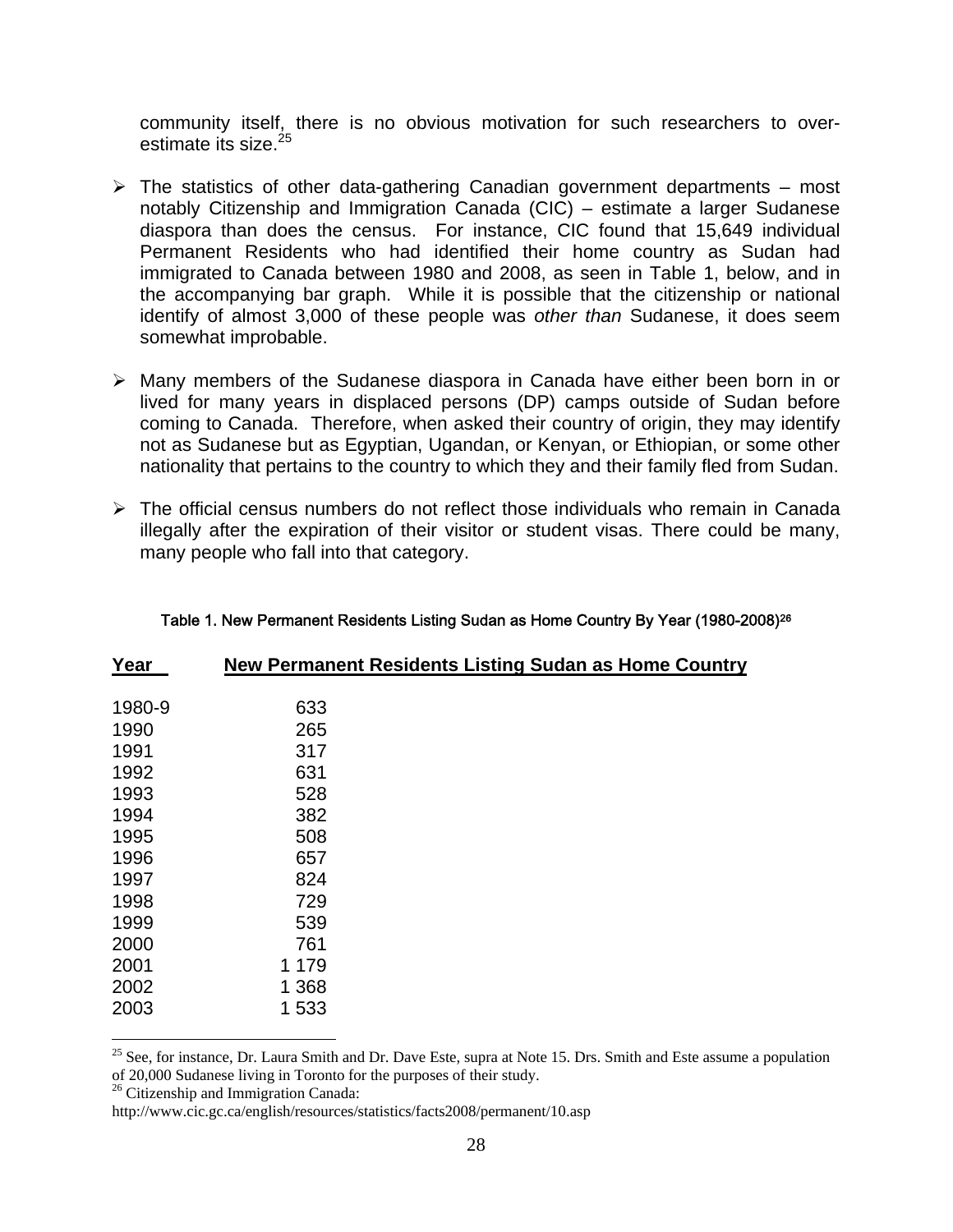community itself, there is no obvious motivation for such researchers to over-estimate its size.[25]

- The statistics of other data-gathering Canadian government departments – most notably Citizenship and Immigration Canada (CIC) – estimate a larger Sudanese diaspora than does the census. For instance, CIC found that 15,649 individual Permanent Residents who had identified their home country as Sudan had immigrated to Canada between 1980 and 2008, as seen in Table 1, below, and in the accompanying bar graph. While it is possible that the citizenship or national identify of almost 3,000 of these people was *other than* Sudanese, it does seem somewhat improbable.

- Many members of the Sudanese diaspora in Canada have either been born in or lived for many years in displaced persons (DP) camps outside of Sudan before coming to Canada. Therefore, when asked their country of origin, they may identify not as Sudanese but as Egyptian, Ugandan, or Kenyan, or Ethiopian, or some other nationality that pertains to the country to which they and their family fled from Sudan.

- The official census numbers do not reflect those individuals who remain in Canada illegally after the expiration of their visitor or student visas. There could be many, many people who fall into that category.

Table 1. New Permanent Residents Listing Sudan as Home Country By Year (1980-2008)[26]

| Year | New Permanent Residents Listing Sudan as Home Country |
|---|---|
| 1980-9 | 633 |
| 1990 | 265 |
| 1991 | 317 |
| 1992 | 631 |
| 1993 | 528 |
| 1994 | 382 |
| 1995 | 508 |
| 1996 | 657 |
| 1997 | 824 |
| 1998 | 729 |
| 1999 | 539 |
| 2000 | 761 |
| 2001 | 1 179 |
| 2002 | 1 368 |
| 2003 | 1 533 |

[25] See, for instance, Dr. Laura Smith and Dr. Dave Este, supra at Note 15. Drs. Smith and Este assume a population of 20,000 Sudanese living in Toronto for the purposes of their study.

[26] Citizenship and Immigration Canada: http://www.cic.gc.ca/english/resources/statistics/facts2008/permanent/10.asp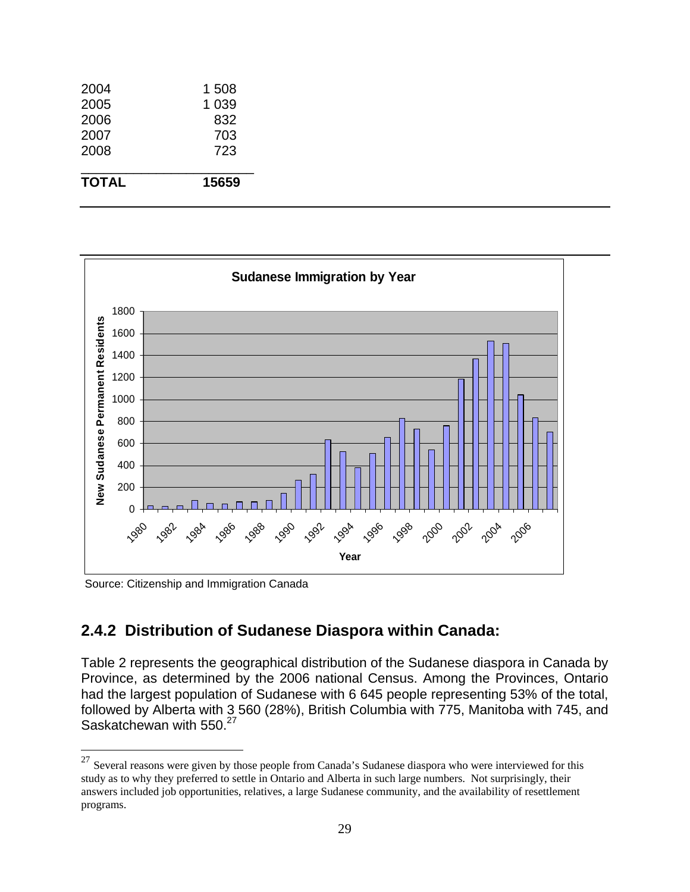| | |
|---|---|
| 2004 | 1 508 |
| 2005 | 1 039 |
| 2006 | 832 |
| 2007 | 703 |
| 2008 | 723 |
| **TOTAL** | **15659** |

Source: Citizenship and Immigration Canada

## 2.4.2 Distribution of Sudanese Diaspora within Canada:

Table 2 represents the geographical distribution of the Sudanese diaspora in Canada by Province, as determined by the 2006 national Census. Among the Provinces, Ontario had the largest population of Sudanese with 6 645 people representing 53% of the total, followed by Alberta with 3 560 (28%), British Columbia with 775, Manitoba with 745, and Saskatchewan with 550.[27]

[27] Several reasons were given by those people from Canada's Sudanese diaspora who were interviewed for this study as to why they preferred to settle in Ontario and Alberta in such large numbers. Not surprisingly, their answers included job opportunities, relatives, a large Sudanese community, and the availability of resettlement programs.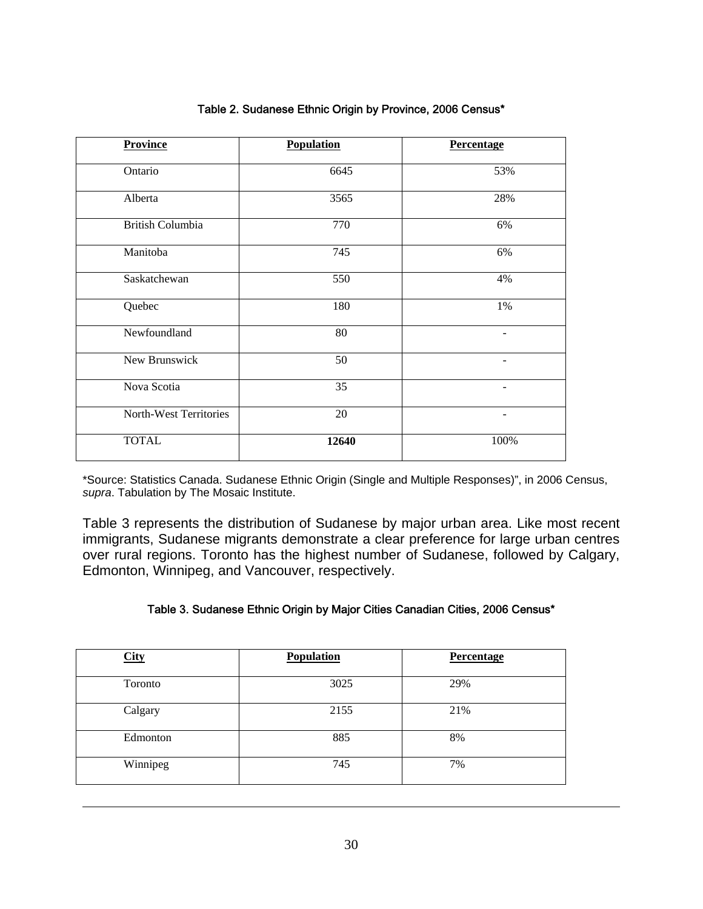Table 2. Sudanese Ethnic Origin by Province, 2006 Census*

| Province | Population | Percentage |
|---|---|---|
| Ontario | 6645 | 53% |
| Alberta | 3565 | 28% |
| British Columbia | 770 | 6% |
| Manitoba | 745 | 6% |
| Saskatchewan | 550 | 4% |
| Quebec | 180 | 1% |
| Newfoundland | 80 | - |
| New Brunswick | 50 | - |
| Nova Scotia | 35 | - |
| North-West Territories | 20 | - |
| TOTAL | **12640** | 100% |

*Source: Statistics Canada. Sudanese Ethnic Origin (Single and Multiple Responses)", in 2006 Census, *supra*. Tabulation by The Mosaic Institute.

Table 3 represents the distribution of Sudanese by major urban area. Like most recent immigrants, Sudanese migrants demonstrate a clear preference for large urban centres over rural regions. Toronto has the highest number of Sudanese, followed by Calgary, Edmonton, Winnipeg, and Vancouver, respectively.

Table 3. Sudanese Ethnic Origin by Major Cities Canadian Cities, 2006 Census*

| City | Population | Percentage |
|---|---|---|
| Toronto | 3025 | 29% |
| Calgary | 2155 | 21% |
| Edmonton | 885 | 8% |
| Winnipeg | 745 | 7% |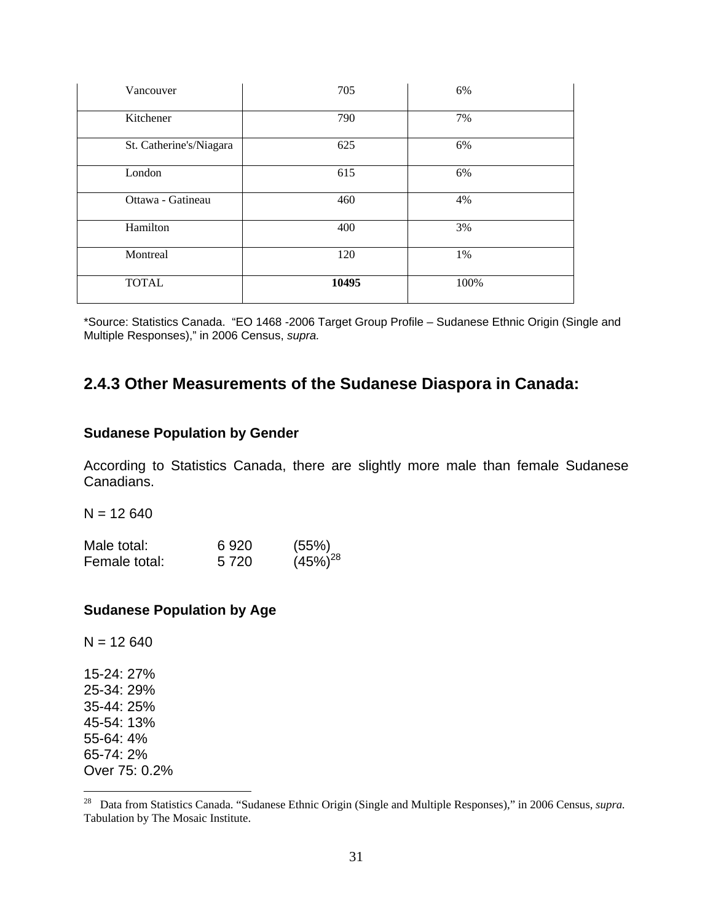| Vancouver | 705 | 6% |
|---|---|---|
| Kitchener | 790 | 7% |
| St. Catherine's/Niagara | 625 | 6% |
| London | 615 | 6% |
| Ottawa - Gatineau | 460 | 4% |
| Hamilton | 400 | 3% |
| Montreal | 120 | 1% |
| TOTAL | **10495** | 100% |

*Source: Statistics Canada. "EO 1468 -2006 Target Group Profile – Sudanese Ethnic Origin (Single and Multiple Responses)," in 2006 Census, *supra.*

## 2.4.3 Other Measurements of the Sudanese Diaspora in Canada:

### Sudanese Population by Gender

According to Statistics Canada, there are slightly more male than female Sudanese Canadians.

N = 12 640

Male total: 6 920 (55%)
Female total: 5 720 (45%)[28]

### Sudanese Population by Age

N = 12 640

15-24: 27%
25-34: 29%
35-44: 25%
45-54: 13%
55-64: 4%
65-74: 2%
Over 75: 0.2%

[28] Data from Statistics Canada. "Sudanese Ethnic Origin (Single and Multiple Responses)," in 2006 Census, *supra.* Tabulation by The Mosaic Institute.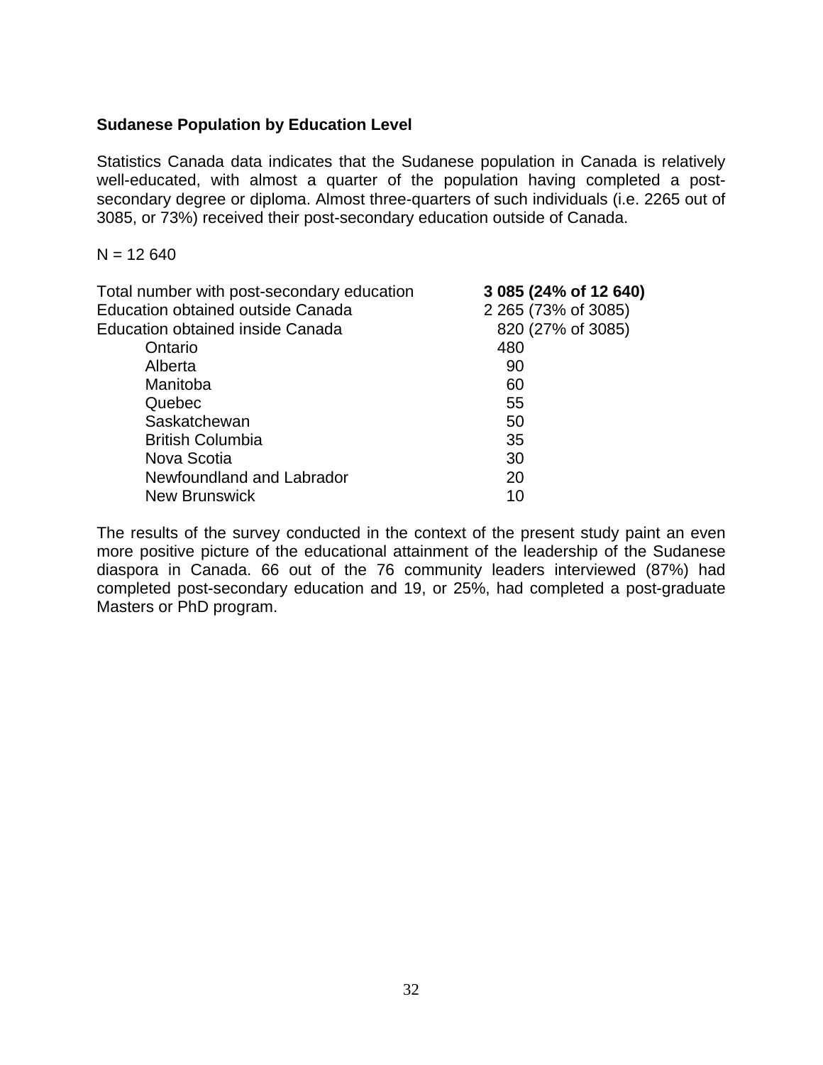**Sudanese Population by Education Level**

Statistics Canada data indicates that the Sudanese population in Canada is relatively well-educated, with almost a quarter of the population having completed a post-secondary degree or diploma. Almost three-quarters of such individuals (i.e. 2265 out of 3085, or 73%) received their post-secondary education outside of Canada.

N = 12 640

| | |
|---|---|
| Total number with post-secondary education | **3 085 (24% of 12 640)** |
| Education obtained outside Canada | 2 265 (73% of 3085) |
| Education obtained inside Canada | 820 (27% of 3085) |
| Ontario | 480 |
| Alberta | 90 |
| Manitoba | 60 |
| Quebec | 55 |
| Saskatchewan | 50 |
| British Columbia | 35 |
| Nova Scotia | 30 |
| Newfoundland and Labrador | 20 |
| New Brunswick | 10 |

The results of the survey conducted in the context of the present study paint an even more positive picture of the educational attainment of the leadership of the Sudanese diaspora in Canada. 66 out of the 76 community leaders interviewed (87%) had completed post-secondary education and 19, or 25%, had completed a post-graduate Masters or PhD program.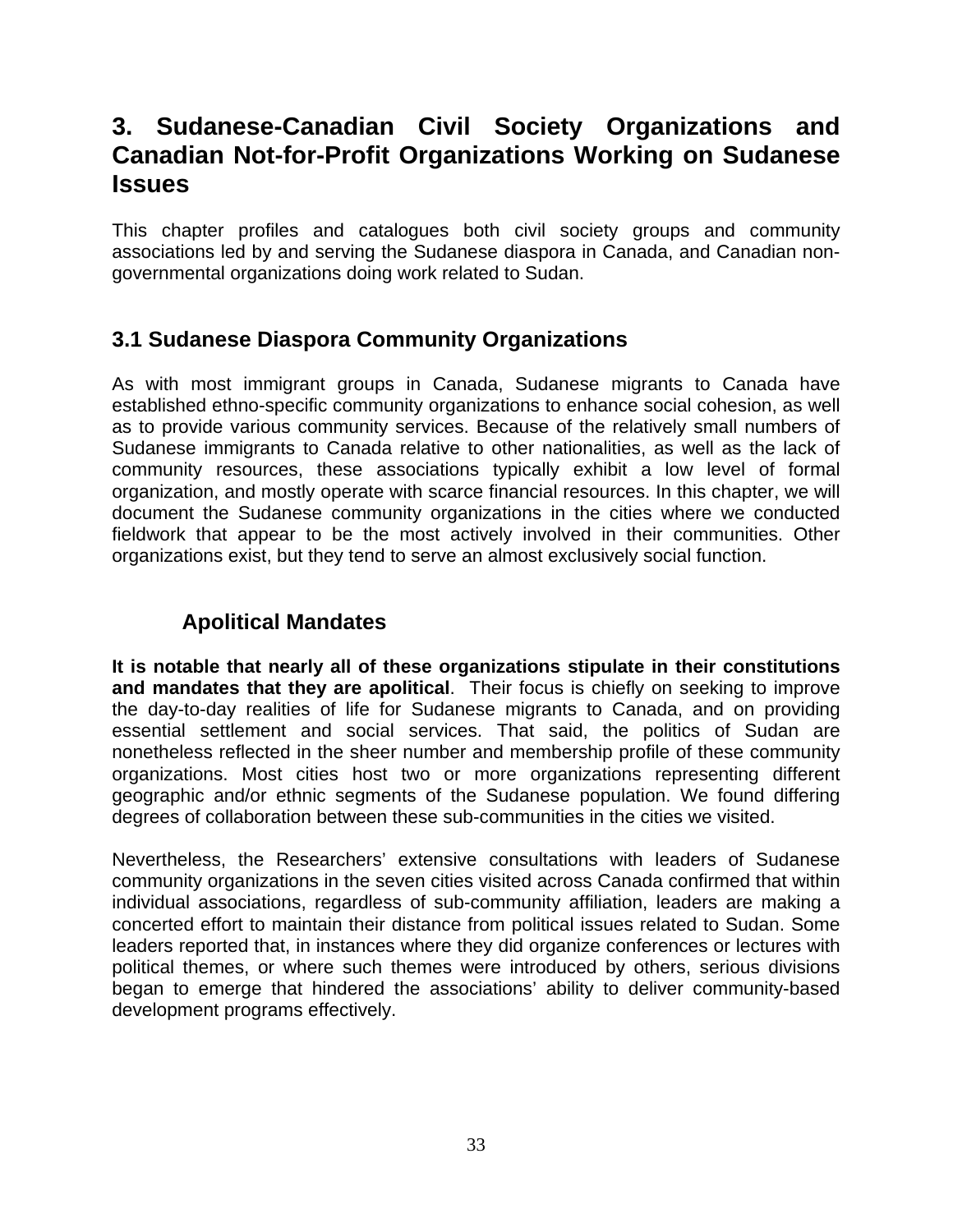# 3. Sudanese-Canadian Civil Society Organizations and Canadian Not-for-Profit Organizations Working on Sudanese Issues

This chapter profiles and catalogues both civil society groups and community associations led by and serving the Sudanese diaspora in Canada, and Canadian non-governmental organizations doing work related to Sudan.

## 3.1 Sudanese Diaspora Community Organizations

As with most immigrant groups in Canada, Sudanese migrants to Canada have established ethno-specific community organizations to enhance social cohesion, as well as to provide various community services. Because of the relatively small numbers of Sudanese immigrants to Canada relative to other nationalities, as well as the lack of community resources, these associations typically exhibit a low level of formal organization, and mostly operate with scarce financial resources. In this chapter, we will document the Sudanese community organizations in the cities where we conducted fieldwork that appear to be the most actively involved in their communities. Other organizations exist, but they tend to serve an almost exclusively social function.

### Apolitical Mandates

**It is notable that nearly all of these organizations stipulate in their constitutions and mandates that they are apolitical**. Their focus is chiefly on seeking to improve the day-to-day realities of life for Sudanese migrants to Canada, and on providing essential settlement and social services. That said, the politics of Sudan are nonetheless reflected in the sheer number and membership profile of these community organizations. Most cities host two or more organizations representing different geographic and/or ethnic segments of the Sudanese population. We found differing degrees of collaboration between these sub-communities in the cities we visited.

Nevertheless, the Researchers' extensive consultations with leaders of Sudanese community organizations in the seven cities visited across Canada confirmed that within individual associations, regardless of sub-community affiliation, leaders are making a concerted effort to maintain their distance from political issues related to Sudan. Some leaders reported that, in instances where they did organize conferences or lectures with political themes, or where such themes were introduced by others, serious divisions began to emerge that hindered the associations' ability to deliver community-based development programs effectively.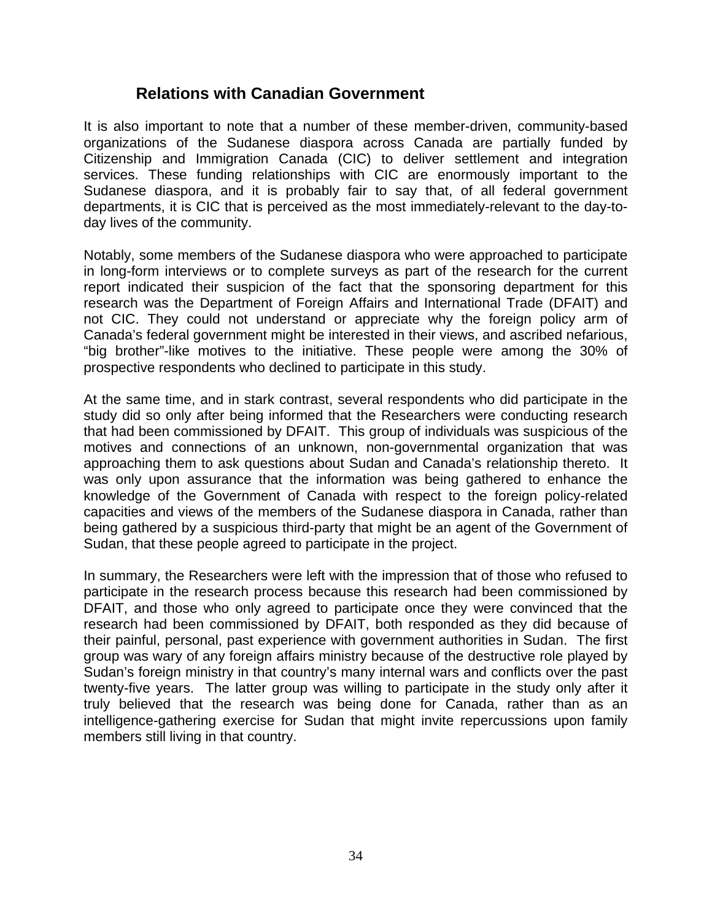## Relations with Canadian Government

It is also important to note that a number of these member-driven, community-based organizations of the Sudanese diaspora across Canada are partially funded by Citizenship and Immigration Canada (CIC) to deliver settlement and integration services. These funding relationships with CIC are enormously important to the Sudanese diaspora, and it is probably fair to say that, of all federal government departments, it is CIC that is perceived as the most immediately-relevant to the day-to-day lives of the community.

Notably, some members of the Sudanese diaspora who were approached to participate in long-form interviews or to complete surveys as part of the research for the current report indicated their suspicion of the fact that the sponsoring department for this research was the Department of Foreign Affairs and International Trade (DFAIT) and not CIC. They could not understand or appreciate why the foreign policy arm of Canada's federal government might be interested in their views, and ascribed nefarious, "big brother"-like motives to the initiative. These people were among the 30% of prospective respondents who declined to participate in this study.

At the same time, and in stark contrast, several respondents who did participate in the study did so only after being informed that the Researchers were conducting research that had been commissioned by DFAIT. This group of individuals was suspicious of the motives and connections of an unknown, non-governmental organization that was approaching them to ask questions about Sudan and Canada's relationship thereto. It was only upon assurance that the information was being gathered to enhance the knowledge of the Government of Canada with respect to the foreign policy-related capacities and views of the members of the Sudanese diaspora in Canada, rather than being gathered by a suspicious third-party that might be an agent of the Government of Sudan, that these people agreed to participate in the project.

In summary, the Researchers were left with the impression that of those who refused to participate in the research process because this research had been commissioned by DFAIT, and those who only agreed to participate once they were convinced that the research had been commissioned by DFAIT, both responded as they did because of their painful, personal, past experience with government authorities in Sudan. The first group was wary of any foreign affairs ministry because of the destructive role played by Sudan's foreign ministry in that country's many internal wars and conflicts over the past twenty-five years. The latter group was willing to participate in the study only after it truly believed that the research was being done for Canada, rather than as an intelligence-gathering exercise for Sudan that might invite repercussions upon family members still living in that country.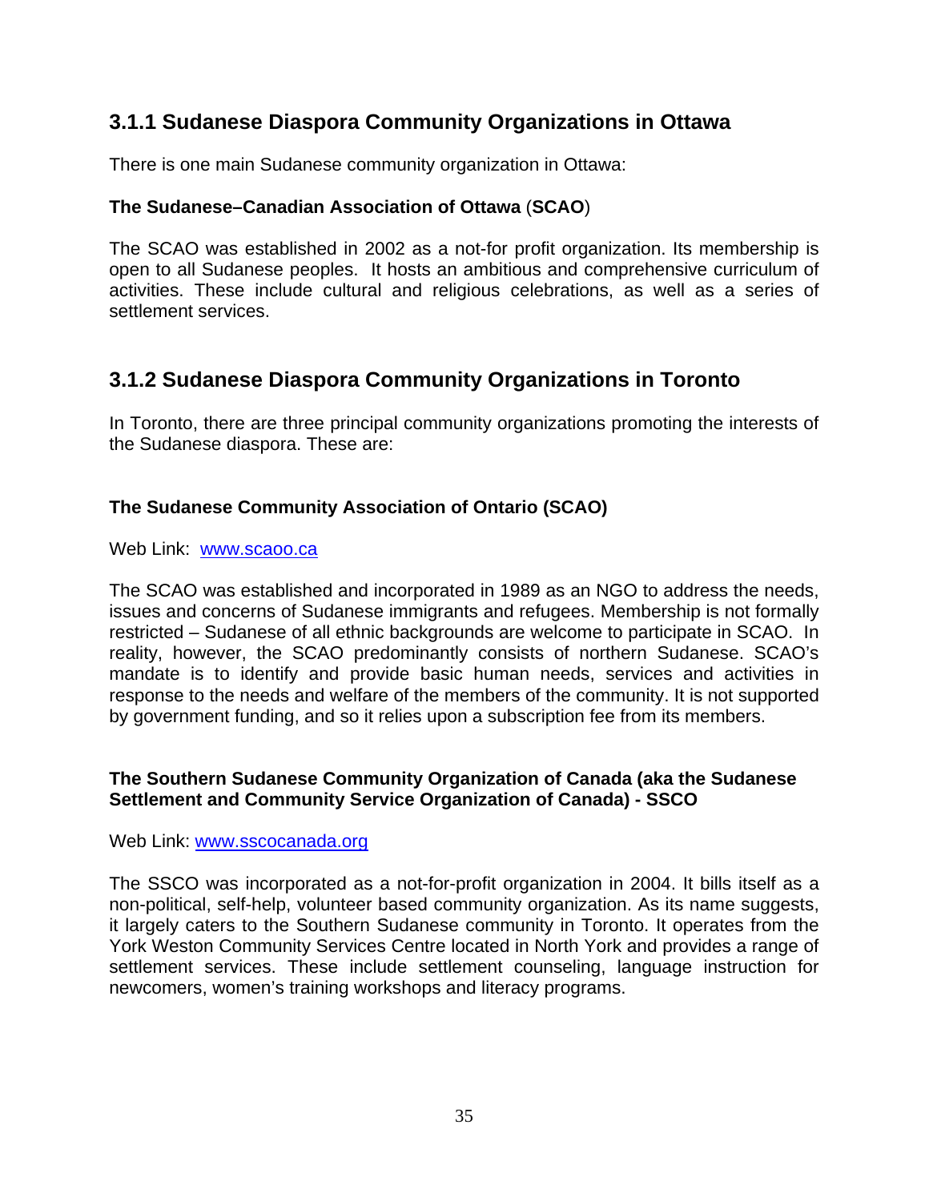### 3.1.1 Sudanese Diaspora Community Organizations in Ottawa

There is one main Sudanese community organization in Ottawa:

**The Sudanese–Canadian Association of Ottawa** (**SCAO**)

The SCAO was established in 2002 as a not-for profit organization. Its membership is open to all Sudanese peoples. It hosts an ambitious and comprehensive curriculum of activities. These include cultural and religious celebrations, as well as a series of settlement services.

### 3.1.2 Sudanese Diaspora Community Organizations in Toronto

In Toronto, there are three principal community organizations promoting the interests of the Sudanese diaspora. These are:

**The Sudanese Community Association of Ontario (SCAO)**

Web Link: www.scaoo.ca

The SCAO was established and incorporated in 1989 as an NGO to address the needs, issues and concerns of Sudanese immigrants and refugees. Membership is not formally restricted – Sudanese of all ethnic backgrounds are welcome to participate in SCAO. In reality, however, the SCAO predominantly consists of northern Sudanese. SCAO's mandate is to identify and provide basic human needs, services and activities in response to the needs and welfare of the members of the community. It is not supported by government funding, and so it relies upon a subscription fee from its members.

**The Southern Sudanese Community Organization of Canada (aka the Sudanese Settlement and Community Service Organization of Canada) - SSCO**

Web Link: www.sscocanada.org

The SSCO was incorporated as a not-for-profit organization in 2004. It bills itself as a non-political, self-help, volunteer based community organization. As its name suggests, it largely caters to the Southern Sudanese community in Toronto. It operates from the York Weston Community Services Centre located in North York and provides a range of settlement services. These include settlement counseling, language instruction for newcomers, women's training workshops and literacy programs.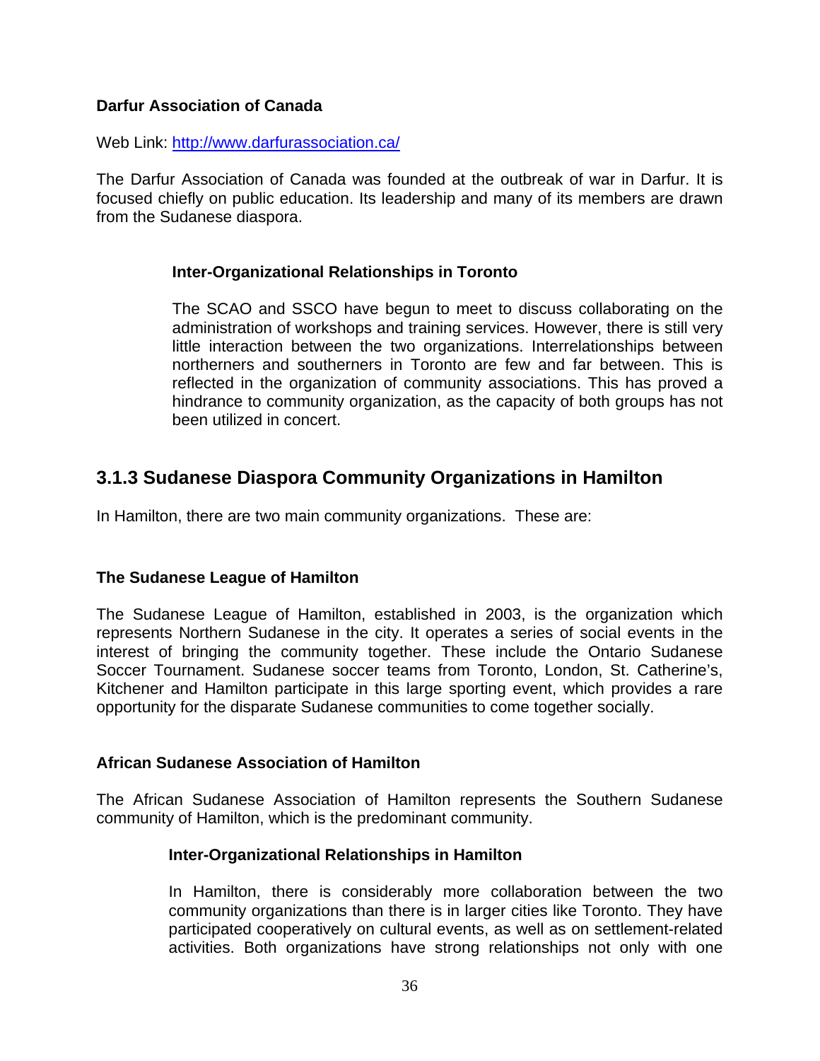**Darfur Association of Canada**

Web Link: http://www.darfurassociation.ca/

The Darfur Association of Canada was founded at the outbreak of war in Darfur. It is focused chiefly on public education. Its leadership and many of its members are drawn from the Sudanese diaspora.

**Inter-Organizational Relationships in Toronto**

The SCAO and SSCO have begun to meet to discuss collaborating on the administration of workshops and training services. However, there is still very little interaction between the two organizations. Interrelationships between northerners and southerners in Toronto are few and far between. This is reflected in the organization of community associations. This has proved a hindrance to community organization, as the capacity of both groups has not been utilized in concert.

## 3.1.3 Sudanese Diaspora Community Organizations in Hamilton

In Hamilton, there are two main community organizations. These are:

**The Sudanese League of Hamilton**

The Sudanese League of Hamilton, established in 2003, is the organization which represents Northern Sudanese in the city. It operates a series of social events in the interest of bringing the community together. These include the Ontario Sudanese Soccer Tournament. Sudanese soccer teams from Toronto, London, St. Catherine's, Kitchener and Hamilton participate in this large sporting event, which provides a rare opportunity for the disparate Sudanese communities to come together socially.

**African Sudanese Association of Hamilton**

The African Sudanese Association of Hamilton represents the Southern Sudanese community of Hamilton, which is the predominant community.

**Inter-Organizational Relationships in Hamilton**

In Hamilton, there is considerably more collaboration between the two community organizations than there is in larger cities like Toronto. They have participated cooperatively on cultural events, as well as on settlement-related activities. Both organizations have strong relationships not only with one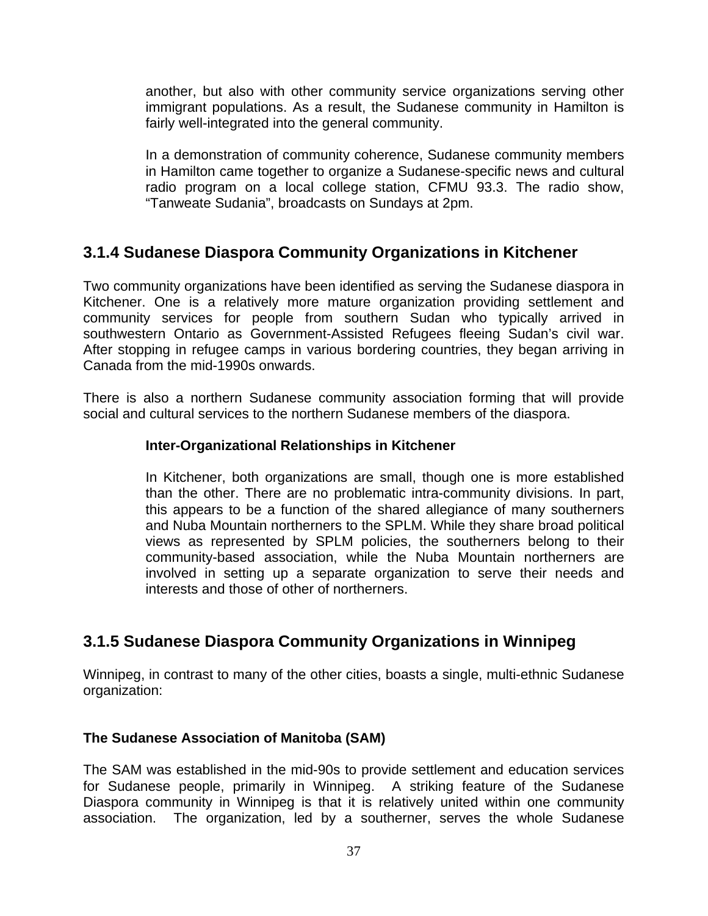another, but also with other community service organizations serving other immigrant populations. As a result, the Sudanese community in Hamilton is fairly well-integrated into the general community.

In a demonstration of community coherence, Sudanese community members in Hamilton came together to organize a Sudanese-specific news and cultural radio program on a local college station, CFMU 93.3. The radio show, "Tanweate Sudania", broadcasts on Sundays at 2pm.

### 3.1.4 Sudanese Diaspora Community Organizations in Kitchener

Two community organizations have been identified as serving the Sudanese diaspora in Kitchener. One is a relatively more mature organization providing settlement and community services for people from southern Sudan who typically arrived in southwestern Ontario as Government-Assisted Refugees fleeing Sudan's civil war. After stopping in refugee camps in various bordering countries, they began arriving in Canada from the mid-1990s onwards.

There is also a northern Sudanese community association forming that will provide social and cultural services to the northern Sudanese members of the diaspora.

**Inter-Organizational Relationships in Kitchener**

In Kitchener, both organizations are small, though one is more established than the other. There are no problematic intra-community divisions. In part, this appears to be a function of the shared allegiance of many southerners and Nuba Mountain northerners to the SPLM. While they share broad political views as represented by SPLM policies, the southerners belong to their community-based association, while the Nuba Mountain northerners are involved in setting up a separate organization to serve their needs and interests and those of other of northerners.

### 3.1.5 Sudanese Diaspora Community Organizations in Winnipeg

Winnipeg, in contrast to many of the other cities, boasts a single, multi-ethnic Sudanese organization:

**The Sudanese Association of Manitoba (SAM)**

The SAM was established in the mid-90s to provide settlement and education services for Sudanese people, primarily in Winnipeg. A striking feature of the Sudanese Diaspora community in Winnipeg is that it is relatively united within one community association. The organization, led by a southerner, serves the whole Sudanese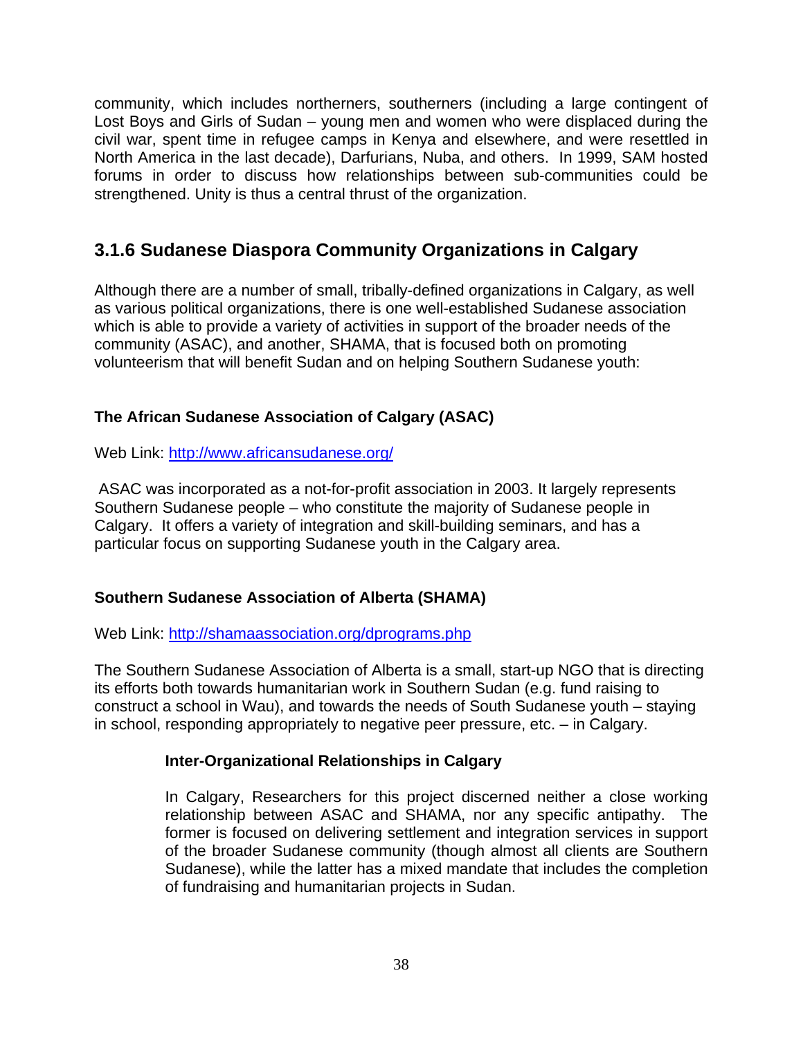community, which includes northerners, southerners (including a large contingent of Lost Boys and Girls of Sudan – young men and women who were displaced during the civil war, spent time in refugee camps in Kenya and elsewhere, and were resettled in North America in the last decade), Darfurians, Nuba, and others. In 1999, SAM hosted forums in order to discuss how relationships between sub-communities could be strengthened. Unity is thus a central thrust of the organization.

## 3.1.6 Sudanese Diaspora Community Organizations in Calgary

Although there are a number of small, tribally-defined organizations in Calgary, as well as various political organizations, there is one well-established Sudanese association which is able to provide a variety of activities in support of the broader needs of the community (ASAC), and another, SHAMA, that is focused both on promoting volunteerism that will benefit Sudan and on helping Southern Sudanese youth:

**The African Sudanese Association of Calgary (ASAC)**

Web Link: http://www.africansudanese.org/

ASAC was incorporated as a not-for-profit association in 2003. It largely represents Southern Sudanese people – who constitute the majority of Sudanese people in Calgary. It offers a variety of integration and skill-building seminars, and has a particular focus on supporting Sudanese youth in the Calgary area.

**Southern Sudanese Association of Alberta (SHAMA)**

Web Link: http://shamaassociation.org/dprograms.php

The Southern Sudanese Association of Alberta is a small, start-up NGO that is directing its efforts both towards humanitarian work in Southern Sudan (e.g. fund raising to construct a school in Wau), and towards the needs of South Sudanese youth – staying in school, responding appropriately to negative peer pressure, etc. – in Calgary.

**Inter-Organizational Relationships in Calgary**

In Calgary, Researchers for this project discerned neither a close working relationship between ASAC and SHAMA, nor any specific antipathy. The former is focused on delivering settlement and integration services in support of the broader Sudanese community (though almost all clients are Southern Sudanese), while the latter has a mixed mandate that includes the completion of fundraising and humanitarian projects in Sudan.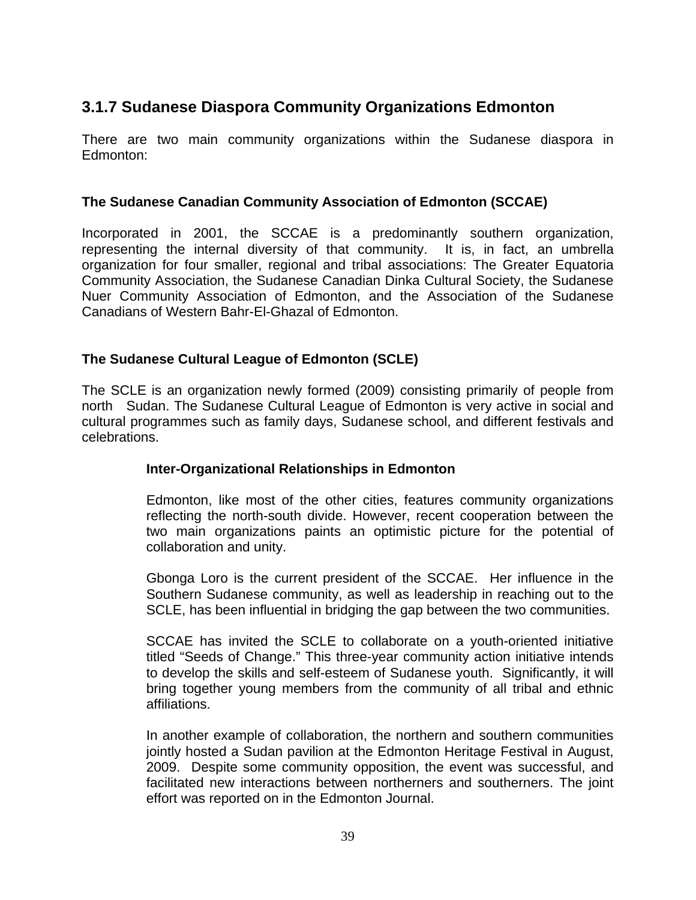## 3.1.7 Sudanese Diaspora Community Organizations Edmonton

There are two main community organizations within the Sudanese diaspora in Edmonton:

### The Sudanese Canadian Community Association of Edmonton (SCCAE)

Incorporated in 2001, the SCCAE is a predominantly southern organization, representing the internal diversity of that community. It is, in fact, an umbrella organization for four smaller, regional and tribal associations: The Greater Equatoria Community Association, the Sudanese Canadian Dinka Cultural Society, the Sudanese Nuer Community Association of Edmonton, and the Association of the Sudanese Canadians of Western Bahr-El-Ghazal of Edmonton.

### The Sudanese Cultural League of Edmonton (SCLE)

The SCLE is an organization newly formed (2009) consisting primarily of people from north Sudan. The Sudanese Cultural League of Edmonton is very active in social and cultural programmes such as family days, Sudanese school, and different festivals and celebrations.

#### Inter-Organizational Relationships in Edmonton

Edmonton, like most of the other cities, features community organizations reflecting the north-south divide. However, recent cooperation between the two main organizations paints an optimistic picture for the potential of collaboration and unity.

Gbonga Loro is the current president of the SCCAE. Her influence in the Southern Sudanese community, as well as leadership in reaching out to the SCLE, has been influential in bridging the gap between the two communities.

SCCAE has invited the SCLE to collaborate on a youth-oriented initiative titled "Seeds of Change." This three-year community action initiative intends to develop the skills and self-esteem of Sudanese youth. Significantly, it will bring together young members from the community of all tribal and ethnic affiliations.

In another example of collaboration, the northern and southern communities jointly hosted a Sudan pavilion at the Edmonton Heritage Festival in August, 2009. Despite some community opposition, the event was successful, and facilitated new interactions between northerners and southerners. The joint effort was reported on in the Edmonton Journal.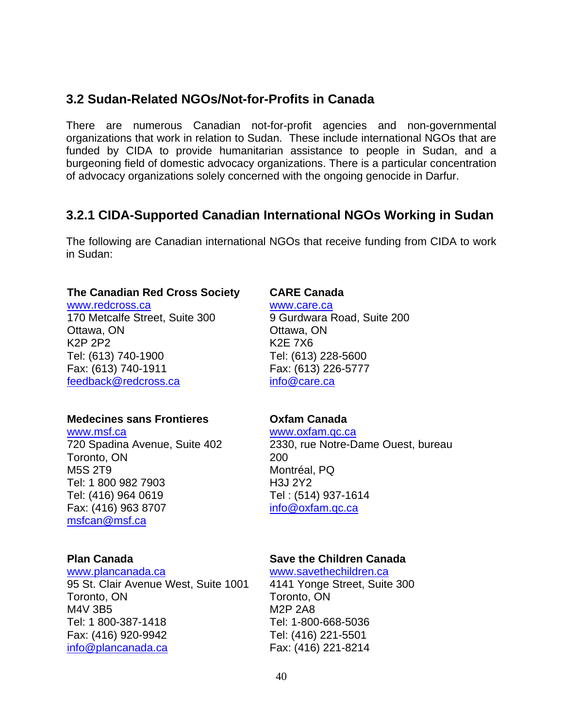## 3.2 Sudan-Related NGOs/Not-for-Profits in Canada

There are numerous Canadian not-for-profit agencies and non-governmental organizations that work in relation to Sudan. These include international NGOs that are funded by CIDA to provide humanitarian assistance to people in Sudan, and a burgeoning field of domestic advocacy organizations. There is a particular concentration of advocacy organizations solely concerned with the ongoing genocide in Darfur.

### 3.2.1 CIDA-Supported Canadian International NGOs Working in Sudan

The following are Canadian international NGOs that receive funding from CIDA to work in Sudan:

**The Canadian Red Cross Society**
www.redcross.ca
170 Metcalfe Street, Suite 300
Ottawa, ON
K2P 2P2
Tel: (613) 740-1900
Fax: (613) 740-1911
feedback@redcross.ca

**CARE Canada**
www.care.ca
9 Gurdwara Road, Suite 200
Ottawa, ON
K2E 7X6
Tel: (613) 228-5600
Fax: (613) 226-5777
info@care.ca

**Medecines sans Frontieres**
www.msf.ca
720 Spadina Avenue, Suite 402
Toronto, ON
M5S 2T9
Tel: 1 800 982 7903
Tel: (416) 964 0619
Fax: (416) 963 8707
msfcan@msf.ca

**Oxfam Canada**
www.oxfam.qc.ca
2330, rue Notre-Dame Ouest, bureau 200
Montréal, PQ
H3J 2Y2
Tel : (514) 937-1614
info@oxfam.qc.ca

**Plan Canada**
www.plancanada.ca
95 St. Clair Avenue West, Suite 1001
Toronto, ON
M4V 3B5
Tel: 1 800-387-1418
Fax: (416) 920-9942
info@plancanada.ca

**Save the Children Canada**
www.savethechildren.ca
4141 Yonge Street, Suite 300
Toronto, ON
M2P 2A8
Tel: 1-800-668-5036
Tel: (416) 221-5501
Fax: (416) 221-8214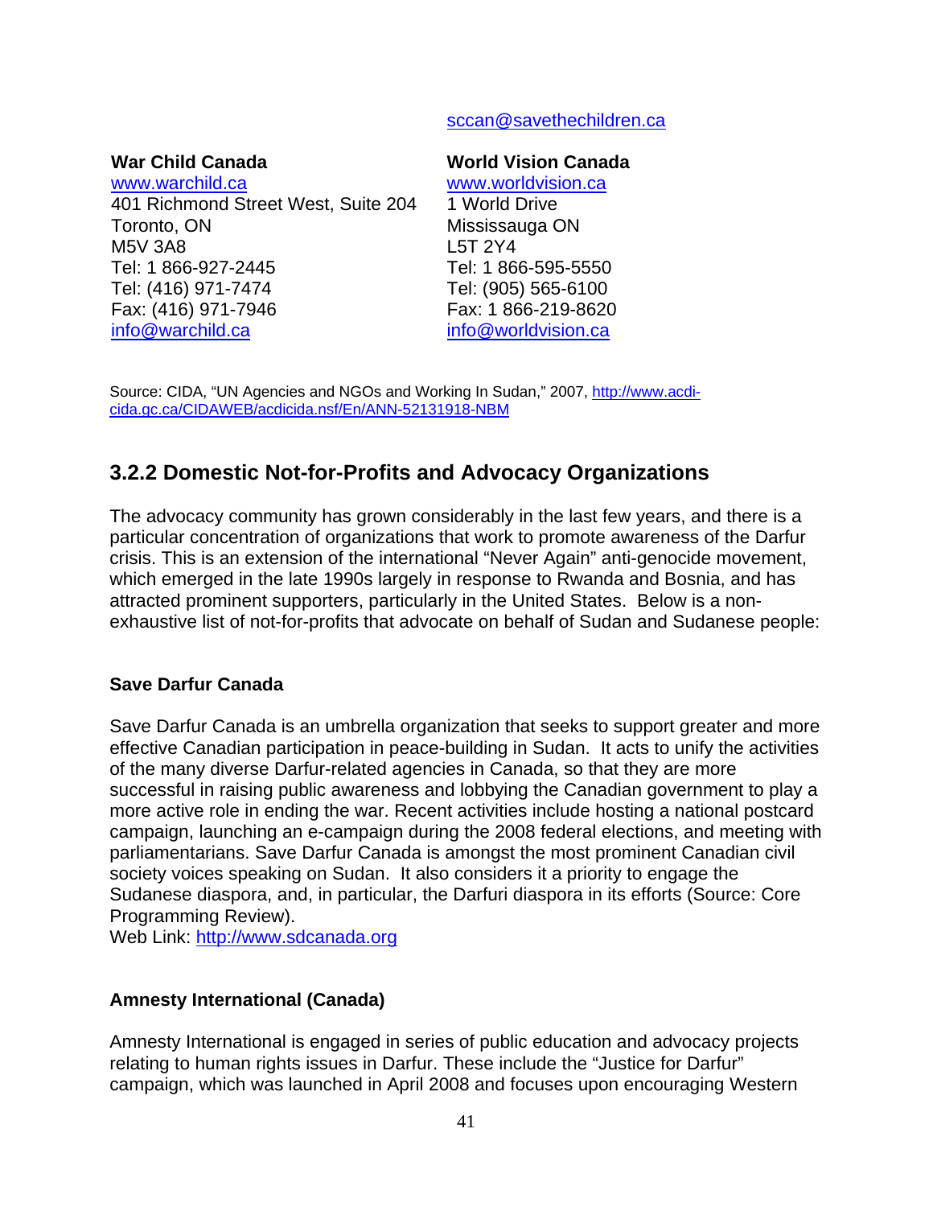sccan@savethechildren.ca

**War Child Canada**
www.warchild.ca
401 Richmond Street West, Suite 204
Toronto, ON
M5V 3A8
Tel: 1 866-927-2445
Tel: (416) 971-7474
Fax: (416) 971-7946
info@warchild.ca

**World Vision Canada**
www.worldvision.ca
1 World Drive
Mississauga ON
L5T 2Y4
Tel: 1 866-595-5550
Tel: (905) 565-6100
Fax: 1 866-219-8620
info@worldvision.ca

Source: CIDA, "UN Agencies and NGOs and Working In Sudan," 2007, http://www.acdi-cida.gc.ca/CIDAWEB/acdicida.nsf/En/ANN-52131918-NBM

## 3.2.2 Domestic Not-for-Profits and Advocacy Organizations

The advocacy community has grown considerably in the last few years, and there is a particular concentration of organizations that work to promote awareness of the Darfur crisis. This is an extension of the international "Never Again" anti-genocide movement, which emerged in the late 1990s largely in response to Rwanda and Bosnia, and has attracted prominent supporters, particularly in the United States. Below is a non-exhaustive list of not-for-profits that advocate on behalf of Sudan and Sudanese people:

**Save Darfur Canada**

Save Darfur Canada is an umbrella organization that seeks to support greater and more effective Canadian participation in peace-building in Sudan. It acts to unify the activities of the many diverse Darfur-related agencies in Canada, so that they are more successful in raising public awareness and lobbying the Canadian government to play a more active role in ending the war. Recent activities include hosting a national postcard campaign, launching an e-campaign during the 2008 federal elections, and meeting with parliamentarians. Save Darfur Canada is amongst the most prominent Canadian civil society voices speaking on Sudan. It also considers it a priority to engage the Sudanese diaspora, and, in particular, the Darfuri diaspora in its efforts (Source: Core Programming Review).
Web Link: http://www.sdcanada.org

**Amnesty International (Canada)**

Amnesty International is engaged in series of public education and advocacy projects relating to human rights issues in Darfur. These include the "Justice for Darfur" campaign, which was launched in April 2008 and focuses upon encouraging Western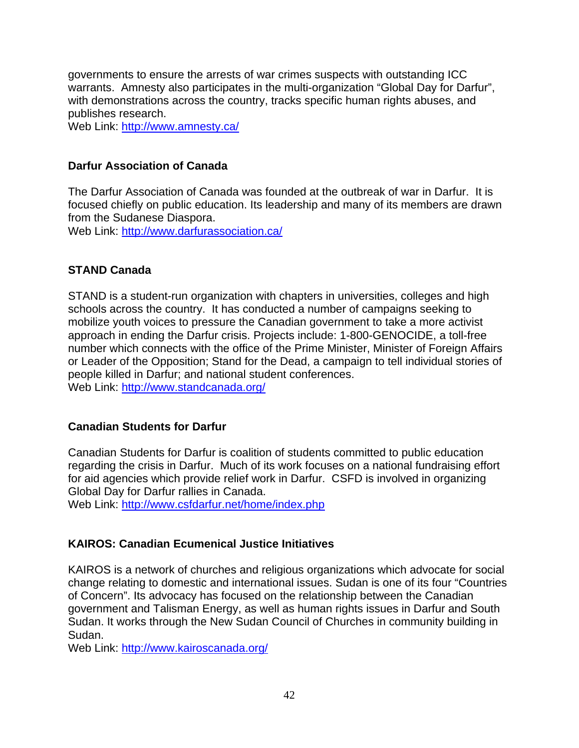governments to ensure the arrests of war crimes suspects with outstanding ICC warrants. Amnesty also participates in the multi-organization "Global Day for Darfur", with demonstrations across the country, tracks specific human rights abuses, and publishes research.
Web Link: http://www.amnesty.ca/

### Darfur Association of Canada

The Darfur Association of Canada was founded at the outbreak of war in Darfur. It is focused chiefly on public education. Its leadership and many of its members are drawn from the Sudanese Diaspora.
Web Link: http://www.darfurassociation.ca/

### STAND Canada

STAND is a student-run organization with chapters in universities, colleges and high schools across the country. It has conducted a number of campaigns seeking to mobilize youth voices to pressure the Canadian government to take a more activist approach in ending the Darfur crisis. Projects include: 1-800-GENOCIDE, a toll-free number which connects with the office of the Prime Minister, Minister of Foreign Affairs or Leader of the Opposition; Stand for the Dead, a campaign to tell individual stories of people killed in Darfur; and national student conferences.
Web Link: http://www.standcanada.org/

### Canadian Students for Darfur

Canadian Students for Darfur is coalition of students committed to public education regarding the crisis in Darfur. Much of its work focuses on a national fundraising effort for aid agencies which provide relief work in Darfur. CSFD is involved in organizing Global Day for Darfur rallies in Canada.
Web Link: http://www.csfdarfur.net/home/index.php

### KAIROS: Canadian Ecumenical Justice Initiatives

KAIROS is a network of churches and religious organizations which advocate for social change relating to domestic and international issues. Sudan is one of its four "Countries of Concern". Its advocacy has focused on the relationship between the Canadian government and Talisman Energy, as well as human rights issues in Darfur and South Sudan. It works through the New Sudan Council of Churches in community building in Sudan.
Web Link: http://www.kairoscanada.org/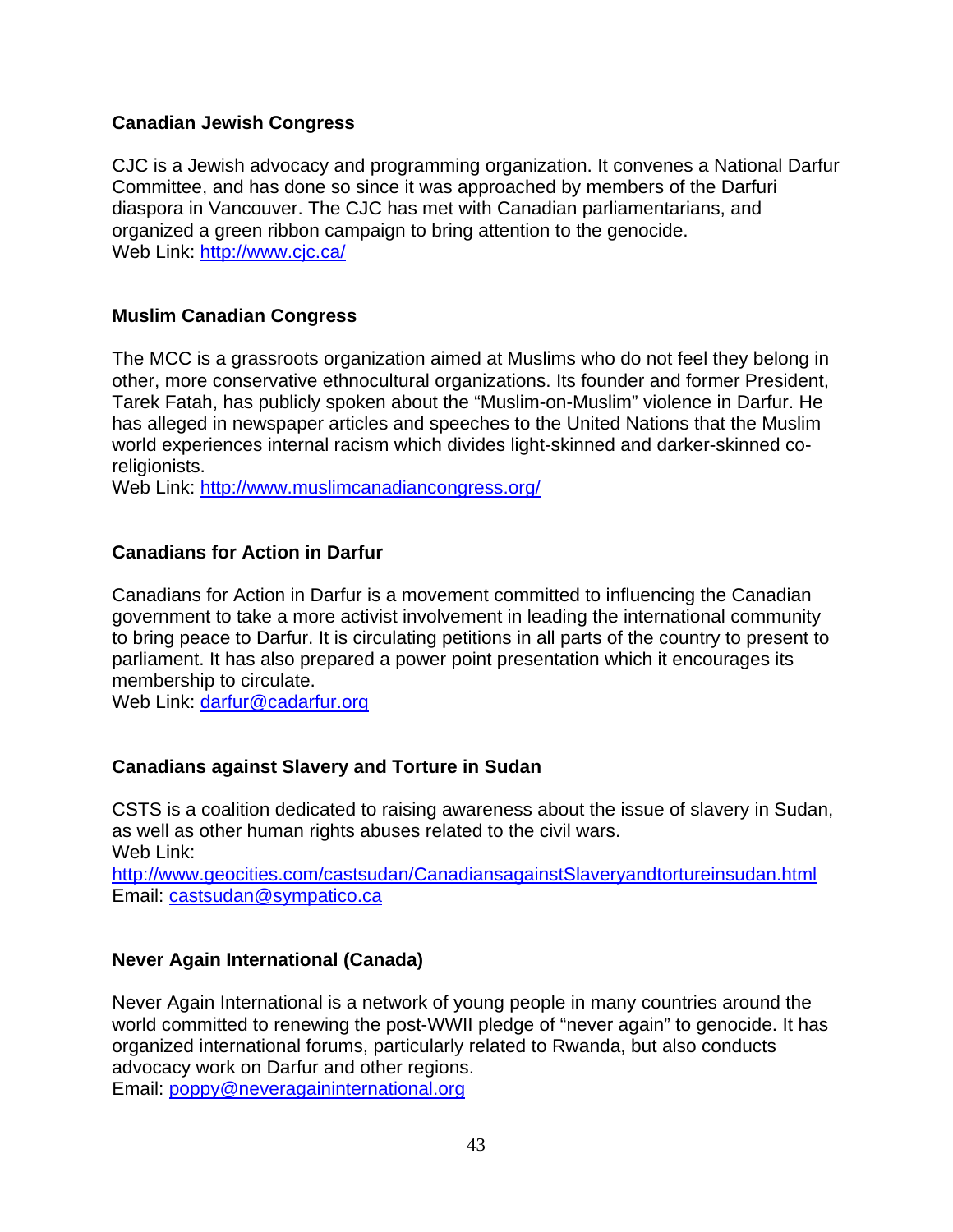**Canadian Jewish Congress**

CJC is a Jewish advocacy and programming organization. It convenes a National Darfur Committee, and has done so since it was approached by members of the Darfuri diaspora in Vancouver. The CJC has met with Canadian parliamentarians, and organized a green ribbon campaign to bring attention to the genocide.
Web Link: http://www.cjc.ca/

**Muslim Canadian Congress**

The MCC is a grassroots organization aimed at Muslims who do not feel they belong in other, more conservative ethnocultural organizations. Its founder and former President, Tarek Fatah, has publicly spoken about the "Muslim-on-Muslim" violence in Darfur. He has alleged in newspaper articles and speeches to the United Nations that the Muslim world experiences internal racism which divides light-skinned and darker-skinned co-religionists.
Web Link: http://www.muslimcanadiancongress.org/

**Canadians for Action in Darfur**

Canadians for Action in Darfur is a movement committed to influencing the Canadian government to take a more activist involvement in leading the international community to bring peace to Darfur. It is circulating petitions in all parts of the country to present to parliament. It has also prepared a power point presentation which it encourages its membership to circulate.
Web Link: darfur@cadarfur.org

**Canadians against Slavery and Torture in Sudan**

CSTS is a coalition dedicated to raising awareness about the issue of slavery in Sudan, as well as other human rights abuses related to the civil wars.
Web Link:
http://www.geocities.com/castsudan/CanadiansagainstSlaveryandtortureinsudan.html
Email: castsudan@sympatico.ca

**Never Again International (Canada)**

Never Again International is a network of young people in many countries around the world committed to renewing the post-WWII pledge of "never again" to genocide. It has organized international forums, particularly related to Rwanda, but also conducts advocacy work on Darfur and other regions.
Email: poppy@neveragaininternational.org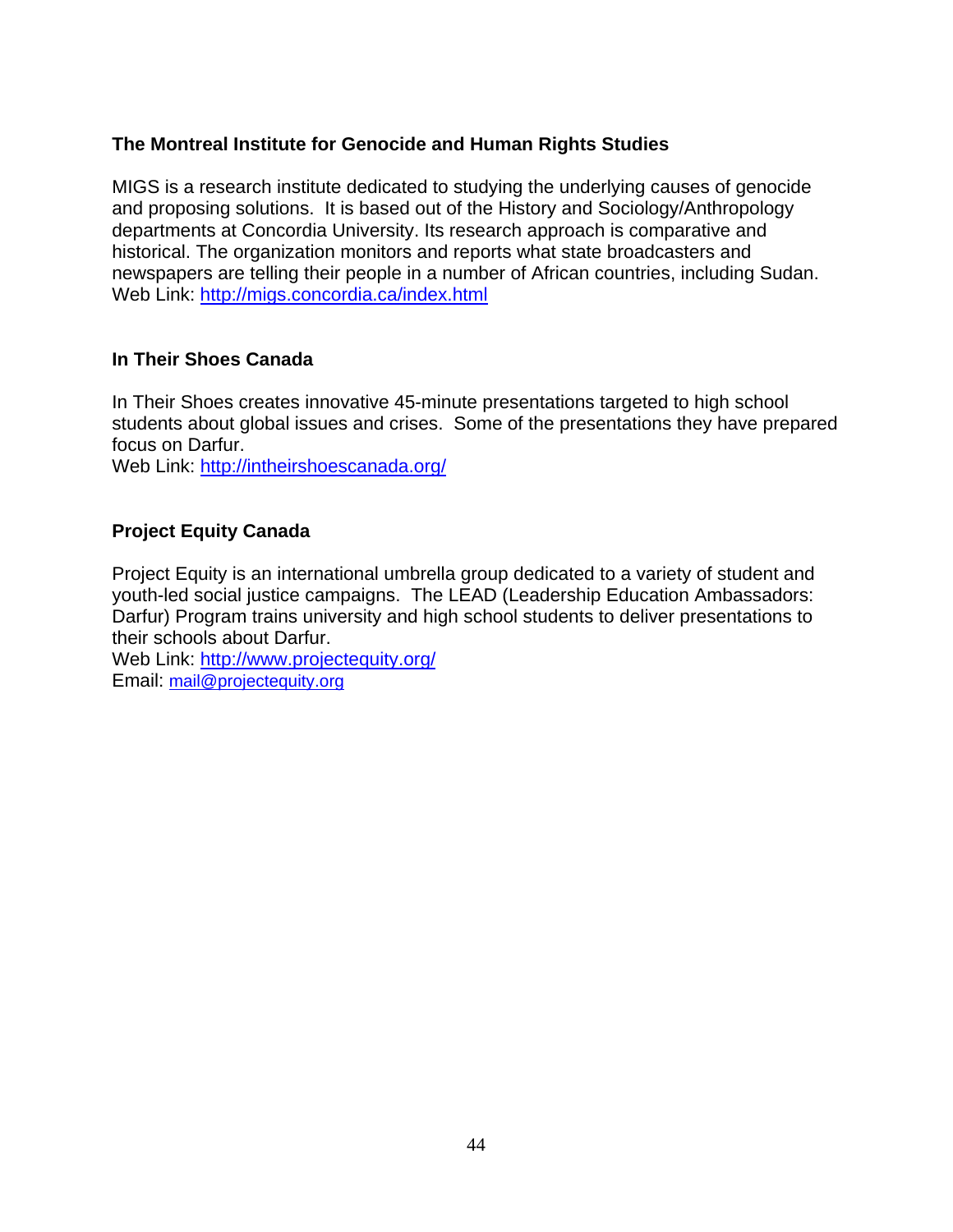### The Montreal Institute for Genocide and Human Rights Studies

MIGS is a research institute dedicated to studying the underlying causes of genocide and proposing solutions. It is based out of the History and Sociology/Anthropology departments at Concordia University. Its research approach is comparative and historical. The organization monitors and reports what state broadcasters and newspapers are telling their people in a number of African countries, including Sudan.
Web Link: http://migs.concordia.ca/index.html

### In Their Shoes Canada

In Their Shoes creates innovative 45-minute presentations targeted to high school students about global issues and crises. Some of the presentations they have prepared focus on Darfur.
Web Link: http://intheirshoescanada.org/

### Project Equity Canada

Project Equity is an international umbrella group dedicated to a variety of student and youth-led social justice campaigns. The LEAD (Leadership Education Ambassadors: Darfur) Program trains university and high school students to deliver presentations to their schools about Darfur.
Web Link: http://www.projectequity.org/
Email: mail@projectequity.org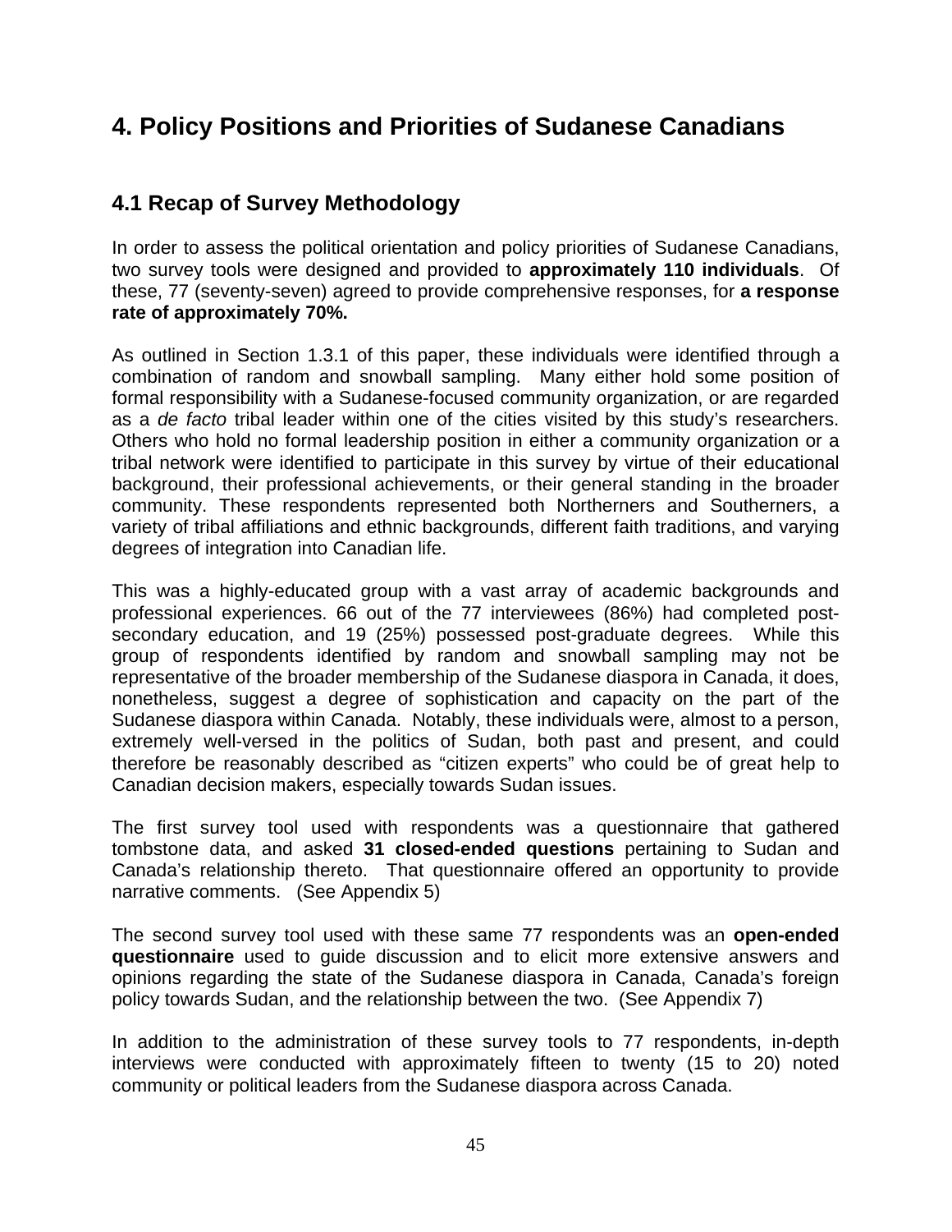# 4. Policy Positions and Priorities of Sudanese Canadians

## 4.1 Recap of Survey Methodology

In order to assess the political orientation and policy priorities of Sudanese Canadians, two survey tools were designed and provided to **approximately 110 individuals**. Of these, 77 (seventy-seven) agreed to provide comprehensive responses, for **a response rate of approximately 70%.**

As outlined in Section 1.3.1 of this paper, these individuals were identified through a combination of random and snowball sampling. Many either hold some position of formal responsibility with a Sudanese-focused community organization, or are regarded as a *de facto* tribal leader within one of the cities visited by this study's researchers. Others who hold no formal leadership position in either a community organization or a tribal network were identified to participate in this survey by virtue of their educational background, their professional achievements, or their general standing in the broader community. These respondents represented both Northerners and Southerners, a variety of tribal affiliations and ethnic backgrounds, different faith traditions, and varying degrees of integration into Canadian life.

This was a highly-educated group with a vast array of academic backgrounds and professional experiences. 66 out of the 77 interviewees (86%) had completed post-secondary education, and 19 (25%) possessed post-graduate degrees. While this group of respondents identified by random and snowball sampling may not be representative of the broader membership of the Sudanese diaspora in Canada, it does, nonetheless, suggest a degree of sophistication and capacity on the part of the Sudanese diaspora within Canada. Notably, these individuals were, almost to a person, extremely well-versed in the politics of Sudan, both past and present, and could therefore be reasonably described as "citizen experts" who could be of great help to Canadian decision makers, especially towards Sudan issues.

The first survey tool used with respondents was a questionnaire that gathered tombstone data, and asked **31 closed-ended questions** pertaining to Sudan and Canada's relationship thereto. That questionnaire offered an opportunity to provide narrative comments. (See Appendix 5)

The second survey tool used with these same 77 respondents was an **open-ended questionnaire** used to guide discussion and to elicit more extensive answers and opinions regarding the state of the Sudanese diaspora in Canada, Canada's foreign policy towards Sudan, and the relationship between the two. (See Appendix 7)

In addition to the administration of these survey tools to 77 respondents, in-depth interviews were conducted with approximately fifteen to twenty (15 to 20) noted community or political leaders from the Sudanese diaspora across Canada.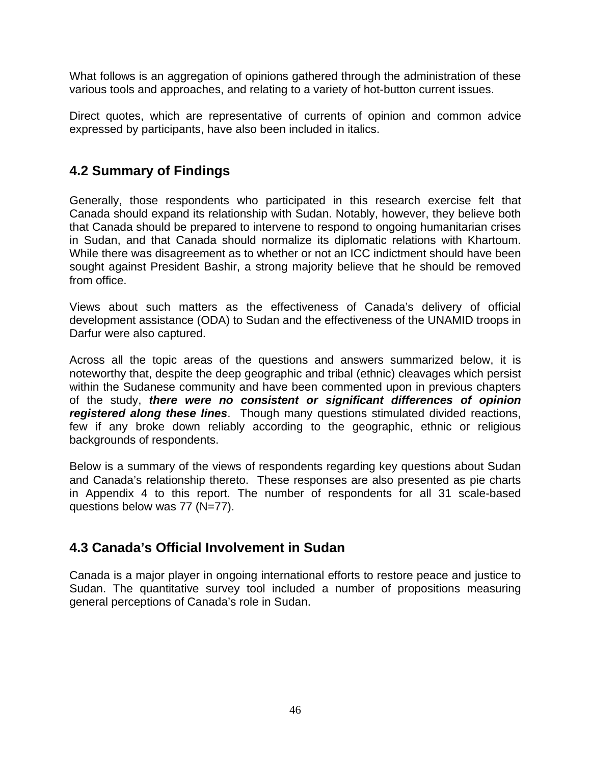What follows is an aggregation of opinions gathered through the administration of these various tools and approaches, and relating to a variety of hot-button current issues.

Direct quotes, which are representative of currents of opinion and common advice expressed by participants, have also been included in italics.

## 4.2 Summary of Findings

Generally, those respondents who participated in this research exercise felt that Canada should expand its relationship with Sudan. Notably, however, they believe both that Canada should be prepared to intervene to respond to ongoing humanitarian crises in Sudan, and that Canada should normalize its diplomatic relations with Khartoum. While there was disagreement as to whether or not an ICC indictment should have been sought against President Bashir, a strong majority believe that he should be removed from office.

Views about such matters as the effectiveness of Canada's delivery of official development assistance (ODA) to Sudan and the effectiveness of the UNAMID troops in Darfur were also captured.

Across all the topic areas of the questions and answers summarized below, it is noteworthy that, despite the deep geographic and tribal (ethnic) cleavages which persist within the Sudanese community and have been commented upon in previous chapters of the study, ***there were no consistent or significant differences of opinion registered along these lines***. Though many questions stimulated divided reactions, few if any broke down reliably according to the geographic, ethnic or religious backgrounds of respondents.

Below is a summary of the views of respondents regarding key questions about Sudan and Canada's relationship thereto. These responses are also presented as pie charts in Appendix 4 to this report. The number of respondents for all 31 scale-based questions below was 77 (N=77).

## 4.3 Canada's Official Involvement in Sudan

Canada is a major player in ongoing international efforts to restore peace and justice to Sudan. The quantitative survey tool included a number of propositions measuring general perceptions of Canada's role in Sudan.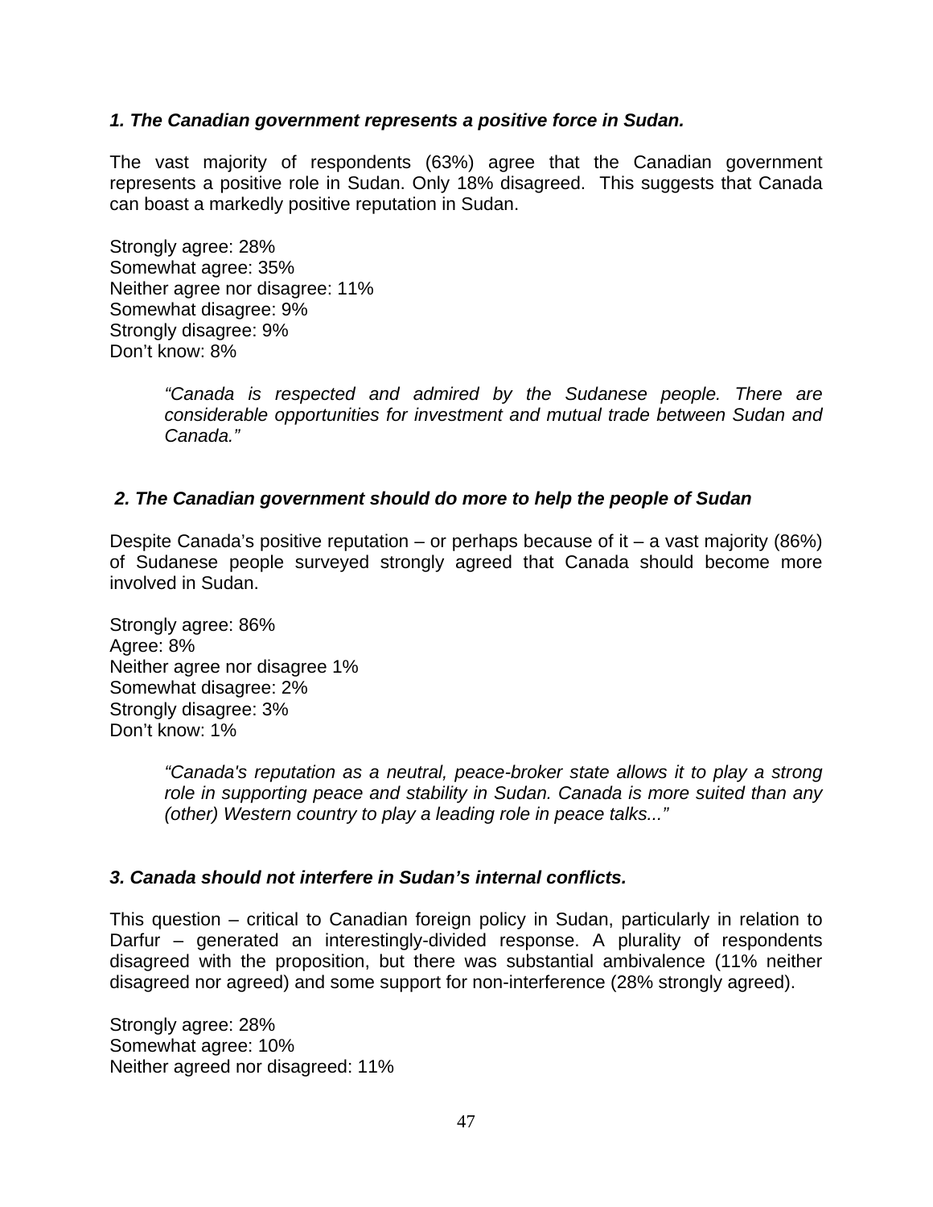***1. The Canadian government represents a positive force in Sudan.***

The vast majority of respondents (63%) agree that the Canadian government represents a positive role in Sudan. Only 18% disagreed. This suggests that Canada can boast a markedly positive reputation in Sudan.

Strongly agree: 28%
Somewhat agree: 35%
Neither agree nor disagree: 11%
Somewhat disagree: 9%
Strongly disagree: 9%
Don't know: 8%

> *"Canada is respected and admired by the Sudanese people. There are considerable opportunities for investment and mutual trade between Sudan and Canada."*

***2. The Canadian government should do more to help the people of Sudan***

Despite Canada's positive reputation – or perhaps because of it – a vast majority (86%) of Sudanese people surveyed strongly agreed that Canada should become more involved in Sudan.

Strongly agree: 86%
Agree: 8%
Neither agree nor disagree 1%
Somewhat disagree: 2%
Strongly disagree: 3%
Don't know: 1%

> *"Canada's reputation as a neutral, peace-broker state allows it to play a strong role in supporting peace and stability in Sudan. Canada is more suited than any (other) Western country to play a leading role in peace talks..."*

***3. Canada should not interfere in Sudan's internal conflicts.***

This question – critical to Canadian foreign policy in Sudan, particularly in relation to Darfur – generated an interestingly-divided response. A plurality of respondents disagreed with the proposition, but there was substantial ambivalence (11% neither disagreed nor agreed) and some support for non-interference (28% strongly agreed).

Strongly agree: 28%
Somewhat agree: 10%
Neither agreed nor disagreed: 11%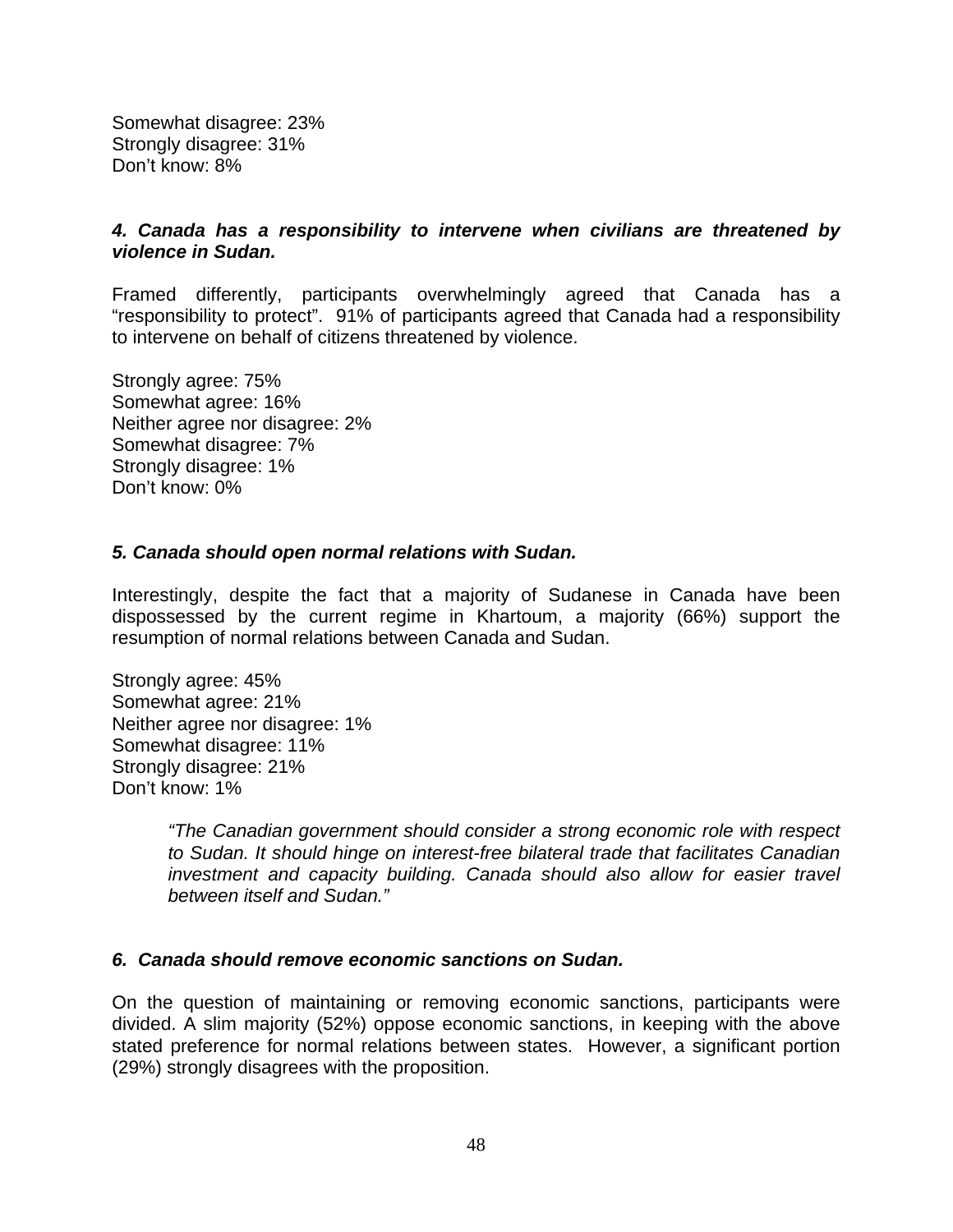Somewhat disagree: 23%
Strongly disagree: 31%
Don't know: 8%

***4. Canada has a responsibility to intervene when civilians are threatened by violence in Sudan.***

Framed differently, participants overwhelmingly agreed that Canada has a "responsibility to protect". 91% of participants agreed that Canada had a responsibility to intervene on behalf of citizens threatened by violence.

Strongly agree: 75%
Somewhat agree: 16%
Neither agree nor disagree: 2%
Somewhat disagree: 7%
Strongly disagree: 1%
Don't know: 0%

***5. Canada should open normal relations with Sudan.***

Interestingly, despite the fact that a majority of Sudanese in Canada have been dispossessed by the current regime in Khartoum, a majority (66%) support the resumption of normal relations between Canada and Sudan.

Strongly agree: 45%
Somewhat agree: 21%
Neither agree nor disagree: 1%
Somewhat disagree: 11%
Strongly disagree: 21%
Don't know: 1%

> *"The Canadian government should consider a strong economic role with respect to Sudan. It should hinge on interest-free bilateral trade that facilitates Canadian investment and capacity building. Canada should also allow for easier travel between itself and Sudan."*

***6. Canada should remove economic sanctions on Sudan.***

On the question of maintaining or removing economic sanctions, participants were divided. A slim majority (52%) oppose economic sanctions, in keeping with the above stated preference for normal relations between states. However, a significant portion (29%) strongly disagrees with the proposition.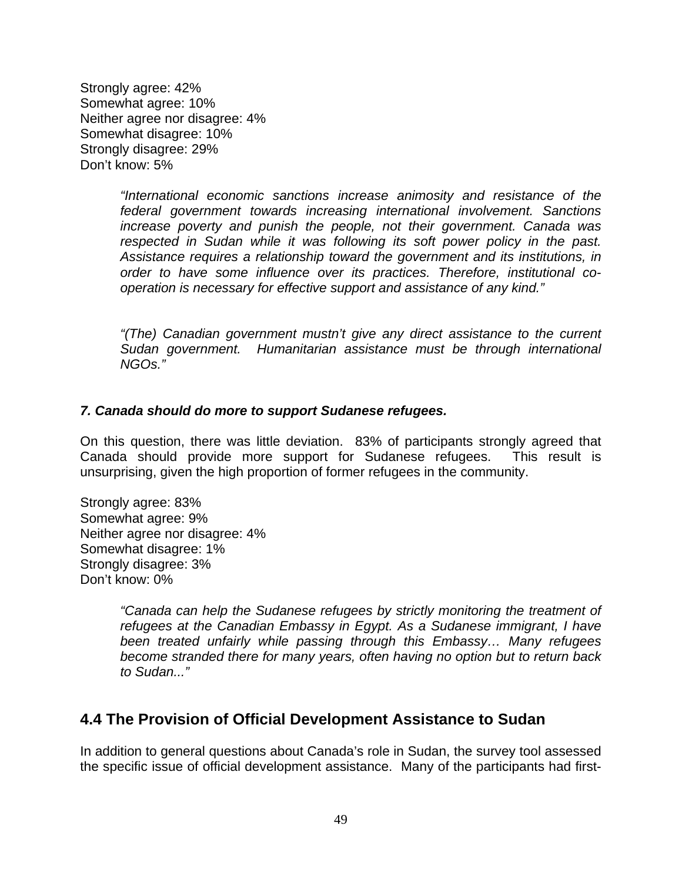Strongly agree: 42%
Somewhat agree: 10%
Neither agree nor disagree: 4%
Somewhat disagree: 10%
Strongly disagree: 29%
Don't know: 5%

> *"International economic sanctions increase animosity and resistance of the federal government towards increasing international involvement. Sanctions increase poverty and punish the people, not their government. Canada was respected in Sudan while it was following its soft power policy in the past. Assistance requires a relationship toward the government and its institutions, in order to have some influence over its practices. Therefore, institutional co-operation is necessary for effective support and assistance of any kind."*

> *"(The) Canadian government mustn't give any direct assistance to the current Sudan government. Humanitarian assistance must be through international NGOs."*

***7. Canada should do more to support Sudanese refugees.***

On this question, there was little deviation. 83% of participants strongly agreed that Canada should provide more support for Sudanese refugees. This result is unsurprising, given the high proportion of former refugees in the community.

Strongly agree: 83%
Somewhat agree: 9%
Neither agree nor disagree: 4%
Somewhat disagree: 1%
Strongly disagree: 3%
Don't know: 0%

> *"Canada can help the Sudanese refugees by strictly monitoring the treatment of refugees at the Canadian Embassy in Egypt. As a Sudanese immigrant, I have been treated unfairly while passing through this Embassy… Many refugees become stranded there for many years, often having no option but to return back to Sudan..."*

## 4.4 The Provision of Official Development Assistance to Sudan

In addition to general questions about Canada's role in Sudan, the survey tool assessed the specific issue of official development assistance. Many of the participants had first-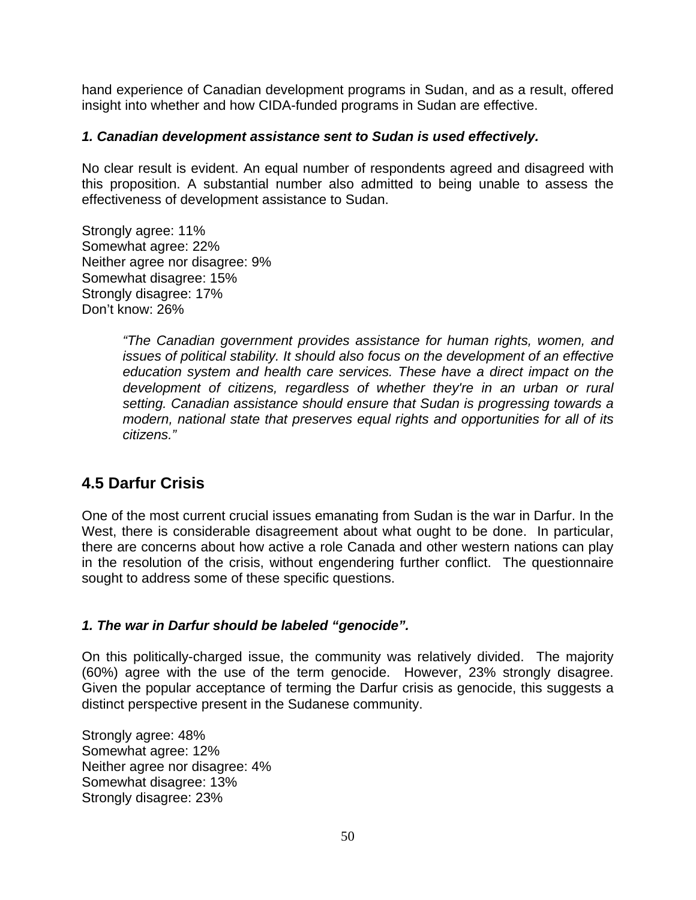hand experience of Canadian development programs in Sudan, and as a result, offered insight into whether and how CIDA-funded programs in Sudan are effective.

***1. Canadian development assistance sent to Sudan is used effectively.***

No clear result is evident. An equal number of respondents agreed and disagreed with this proposition. A substantial number also admitted to being unable to assess the effectiveness of development assistance to Sudan.

Strongly agree: 11%
Somewhat agree: 22%
Neither agree nor disagree: 9%
Somewhat disagree: 15%
Strongly disagree: 17%
Don't know: 26%

> *"The Canadian government provides assistance for human rights, women, and issues of political stability. It should also focus on the development of an effective education system and health care services. These have a direct impact on the development of citizens, regardless of whether they're in an urban or rural setting. Canadian assistance should ensure that Sudan is progressing towards a modern, national state that preserves equal rights and opportunities for all of its citizens."*

## 4.5 Darfur Crisis

One of the most current crucial issues emanating from Sudan is the war in Darfur. In the West, there is considerable disagreement about what ought to be done. In particular, there are concerns about how active a role Canada and other western nations can play in the resolution of the crisis, without engendering further conflict. The questionnaire sought to address some of these specific questions.

***1. The war in Darfur should be labeled "genocide".***

On this politically-charged issue, the community was relatively divided. The majority (60%) agree with the use of the term genocide. However, 23% strongly disagree. Given the popular acceptance of terming the Darfur crisis as genocide, this suggests a distinct perspective present in the Sudanese community.

Strongly agree: 48%
Somewhat agree: 12%
Neither agree nor disagree: 4%
Somewhat disagree: 13%
Strongly disagree: 23%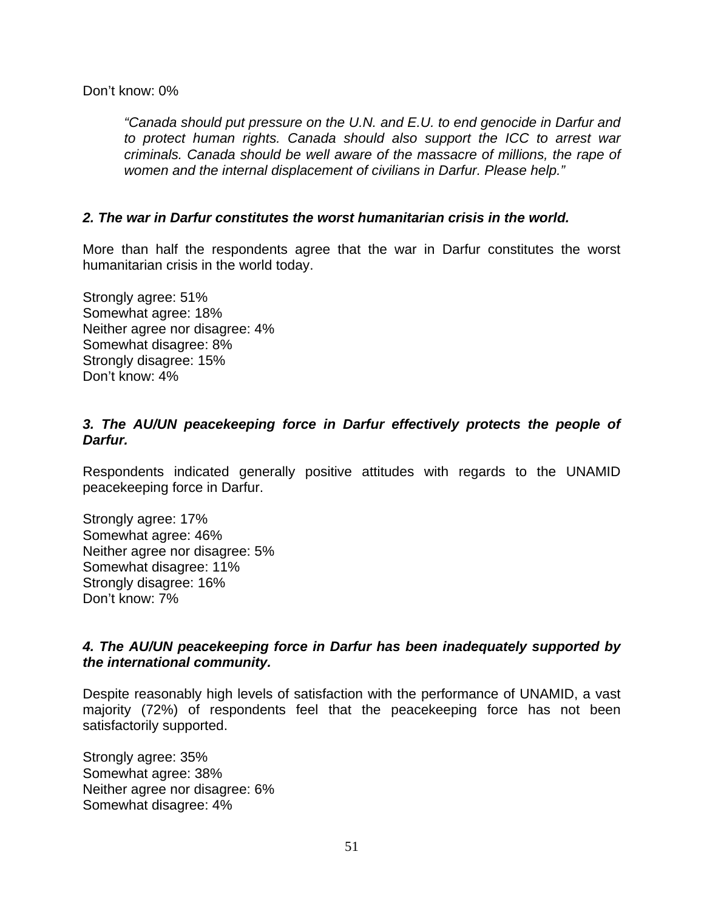Don't know: 0%

> *"Canada should put pressure on the U.N. and E.U. to end genocide in Darfur and to protect human rights. Canada should also support the ICC to arrest war criminals. Canada should be well aware of the massacre of millions, the rape of women and the internal displacement of civilians in Darfur. Please help."*

***2. The war in Darfur constitutes the worst humanitarian crisis in the world.***

More than half the respondents agree that the war in Darfur constitutes the worst humanitarian crisis in the world today.

Strongly agree: 51%
Somewhat agree: 18%
Neither agree nor disagree: 4%
Somewhat disagree: 8%
Strongly disagree: 15%
Don't know: 4%

***3. The AU/UN peacekeeping force in Darfur effectively protects the people of Darfur.***

Respondents indicated generally positive attitudes with regards to the UNAMID peacekeeping force in Darfur.

Strongly agree: 17%
Somewhat agree: 46%
Neither agree nor disagree: 5%
Somewhat disagree: 11%
Strongly disagree: 16%
Don't know: 7%

***4. The AU/UN peacekeeping force in Darfur has been inadequately supported by the international community.***

Despite reasonably high levels of satisfaction with the performance of UNAMID, a vast majority (72%) of respondents feel that the peacekeeping force has not been satisfactorily supported.

Strongly agree: 35%
Somewhat agree: 38%
Neither agree nor disagree: 6%
Somewhat disagree: 4%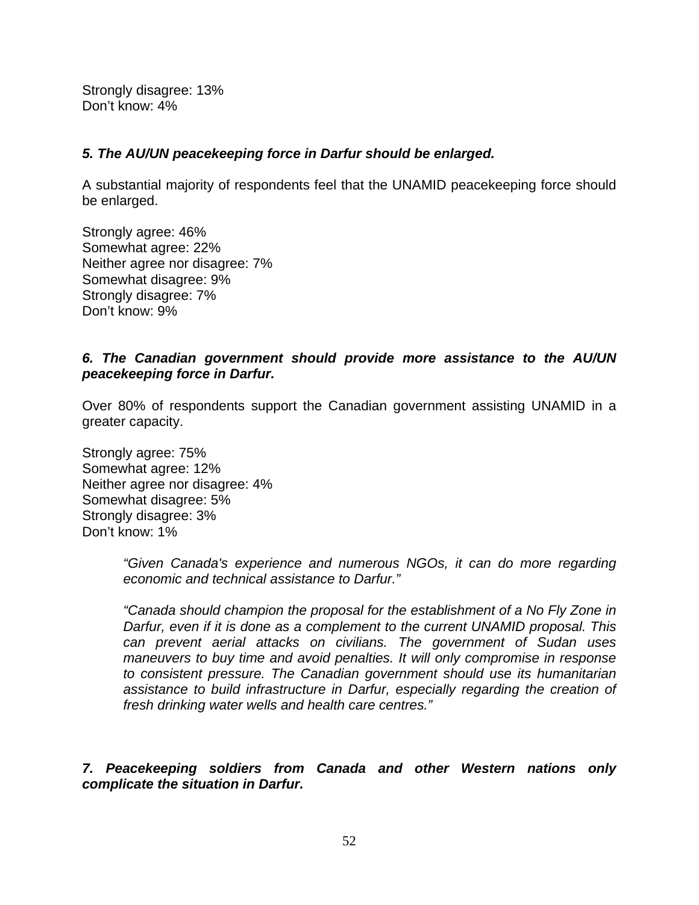Strongly disagree: 13%
Don't know: 4%

***5. The AU/UN peacekeeping force in Darfur should be enlarged.***

A substantial majority of respondents feel that the UNAMID peacekeeping force should be enlarged.

Strongly agree: 46%
Somewhat agree: 22%
Neither agree nor disagree: 7%
Somewhat disagree: 9%
Strongly disagree: 7%
Don't know: 9%

***6. The Canadian government should provide more assistance to the AU/UN peacekeeping force in Darfur.***

Over 80% of respondents support the Canadian government assisting UNAMID in a greater capacity.

Strongly agree: 75%
Somewhat agree: 12%
Neither agree nor disagree: 4%
Somewhat disagree: 5%
Strongly disagree: 3%
Don't know: 1%

> *"Given Canada's experience and numerous NGOs, it can do more regarding economic and technical assistance to Darfur."*
>
> *"Canada should champion the proposal for the establishment of a No Fly Zone in Darfur, even if it is done as a complement to the current UNAMID proposal. This can prevent aerial attacks on civilians. The government of Sudan uses maneuvers to buy time and avoid penalties. It will only compromise in response to consistent pressure. The Canadian government should use its humanitarian assistance to build infrastructure in Darfur, especially regarding the creation of fresh drinking water wells and health care centres."*

***7. Peacekeeping soldiers from Canada and other Western nations only complicate the situation in Darfur.***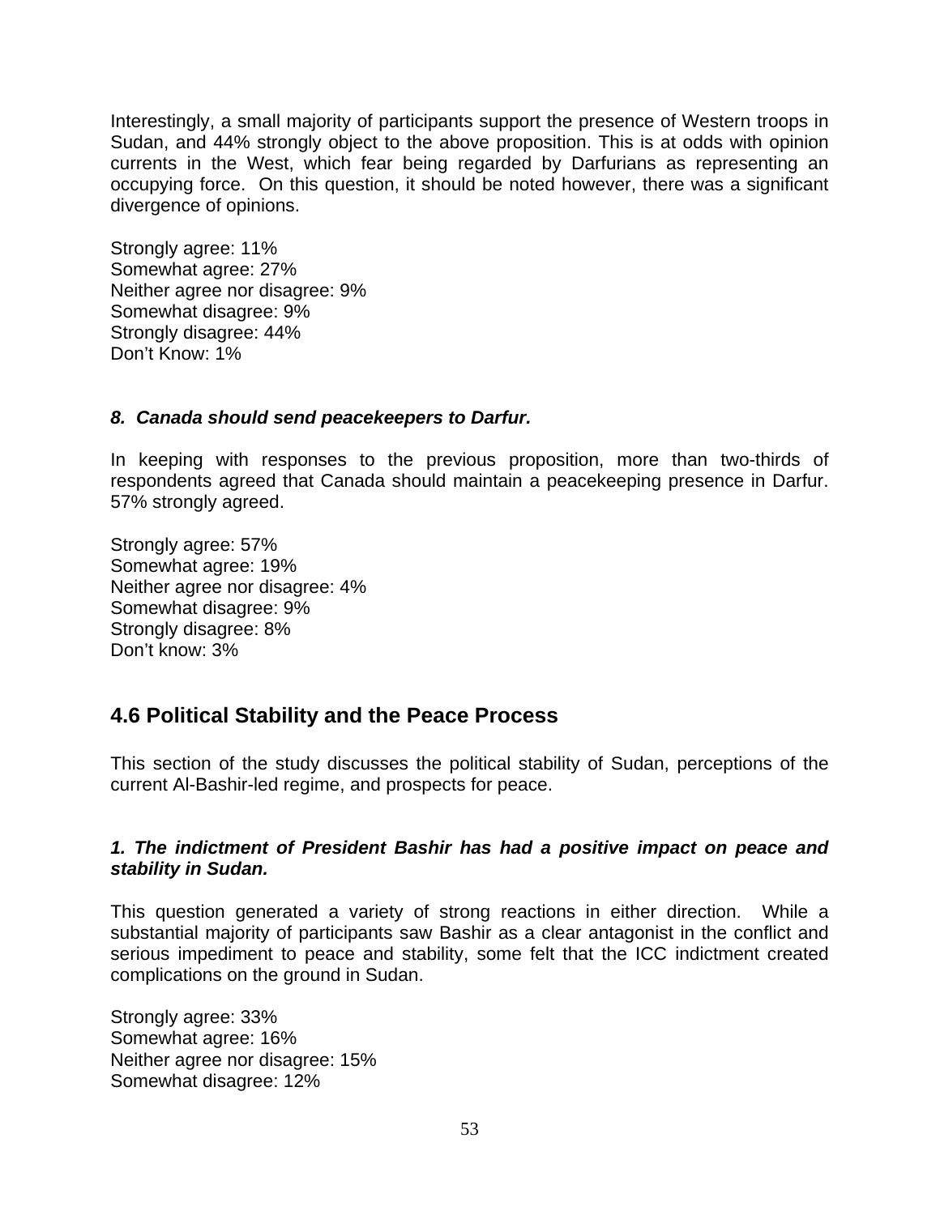Interestingly, a small majority of participants support the presence of Western troops in Sudan, and 44% strongly object to the above proposition. This is at odds with opinion currents in the West, which fear being regarded by Darfurians as representing an occupying force. On this question, it should be noted however, there was a significant divergence of opinions.

Strongly agree: 11%
Somewhat agree: 27%
Neither agree nor disagree: 9%
Somewhat disagree: 9%
Strongly disagree: 44%
Don't Know: 1%

***8. Canada should send peacekeepers to Darfur.***

In keeping with responses to the previous proposition, more than two-thirds of respondents agreed that Canada should maintain a peacekeeping presence in Darfur. 57% strongly agreed.

Strongly agree: 57%
Somewhat agree: 19%
Neither agree nor disagree: 4%
Somewhat disagree: 9%
Strongly disagree: 8%
Don't know: 3%

## 4.6 Political Stability and the Peace Process

This section of the study discusses the political stability of Sudan, perceptions of the current Al-Bashir-led regime, and prospects for peace.

***1. The indictment of President Bashir has had a positive impact on peace and stability in Sudan.***

This question generated a variety of strong reactions in either direction. While a substantial majority of participants saw Bashir as a clear antagonist in the conflict and serious impediment to peace and stability, some felt that the ICC indictment created complications on the ground in Sudan.

Strongly agree: 33%
Somewhat agree: 16%
Neither agree nor disagree: 15%
Somewhat disagree: 12%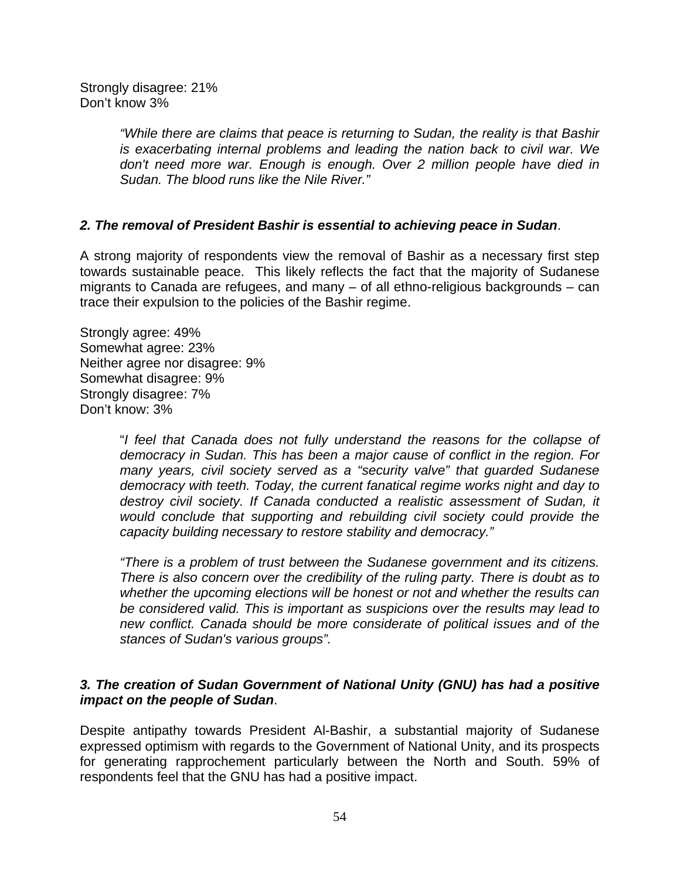Strongly disagree: 21%
Don't know 3%

> *"While there are claims that peace is returning to Sudan, the reality is that Bashir is exacerbating internal problems and leading the nation back to civil war. We don't need more war. Enough is enough. Over 2 million people have died in Sudan. The blood runs like the Nile River."*

***2. The removal of President Bashir is essential to achieving peace in Sudan***.

A strong majority of respondents view the removal of Bashir as a necessary first step towards sustainable peace. This likely reflects the fact that the majority of Sudanese migrants to Canada are refugees, and many – of all ethno-religious backgrounds – can trace their expulsion to the policies of the Bashir regime.

Strongly agree: 49%
Somewhat agree: 23%
Neither agree nor disagree: 9%
Somewhat disagree: 9%
Strongly disagree: 7%
Don't know: 3%

> "*I feel that Canada does not fully understand the reasons for the collapse of democracy in Sudan. This has been a major cause of conflict in the region. For many years, civil society served as a "security valve" that guarded Sudanese democracy with teeth. Today, the current fanatical regime works night and day to destroy civil society. If Canada conducted a realistic assessment of Sudan, it would conclude that supporting and rebuilding civil society could provide the capacity building necessary to restore stability and democracy."*
>
> *"There is a problem of trust between the Sudanese government and its citizens. There is also concern over the credibility of the ruling party. There is doubt as to whether the upcoming elections will be honest or not and whether the results can be considered valid. This is important as suspicions over the results may lead to new conflict. Canada should be more considerate of political issues and of the stances of Sudan's various groups".*

***3. The creation of Sudan Government of National Unity (GNU) has had a positive impact on the people of Sudan***.

Despite antipathy towards President Al-Bashir, a substantial majority of Sudanese expressed optimism with regards to the Government of National Unity, and its prospects for generating rapprochement particularly between the North and South. 59% of respondents feel that the GNU has had a positive impact.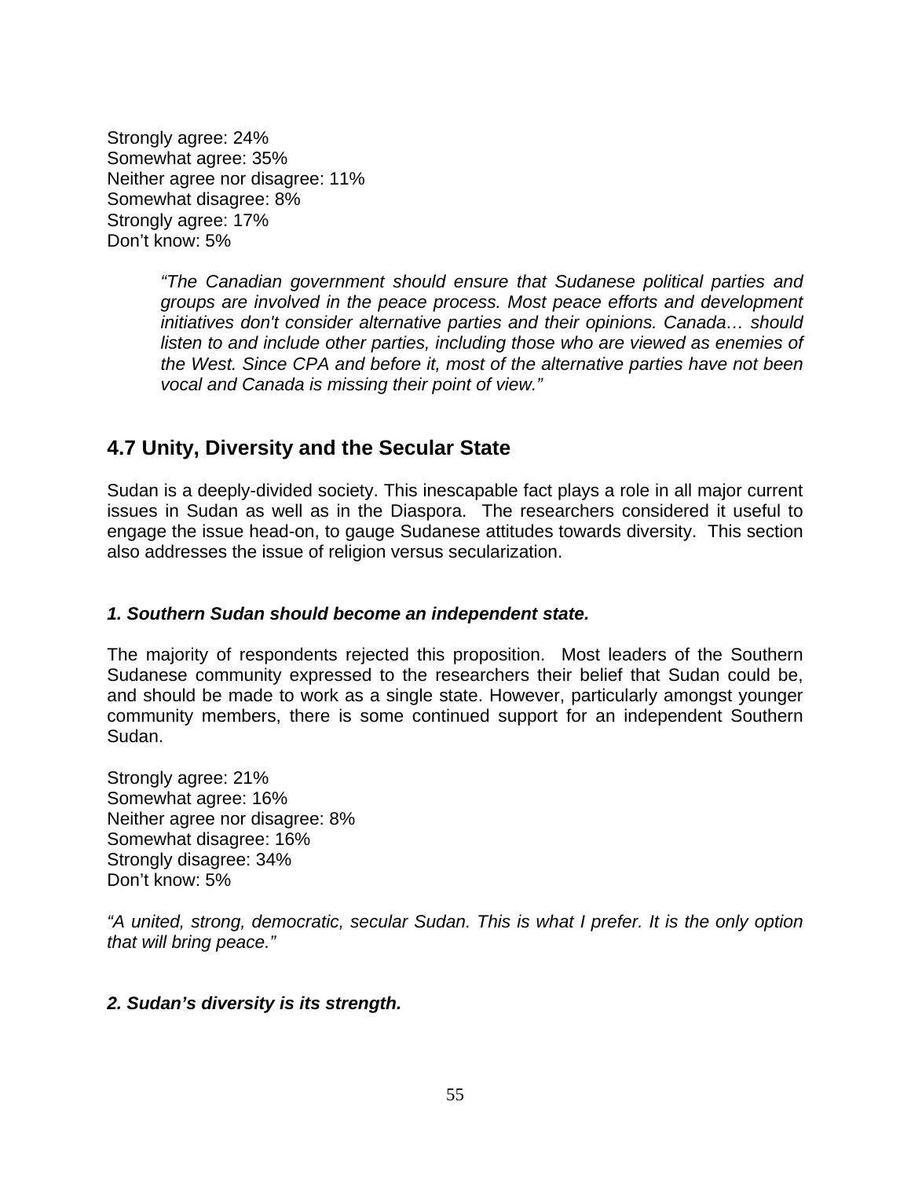Strongly agree: 24%  
Somewhat agree: 35%  
Neither agree nor disagree: 11%  
Somewhat disagree: 8%  
Strongly agree: 17%  
Don't know: 5%

> *"The Canadian government should ensure that Sudanese political parties and groups are involved in the peace process. Most peace efforts and development initiatives don't consider alternative parties and their opinions. Canada… should listen to and include other parties, including those who are viewed as enemies of the West. Since CPA and before it, most of the alternative parties have not been vocal and Canada is missing their point of view."*

## 4.7 Unity, Diversity and the Secular State

Sudan is a deeply-divided society. This inescapable fact plays a role in all major current issues in Sudan as well as in the Diaspora. The researchers considered it useful to engage the issue head-on, to gauge Sudanese attitudes towards diversity. This section also addresses the issue of religion versus secularization.

***1. Southern Sudan should become an independent state.***

The majority of respondents rejected this proposition. Most leaders of the Southern Sudanese community expressed to the researchers their belief that Sudan could be, and should be made to work as a single state. However, particularly amongst younger community members, there is some continued support for an independent Southern Sudan.

Strongly agree: 21%  
Somewhat agree: 16%  
Neither agree nor disagree: 8%  
Somewhat disagree: 16%  
Strongly disagree: 34%  
Don't know: 5%

*"A united, strong, democratic, secular Sudan. This is what I prefer. It is the only option that will bring peace."*

***2. Sudan's diversity is its strength.***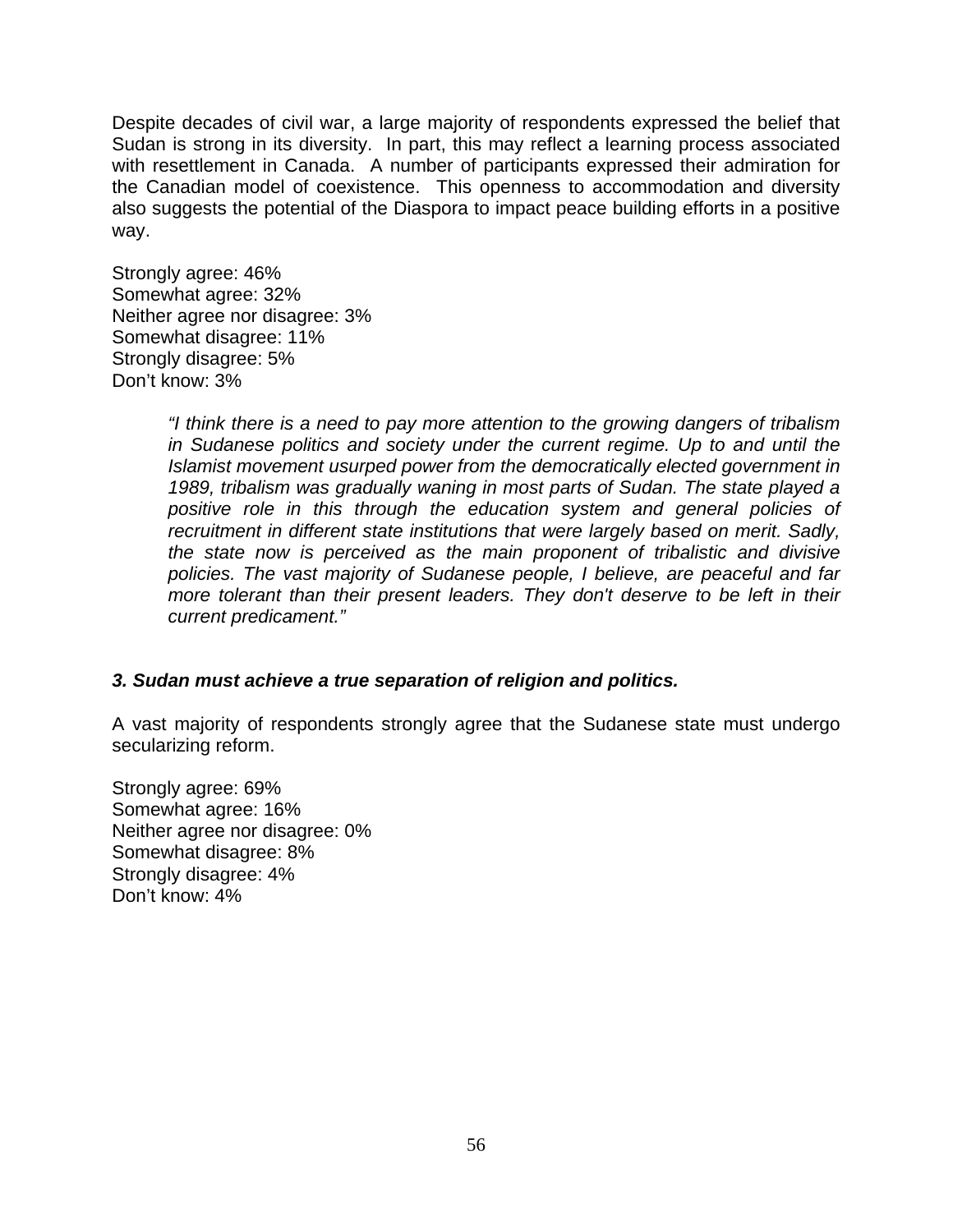Despite decades of civil war, a large majority of respondents expressed the belief that Sudan is strong in its diversity. In part, this may reflect a learning process associated with resettlement in Canada. A number of participants expressed their admiration for the Canadian model of coexistence. This openness to accommodation and diversity also suggests the potential of the Diaspora to impact peace building efforts in a positive way.

Strongly agree: 46%
Somewhat agree: 32%
Neither agree nor disagree: 3%
Somewhat disagree: 11%
Strongly disagree: 5%
Don't know: 3%

> *"I think there is a need to pay more attention to the growing dangers of tribalism in Sudanese politics and society under the current regime. Up to and until the Islamist movement usurped power from the democratically elected government in 1989, tribalism was gradually waning in most parts of Sudan. The state played a positive role in this through the education system and general policies of recruitment in different state institutions that were largely based on merit. Sadly, the state now is perceived as the main proponent of tribalistic and divisive policies. The vast majority of Sudanese people, I believe, are peaceful and far more tolerant than their present leaders. They don't deserve to be left in their current predicament."*

### *3. Sudan must achieve a true separation of religion and politics.*

A vast majority of respondents strongly agree that the Sudanese state must undergo secularizing reform.

Strongly agree: 69%
Somewhat agree: 16%
Neither agree nor disagree: 0%
Somewhat disagree: 8%
Strongly disagree: 4%
Don't know: 4%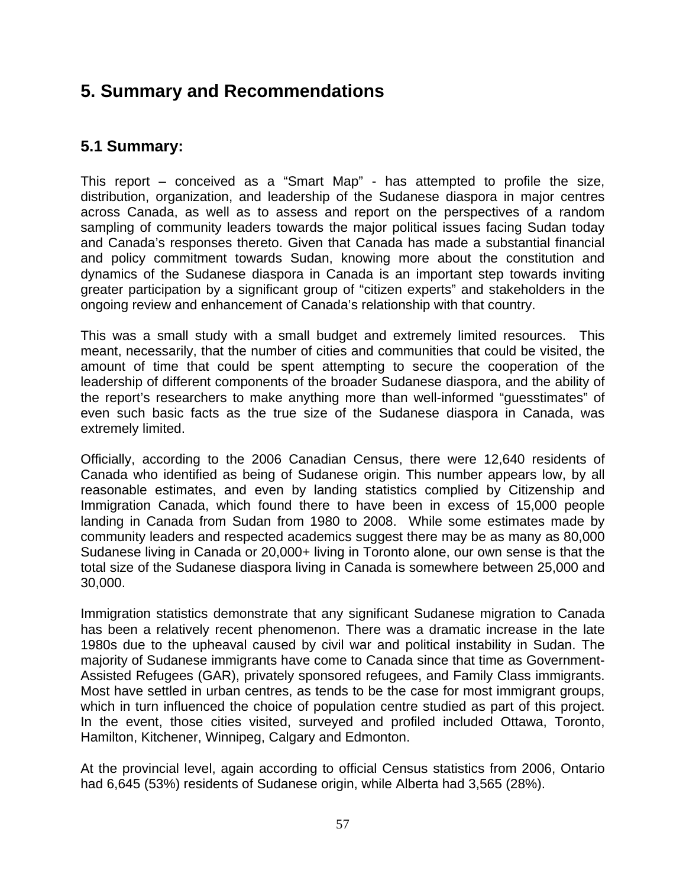# 5. Summary and Recommendations

## 5.1 Summary:

This report – conceived as a "Smart Map" - has attempted to profile the size, distribution, organization, and leadership of the Sudanese diaspora in major centres across Canada, as well as to assess and report on the perspectives of a random sampling of community leaders towards the major political issues facing Sudan today and Canada's responses thereto. Given that Canada has made a substantial financial and policy commitment towards Sudan, knowing more about the constitution and dynamics of the Sudanese diaspora in Canada is an important step towards inviting greater participation by a significant group of "citizen experts" and stakeholders in the ongoing review and enhancement of Canada's relationship with that country.

This was a small study with a small budget and extremely limited resources. This meant, necessarily, that the number of cities and communities that could be visited, the amount of time that could be spent attempting to secure the cooperation of the leadership of different components of the broader Sudanese diaspora, and the ability of the report's researchers to make anything more than well-informed "guesstimates" of even such basic facts as the true size of the Sudanese diaspora in Canada, was extremely limited.

Officially, according to the 2006 Canadian Census, there were 12,640 residents of Canada who identified as being of Sudanese origin. This number appears low, by all reasonable estimates, and even by landing statistics complied by Citizenship and Immigration Canada, which found there to have been in excess of 15,000 people landing in Canada from Sudan from 1980 to 2008. While some estimates made by community leaders and respected academics suggest there may be as many as 80,000 Sudanese living in Canada or 20,000+ living in Toronto alone, our own sense is that the total size of the Sudanese diaspora living in Canada is somewhere between 25,000 and 30,000.

Immigration statistics demonstrate that any significant Sudanese migration to Canada has been a relatively recent phenomenon. There was a dramatic increase in the late 1980s due to the upheaval caused by civil war and political instability in Sudan. The majority of Sudanese immigrants have come to Canada since that time as Government-Assisted Refugees (GAR), privately sponsored refugees, and Family Class immigrants. Most have settled in urban centres, as tends to be the case for most immigrant groups, which in turn influenced the choice of population centre studied as part of this project. In the event, those cities visited, surveyed and profiled included Ottawa, Toronto, Hamilton, Kitchener, Winnipeg, Calgary and Edmonton.

At the provincial level, again according to official Census statistics from 2006, Ontario had 6,645 (53%) residents of Sudanese origin, while Alberta had 3,565 (28%).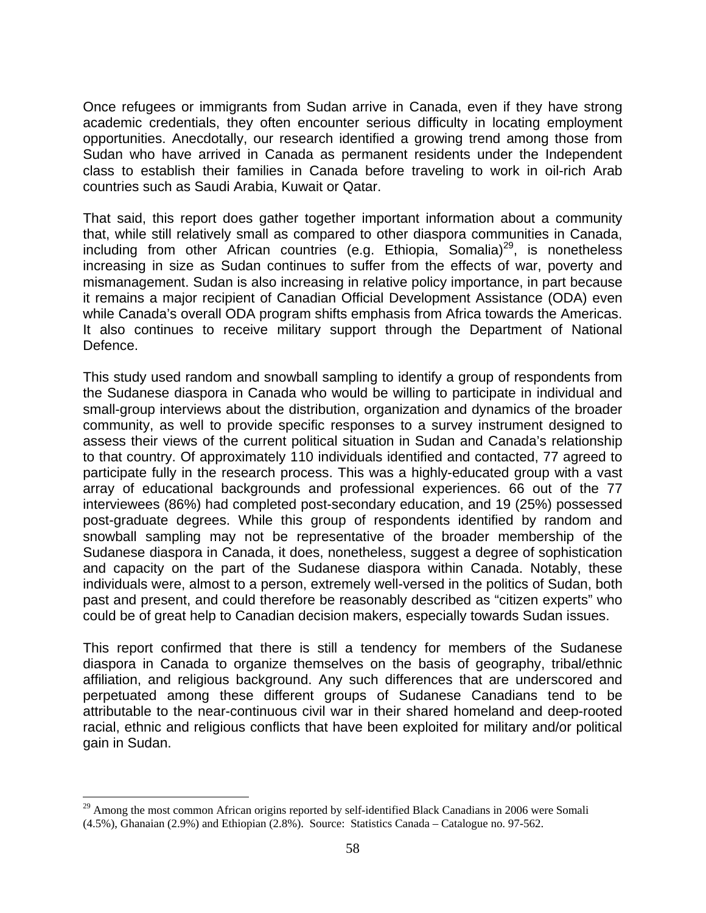Once refugees or immigrants from Sudan arrive in Canada, even if they have strong academic credentials, they often encounter serious difficulty in locating employment opportunities. Anecdotally, our research identified a growing trend among those from Sudan who have arrived in Canada as permanent residents under the Independent class to establish their families in Canada before traveling to work in oil-rich Arab countries such as Saudi Arabia, Kuwait or Qatar.

That said, this report does gather together important information about a community that, while still relatively small as compared to other diaspora communities in Canada, including from other African countries (e.g. Ethiopia, Somalia)[29], is nonetheless increasing in size as Sudan continues to suffer from the effects of war, poverty and mismanagement. Sudan is also increasing in relative policy importance, in part because it remains a major recipient of Canadian Official Development Assistance (ODA) even while Canada's overall ODA program shifts emphasis from Africa towards the Americas. It also continues to receive military support through the Department of National Defence.

This study used random and snowball sampling to identify a group of respondents from the Sudanese diaspora in Canada who would be willing to participate in individual and small-group interviews about the distribution, organization and dynamics of the broader community, as well to provide specific responses to a survey instrument designed to assess their views of the current political situation in Sudan and Canada's relationship to that country. Of approximately 110 individuals identified and contacted, 77 agreed to participate fully in the research process. This was a highly-educated group with a vast array of educational backgrounds and professional experiences. 66 out of the 77 interviewees (86%) had completed post-secondary education, and 19 (25%) possessed post-graduate degrees. While this group of respondents identified by random and snowball sampling may not be representative of the broader membership of the Sudanese diaspora in Canada, it does, nonetheless, suggest a degree of sophistication and capacity on the part of the Sudanese diaspora within Canada. Notably, these individuals were, almost to a person, extremely well-versed in the politics of Sudan, both past and present, and could therefore be reasonably described as "citizen experts" who could be of great help to Canadian decision makers, especially towards Sudan issues.

This report confirmed that there is still a tendency for members of the Sudanese diaspora in Canada to organize themselves on the basis of geography, tribal/ethnic affiliation, and religious background. Any such differences that are underscored and perpetuated among these different groups of Sudanese Canadians tend to be attributable to the near-continuous civil war in their shared homeland and deep-rooted racial, ethnic and religious conflicts that have been exploited for military and/or political gain in Sudan.

---

[29] Among the most common African origins reported by self-identified Black Canadians in 2006 were Somali (4.5%), Ghanaian (2.9%) and Ethiopian (2.8%). Source: Statistics Canada – Catalogue no. 97-562.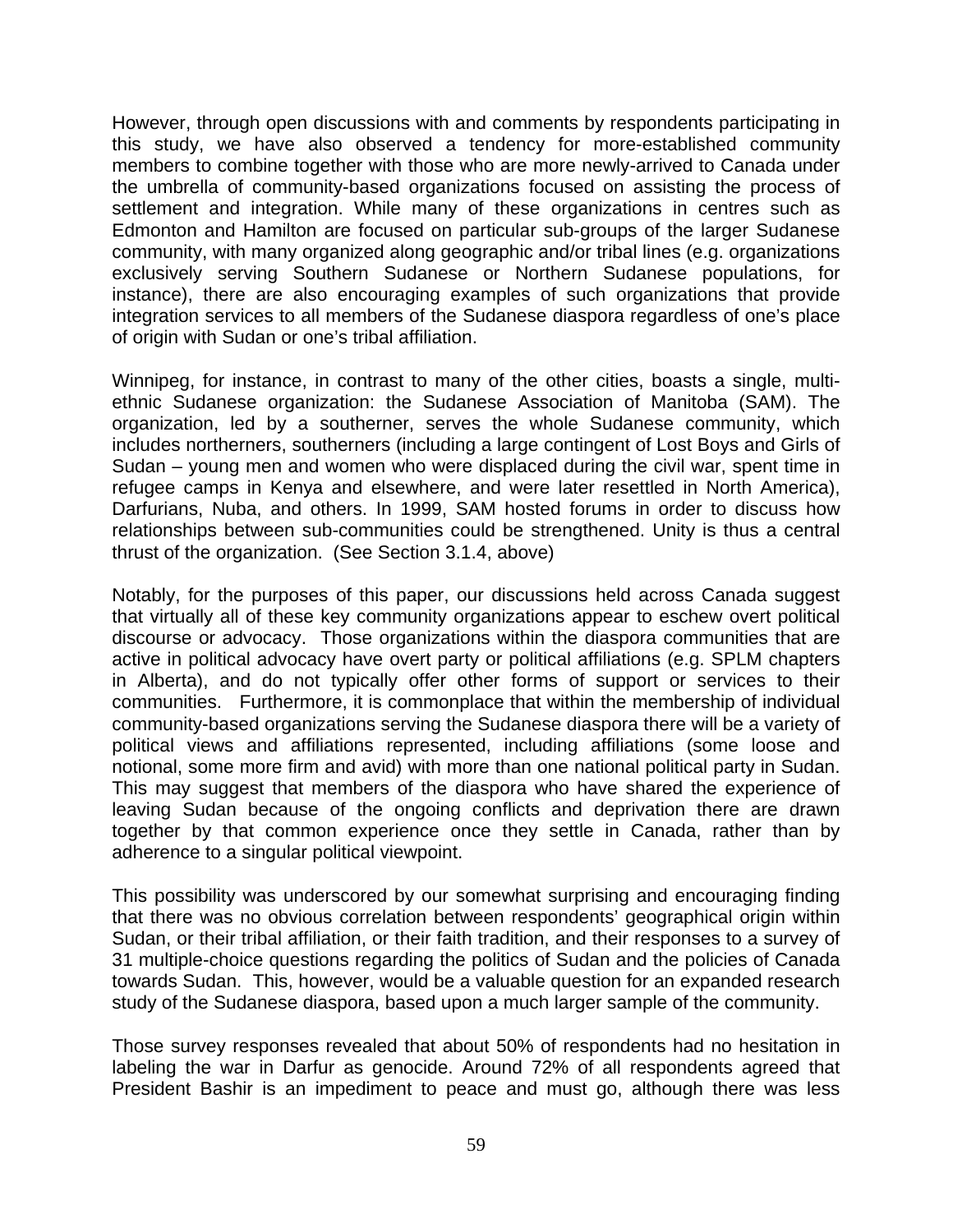However, through open discussions with and comments by respondents participating in this study, we have also observed a tendency for more-established community members to combine together with those who are more newly-arrived to Canada under the umbrella of community-based organizations focused on assisting the process of settlement and integration. While many of these organizations in centres such as Edmonton and Hamilton are focused on particular sub-groups of the larger Sudanese community, with many organized along geographic and/or tribal lines (e.g. organizations exclusively serving Southern Sudanese or Northern Sudanese populations, for instance), there are also encouraging examples of such organizations that provide integration services to all members of the Sudanese diaspora regardless of one's place of origin with Sudan or one's tribal affiliation.

Winnipeg, for instance, in contrast to many of the other cities, boasts a single, multi-ethnic Sudanese organization: the Sudanese Association of Manitoba (SAM). The organization, led by a southerner, serves the whole Sudanese community, which includes northerners, southerners (including a large contingent of Lost Boys and Girls of Sudan – young men and women who were displaced during the civil war, spent time in refugee camps in Kenya and elsewhere, and were later resettled in North America), Darfurians, Nuba, and others. In 1999, SAM hosted forums in order to discuss how relationships between sub-communities could be strengthened. Unity is thus a central thrust of the organization. (See Section 3.1.4, above)

Notably, for the purposes of this paper, our discussions held across Canada suggest that virtually all of these key community organizations appear to eschew overt political discourse or advocacy. Those organizations within the diaspora communities that are active in political advocacy have overt party or political affiliations (e.g. SPLM chapters in Alberta), and do not typically offer other forms of support or services to their communities. Furthermore, it is commonplace that within the membership of individual community-based organizations serving the Sudanese diaspora there will be a variety of political views and affiliations represented, including affiliations (some loose and notional, some more firm and avid) with more than one national political party in Sudan. This may suggest that members of the diaspora who have shared the experience of leaving Sudan because of the ongoing conflicts and deprivation there are drawn together by that common experience once they settle in Canada, rather than by adherence to a singular political viewpoint.

This possibility was underscored by our somewhat surprising and encouraging finding that there was no obvious correlation between respondents' geographical origin within Sudan, or their tribal affiliation, or their faith tradition, and their responses to a survey of 31 multiple-choice questions regarding the politics of Sudan and the policies of Canada towards Sudan. This, however, would be a valuable question for an expanded research study of the Sudanese diaspora, based upon a much larger sample of the community.

Those survey responses revealed that about 50% of respondents had no hesitation in labeling the war in Darfur as genocide. Around 72% of all respondents agreed that President Bashir is an impediment to peace and must go, although there was less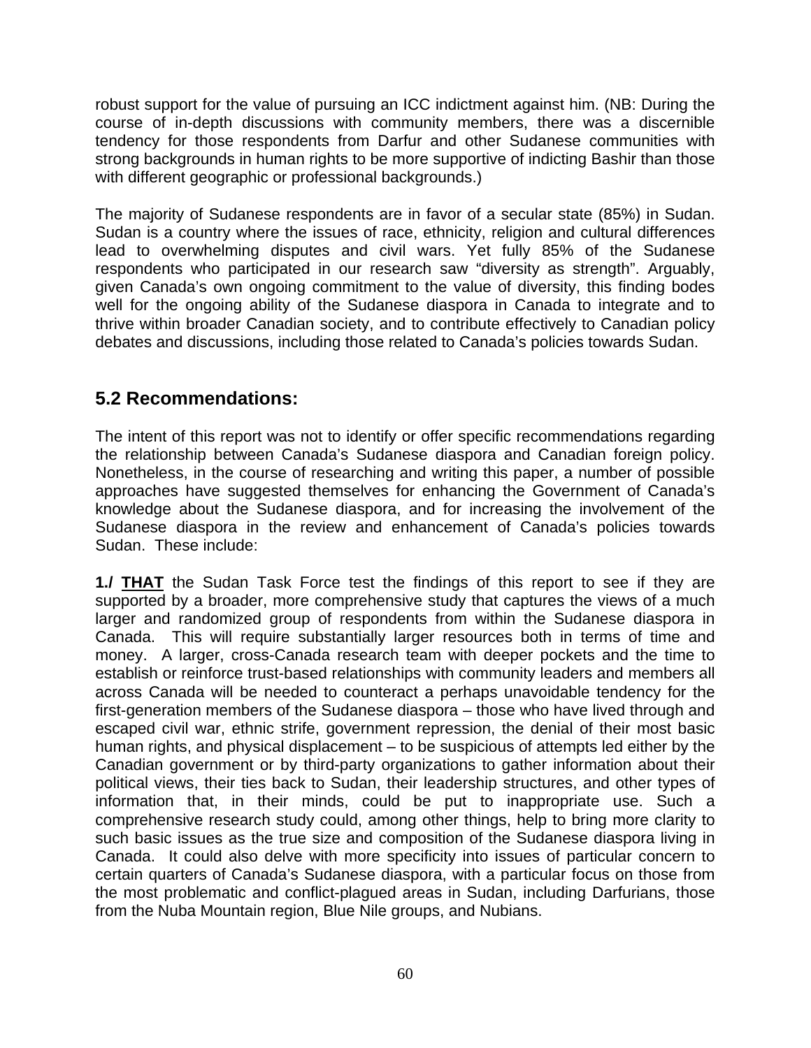robust support for the value of pursuing an ICC indictment against him. (NB: During the course of in-depth discussions with community members, there was a discernible tendency for those respondents from Darfur and other Sudanese communities with strong backgrounds in human rights to be more supportive of indicting Bashir than those with different geographic or professional backgrounds.)

The majority of Sudanese respondents are in favor of a secular state (85%) in Sudan. Sudan is a country where the issues of race, ethnicity, religion and cultural differences lead to overwhelming disputes and civil wars. Yet fully 85% of the Sudanese respondents who participated in our research saw "diversity as strength". Arguably, given Canada's own ongoing commitment to the value of diversity, this finding bodes well for the ongoing ability of the Sudanese diaspora in Canada to integrate and to thrive within broader Canadian society, and to contribute effectively to Canadian policy debates and discussions, including those related to Canada's policies towards Sudan.

## 5.2 Recommendations:

The intent of this report was not to identify or offer specific recommendations regarding the relationship between Canada's Sudanese diaspora and Canadian foreign policy. Nonetheless, in the course of researching and writing this paper, a number of possible approaches have suggested themselves for enhancing the Government of Canada's knowledge about the Sudanese diaspora, and for increasing the involvement of the Sudanese diaspora in the review and enhancement of Canada's policies towards Sudan. These include:

**1./ <u>THAT</u>** the Sudan Task Force test the findings of this report to see if they are supported by a broader, more comprehensive study that captures the views of a much larger and randomized group of respondents from within the Sudanese diaspora in Canada. This will require substantially larger resources both in terms of time and money. A larger, cross-Canada research team with deeper pockets and the time to establish or reinforce trust-based relationships with community leaders and members all across Canada will be needed to counteract a perhaps unavoidable tendency for the first-generation members of the Sudanese diaspora – those who have lived through and escaped civil war, ethnic strife, government repression, the denial of their most basic human rights, and physical displacement – to be suspicious of attempts led either by the Canadian government or by third-party organizations to gather information about their political views, their ties back to Sudan, their leadership structures, and other types of information that, in their minds, could be put to inappropriate use. Such a comprehensive research study could, among other things, help to bring more clarity to such basic issues as the true size and composition of the Sudanese diaspora living in Canada. It could also delve with more specificity into issues of particular concern to certain quarters of Canada's Sudanese diaspora, with a particular focus on those from the most problematic and conflict-plagued areas in Sudan, including Darfurians, those from the Nuba Mountain region, Blue Nile groups, and Nubians.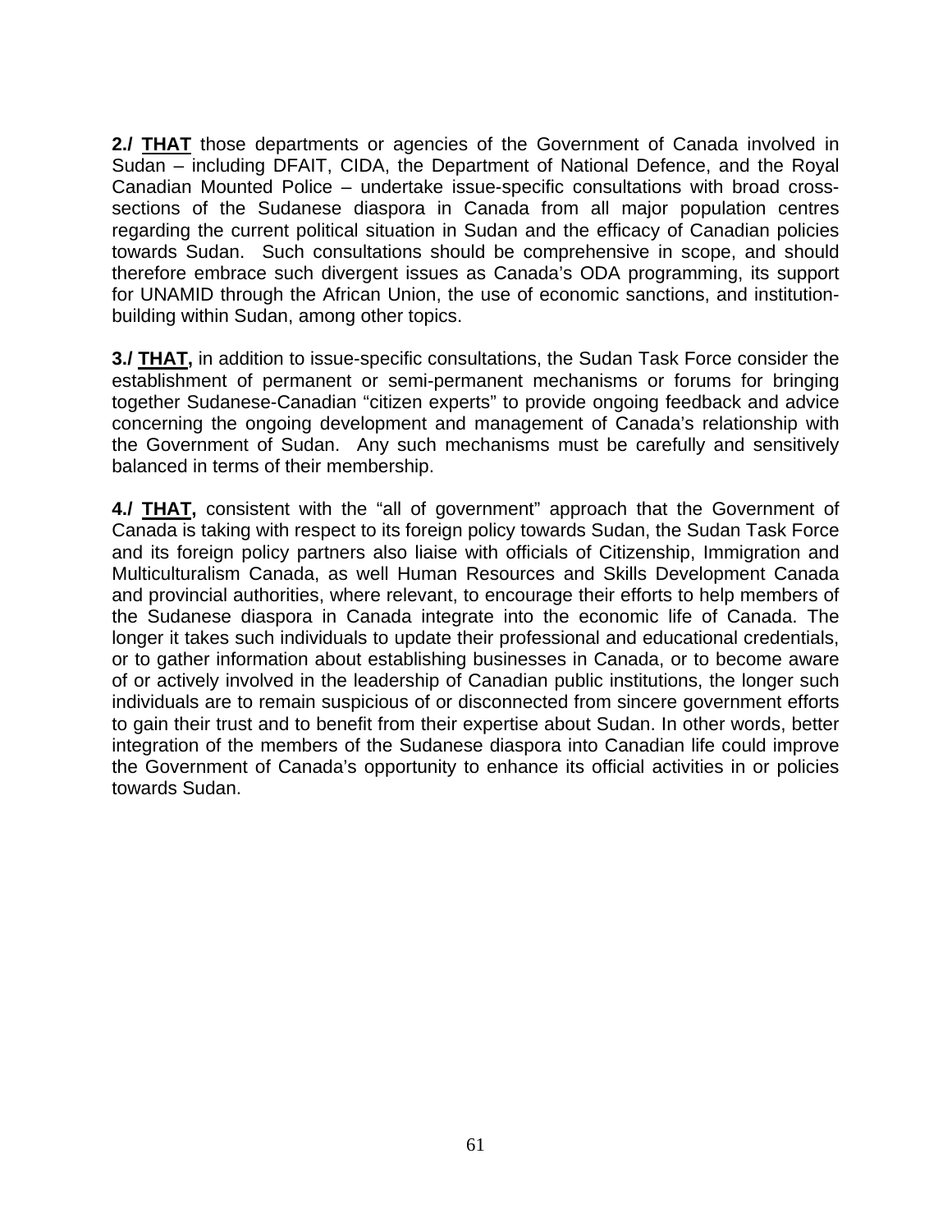**2./ <u>THAT</u>** those departments or agencies of the Government of Canada involved in Sudan – including DFAIT, CIDA, the Department of National Defence, and the Royal Canadian Mounted Police – undertake issue-specific consultations with broad cross-sections of the Sudanese diaspora in Canada from all major population centres regarding the current political situation in Sudan and the efficacy of Canadian policies towards Sudan. Such consultations should be comprehensive in scope, and should therefore embrace such divergent issues as Canada's ODA programming, its support for UNAMID through the African Union, the use of economic sanctions, and institution-building within Sudan, among other topics.

**3./ <u>THAT</u>,** in addition to issue-specific consultations, the Sudan Task Force consider the establishment of permanent or semi-permanent mechanisms or forums for bringing together Sudanese-Canadian "citizen experts" to provide ongoing feedback and advice concerning the ongoing development and management of Canada's relationship with the Government of Sudan. Any such mechanisms must be carefully and sensitively balanced in terms of their membership.

**4./ <u>THAT</u>,** consistent with the "all of government" approach that the Government of Canada is taking with respect to its foreign policy towards Sudan, the Sudan Task Force and its foreign policy partners also liaise with officials of Citizenship, Immigration and Multiculturalism Canada, as well Human Resources and Skills Development Canada and provincial authorities, where relevant, to encourage their efforts to help members of the Sudanese diaspora in Canada integrate into the economic life of Canada. The longer it takes such individuals to update their professional and educational credentials, or to gather information about establishing businesses in Canada, or to become aware of or actively involved in the leadership of Canadian public institutions, the longer such individuals are to remain suspicious of or disconnected from sincere government efforts to gain their trust and to benefit from their expertise about Sudan. In other words, better integration of the members of the Sudanese diaspora into Canadian life could improve the Government of Canada's opportunity to enhance its official activities in or policies towards Sudan.